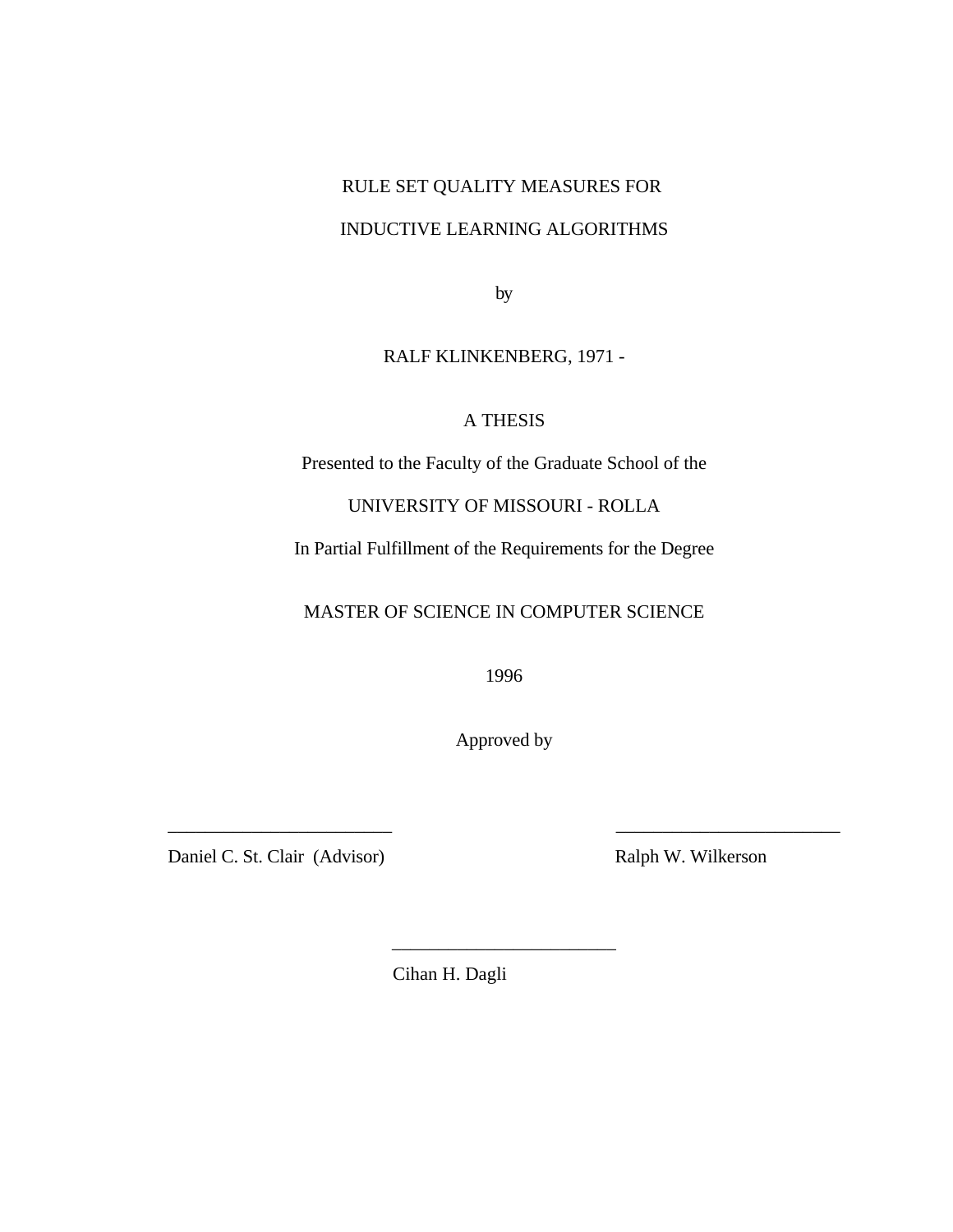# RULE SET QUALITY MEASURES FOR

# INDUCTIVE LEARNING ALGORITHMS

by

RALF KLINKENBERG, 1971 -

A THESIS

Presented to the Faculty of the Graduate School of the

UNIVERSITY OF MISSOURI - ROLLA

In Partial Fulfillment of the Requirements for the Degree

MASTER OF SCIENCE IN COMPUTER SCIENCE

1996

Approved by

________________________ ________________________

Daniel C. St. Clair (Advisor) Ralph W. Wilkerson

________________________

Cihan H. Dagli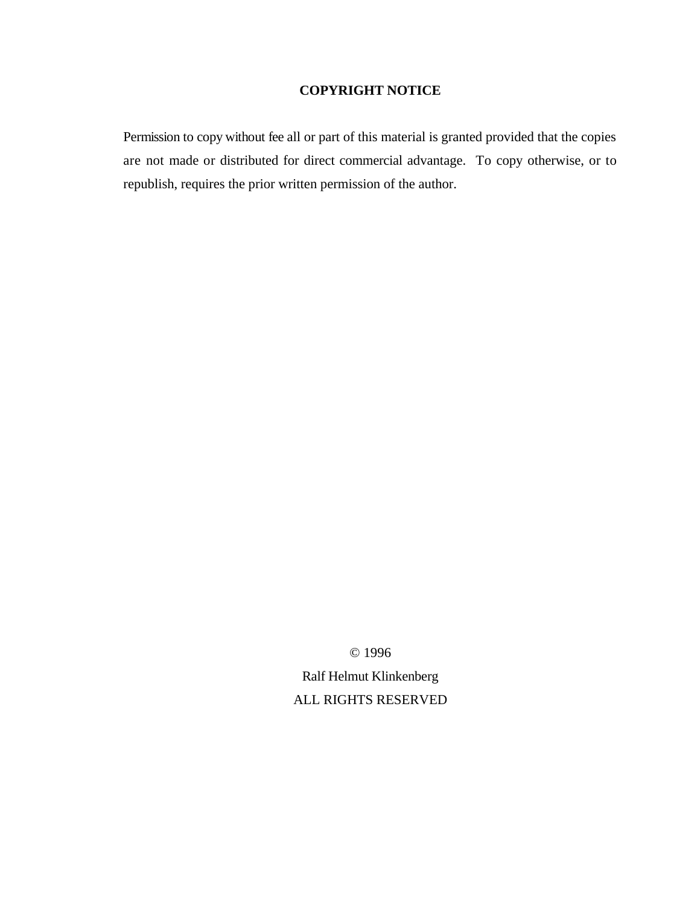**COPYRIGHT NOTICE**

Permission to copy without fee all or part of this material is granted provided that the copies are not made or distributed for direct commercial advantage. To copy otherwise, or to republish, requires the prior written permission of the author.

© 1996

Ralf Helmut Klinkenberg

ALL RIGHTS RESERVED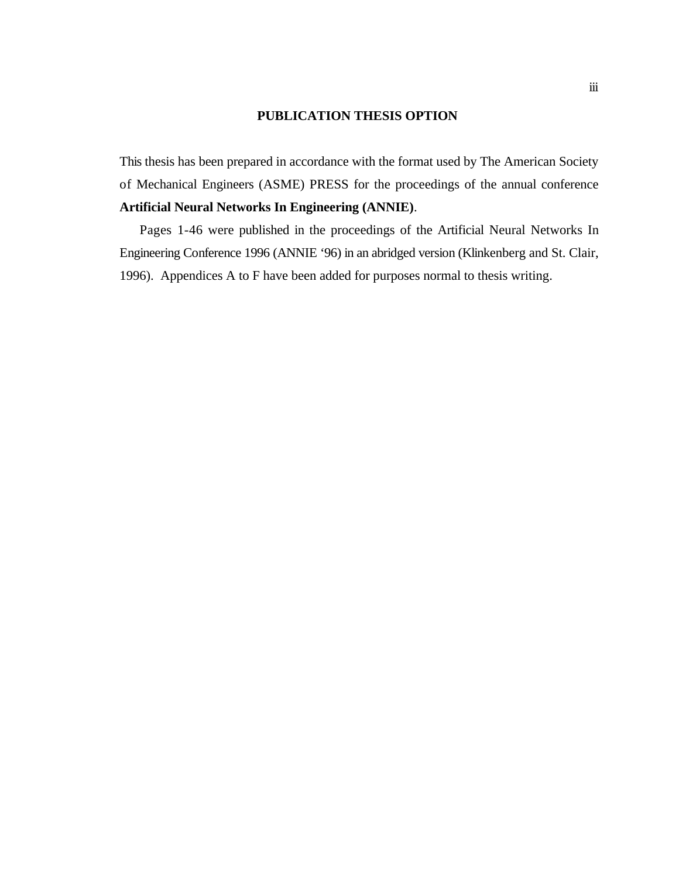## PUBLICATION THESIS OPTION

This thesis has been prepared in accordance with the format used by The American Society of Mechanical Engineers (ASME) PRESS for the proceedings of the annual conference **Artificial Neural Networks In Engineering (ANNIE)**.

Pages 1-46 were published in the proceedings of the Artificial Neural Networks In Engineering Conference 1996 (ANNIE '96) in an abridged version (Klinkenberg and St. Clair, 1996). Appendices A to F have been added for purposes normal to thesis writing.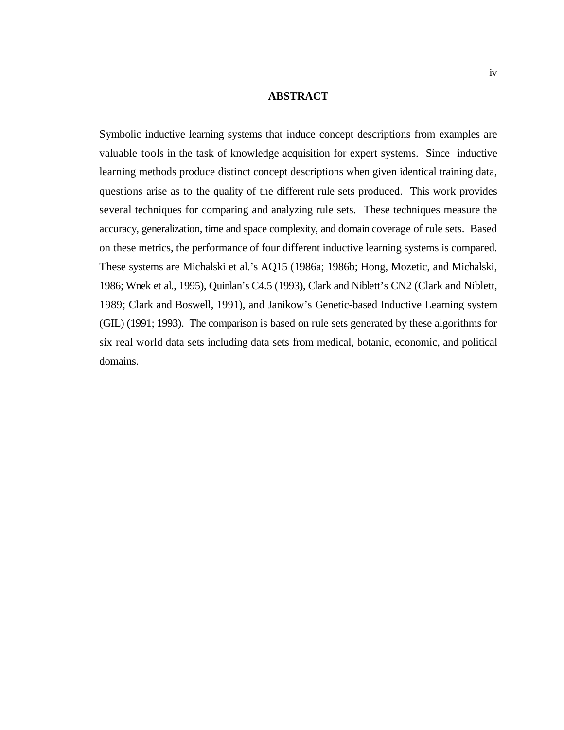## ABSTRACT

Symbolic inductive learning systems that induce concept descriptions from examples are valuable tools in the task of knowledge acquisition for expert systems. Since inductive learning methods produce distinct concept descriptions when given identical training data, questions arise as to the quality of the different rule sets produced. This work provides several techniques for comparing and analyzing rule sets. These techniques measure the accuracy, generalization, time and space complexity, and domain coverage of rule sets. Based on these metrics, the performance of four different inductive learning systems is compared. These systems are Michalski et al.'s AQ15 (1986a; 1986b; Hong, Mozetic, and Michalski, 1986; Wnek et al., 1995), Quinlan's C4.5 (1993), Clark and Niblett's CN2 (Clark and Niblett, 1989; Clark and Boswell, 1991), and Janikow's Genetic-based Inductive Learning system (GIL) (1991; 1993). The comparison is based on rule sets generated by these algorithms for six real world data sets including data sets from medical, botanic, economic, and political domains.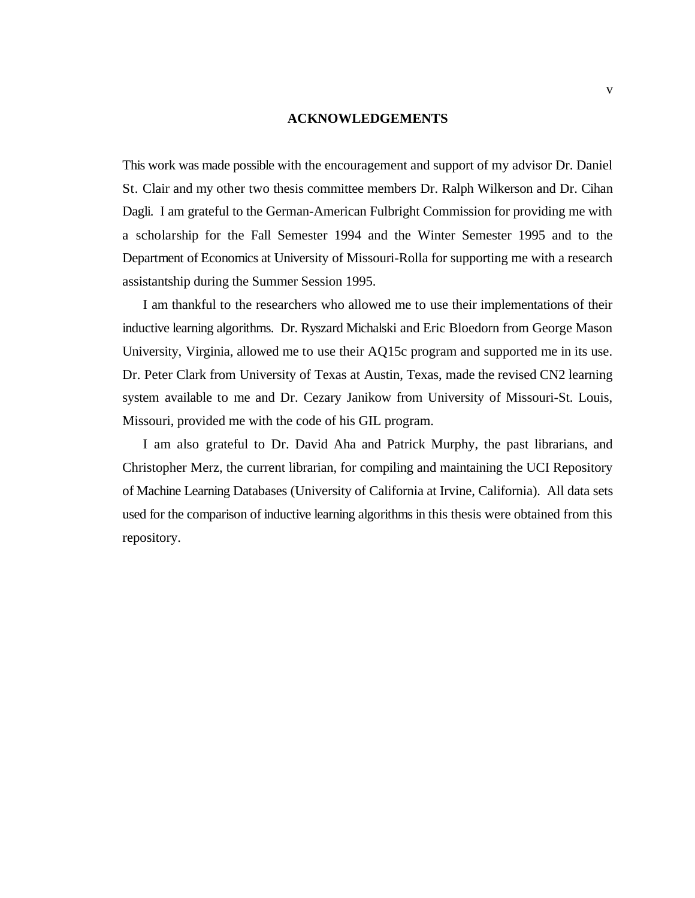## ACKNOWLEDGEMENTS

This work was made possible with the encouragement and support of my advisor Dr. Daniel St. Clair and my other two thesis committee members Dr. Ralph Wilkerson and Dr. Cihan Dagli. I am grateful to the German-American Fulbright Commission for providing me with a scholarship for the Fall Semester 1994 and the Winter Semester 1995 and to the Department of Economics at University of Missouri-Rolla for supporting me with a research assistantship during the Summer Session 1995.

I am thankful to the researchers who allowed me to use their implementations of their inductive learning algorithms. Dr. Ryszard Michalski and Eric Bloedorn from George Mason University, Virginia, allowed me to use their AQ15c program and supported me in its use. Dr. Peter Clark from University of Texas at Austin, Texas, made the revised CN2 learning system available to me and Dr. Cezary Janikow from University of Missouri-St. Louis, Missouri, provided me with the code of his GIL program.

I am also grateful to Dr. David Aha and Patrick Murphy, the past librarians, and Christopher Merz, the current librarian, for compiling and maintaining the UCI Repository of Machine Learning Databases (University of California at Irvine, California). All data sets used for the comparison of inductive learning algorithms in this thesis were obtained from this repository.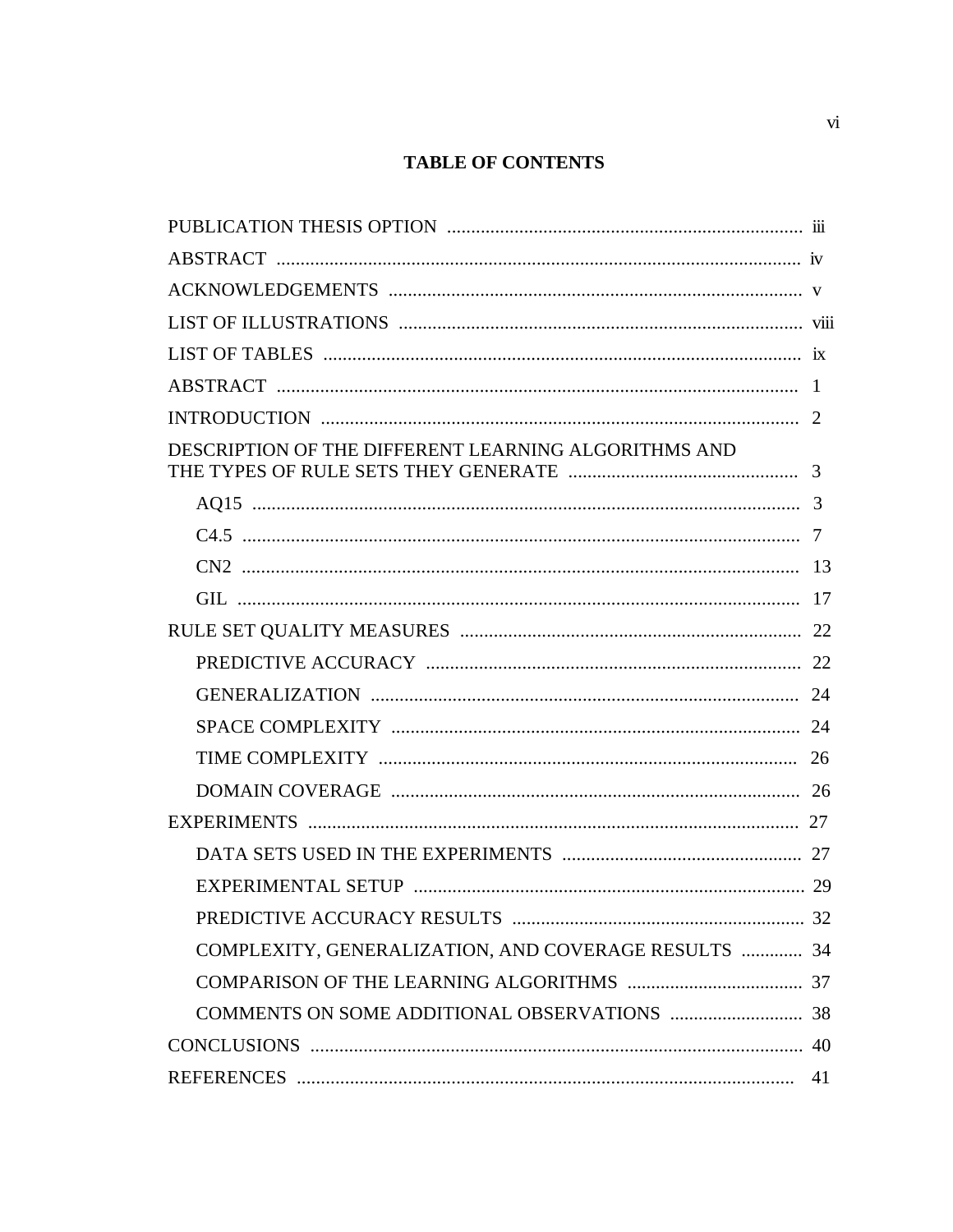## TABLE OF CONTENTS

PUBLICATION THESIS OPTION .......... iii

ABSTRACT .......... iv

ACKNOWLEDGEMENTS .......... v

LIST OF ILLUSTRATIONS .......... viii

LIST OF TABLES .......... ix

ABSTRACT .......... 1

INTRODUCTION .......... 2

DESCRIPTION OF THE DIFFERENT LEARNING ALGORITHMS AND THE TYPES OF RULE SETS THEY GENERATE .......... 3

- AQ15 .......... 3
- C4.5 .......... 7
- CN2 .......... 13
- GIL .......... 17

RULE SET QUALITY MEASURES .......... 22

- PREDICTIVE ACCURACY .......... 22
- GENERALIZATION .......... 24
- SPACE COMPLEXITY .......... 24
- TIME COMPLEXITY .......... 26
- DOMAIN COVERAGE .......... 26

EXPERIMENTS .......... 27

- DATA SETS USED IN THE EXPERIMENTS .......... 27
- EXPERIMENTAL SETUP .......... 29
- PREDICTIVE ACCURACY RESULTS .......... 32
- COMPLEXITY, GENERALIZATION, AND COVERAGE RESULTS .......... 34
- COMPARISON OF THE LEARNING ALGORITHMS .......... 37
- COMMENTS ON SOME ADDITIONAL OBSERVATIONS .......... 38

CONCLUSIONS .......... 40

REFERENCES .......... 41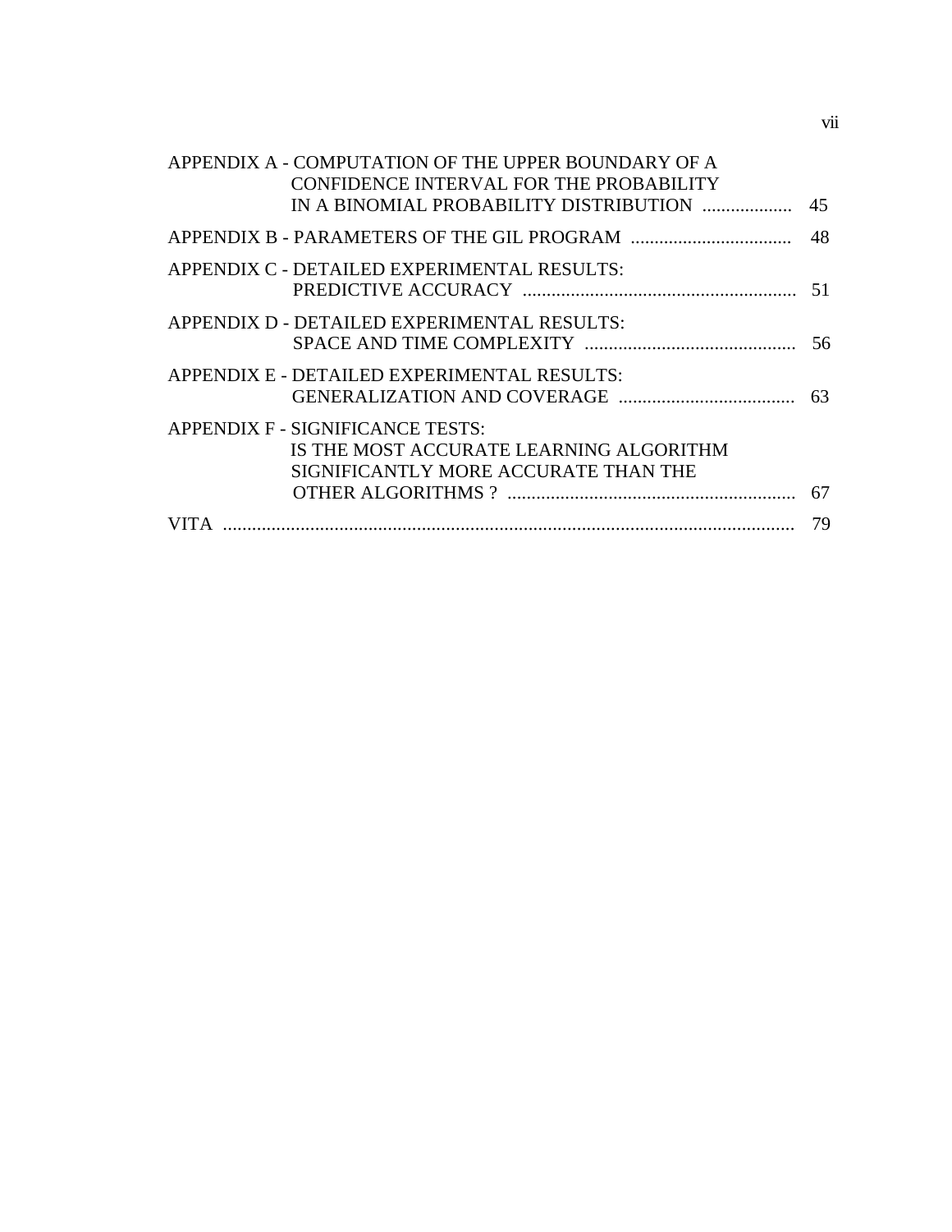APPENDIX A - COMPUTATION OF THE UPPER BOUNDARY OF A CONFIDENCE INTERVAL FOR THE PROBABILITY IN A BINOMIAL PROBABILITY DISTRIBUTION .................. 45

APPENDIX B - PARAMETERS OF THE GIL PROGRAM .................................. 48

APPENDIX C - DETAILED EXPERIMENTAL RESULTS: PREDICTIVE ACCURACY ......................................................... 51

APPENDIX D - DETAILED EXPERIMENTAL RESULTS: SPACE AND TIME COMPLEXITY ............................................ 56

APPENDIX E - DETAILED EXPERIMENTAL RESULTS: GENERALIZATION AND COVERAGE ..................................... 63

APPENDIX F - SIGNIFICANCE TESTS: IS THE MOST ACCURATE LEARNING ALGORITHM SIGNIFICANTLY MORE ACCURATE THAN THE OTHER ALGORITHMS ? ............................................................ 67

VITA ........................................................................................................................ 79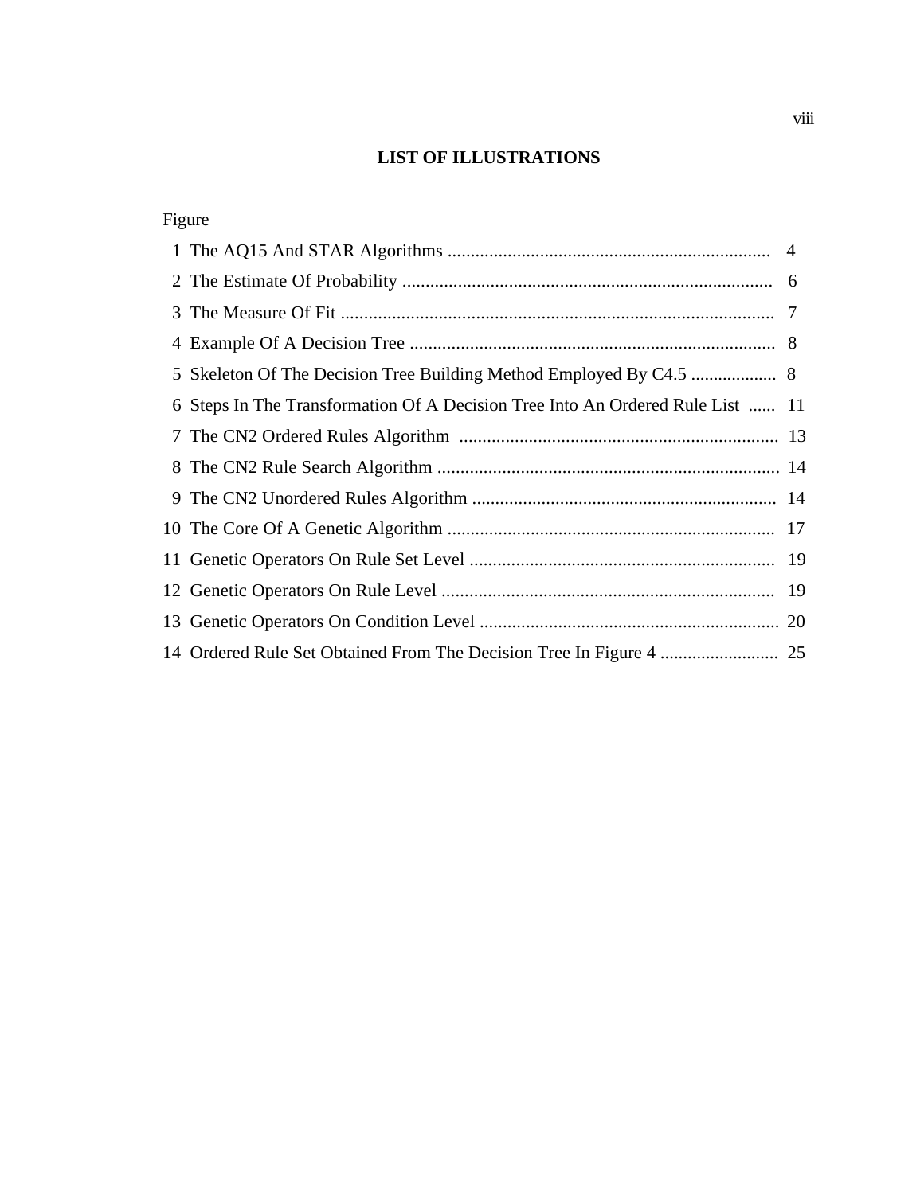# LIST OF ILLUSTRATIONS

| Figure | | |
|---|---|---|
| 1 | The AQ15 And STAR Algorithms | 4 |
| 2 | The Estimate Of Probability | 6 |
| 3 | The Measure Of Fit | 7 |
| 4 | Example Of A Decision Tree | 8 |
| 5 | Skeleton Of The Decision Tree Building Method Employed By C4.5 | 8 |
| 6 | Steps In The Transformation Of A Decision Tree Into An Ordered Rule List | 11 |
| 7 | The CN2 Ordered Rules Algorithm | 13 |
| 8 | The CN2 Rule Search Algorithm | 14 |
| 9 | The CN2 Unordered Rules Algorithm | 14 |
| 10 | The Core Of A Genetic Algorithm | 17 |
| 11 | Genetic Operators On Rule Set Level | 19 |
| 12 | Genetic Operators On Rule Level | 19 |
| 13 | Genetic Operators On Condition Level | 20 |
| 14 | Ordered Rule Set Obtained From The Decision Tree In Figure 4 | 25 |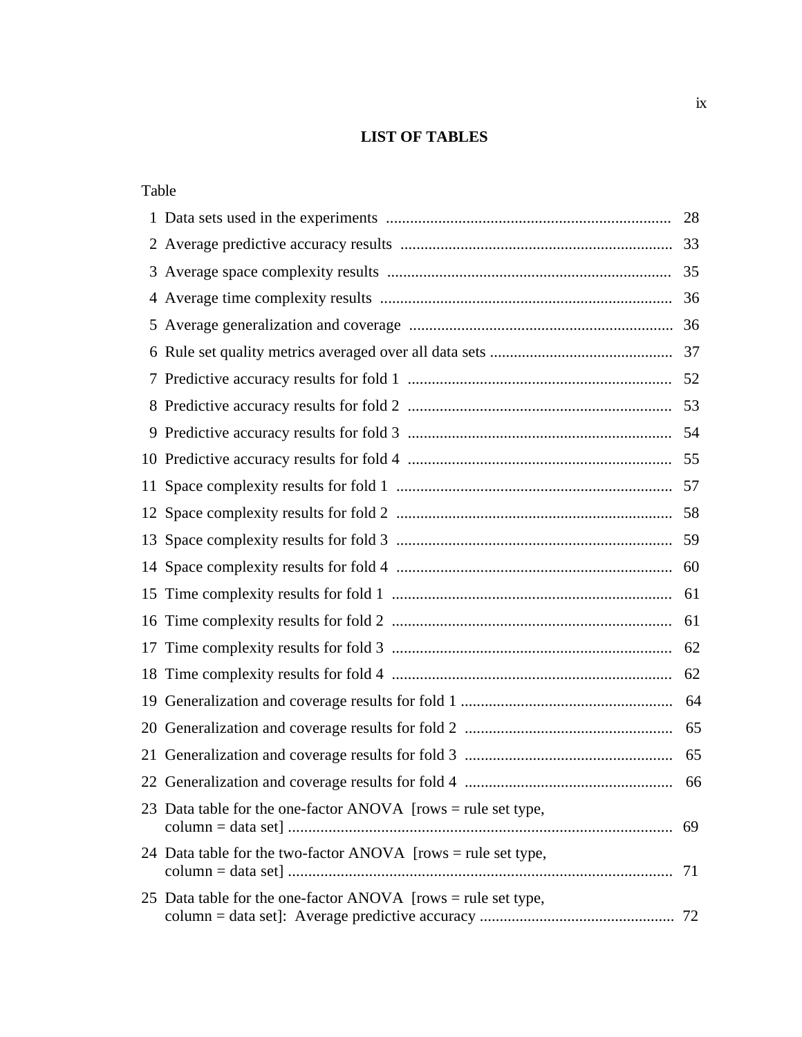# LIST OF TABLES

| Table | | |
|---|---|---|
| 1 | Data sets used in the experiments | 28 |
| 2 | Average predictive accuracy results | 33 |
| 3 | Average space complexity results | 35 |
| 4 | Average time complexity results | 36 |
| 5 | Average generalization and coverage | 36 |
| 6 | Rule set quality metrics averaged over all data sets | 37 |
| 7 | Predictive accuracy results for fold 1 | 52 |
| 8 | Predictive accuracy results for fold 2 | 53 |
| 9 | Predictive accuracy results for fold 3 | 54 |
| 10 | Predictive accuracy results for fold 4 | 55 |
| 11 | Space complexity results for fold 1 | 57 |
| 12 | Space complexity results for fold 2 | 58 |
| 13 | Space complexity results for fold 3 | 59 |
| 14 | Space complexity results for fold 4 | 60 |
| 15 | Time complexity results for fold 1 | 61 |
| 16 | Time complexity results for fold 2 | 61 |
| 17 | Time complexity results for fold 3 | 62 |
| 18 | Time complexity results for fold 4 | 62 |
| 19 | Generalization and coverage results for fold 1 | 64 |
| 20 | Generalization and coverage results for fold 2 | 65 |
| 21 | Generalization and coverage results for fold 3 | 65 |
| 22 | Generalization and coverage results for fold 4 | 66 |
| 23 | Data table for the one-factor ANOVA [rows = rule set type, column = data set] | 69 |
| 24 | Data table for the two-factor ANOVA [rows = rule set type, column = data set] | 71 |
| 25 | Data table for the one-factor ANOVA [rows = rule set type, column = data set]: Average predictive accuracy | 72 |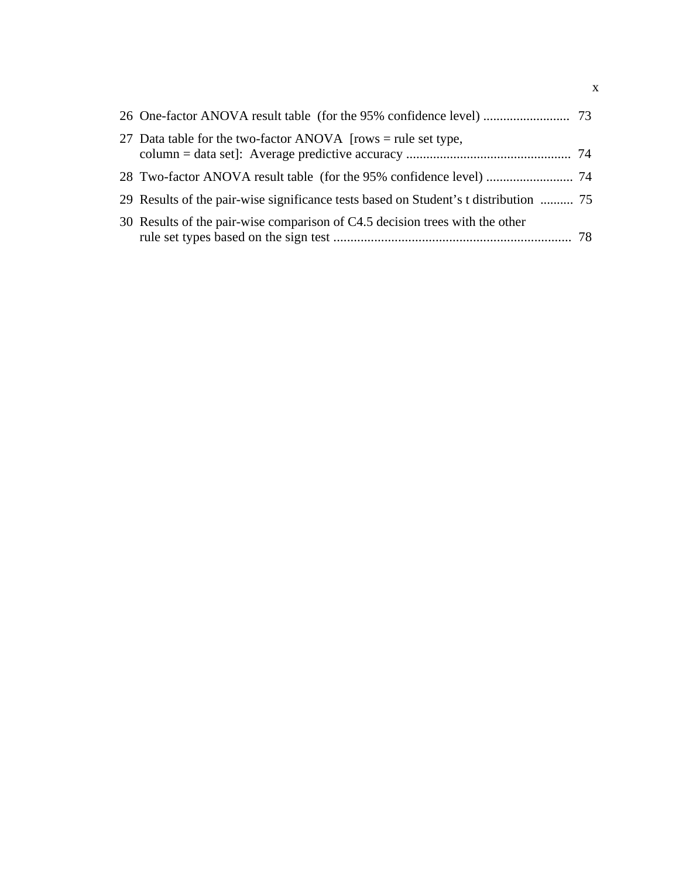26 One-factor ANOVA result table (for the 95% confidence level) .......................... 73

27 Data table for the two-factor ANOVA [rows = rule set type, column = data set]: Average predictive accuracy ................................................ 74

28 Two-factor ANOVA result table (for the 95% confidence level) .......................... 74

29 Results of the pair-wise significance tests based on Student's t distribution .......... 75

30 Results of the pair-wise comparison of C4.5 decision trees with the other rule set types based on the sign test ...................................................................... 78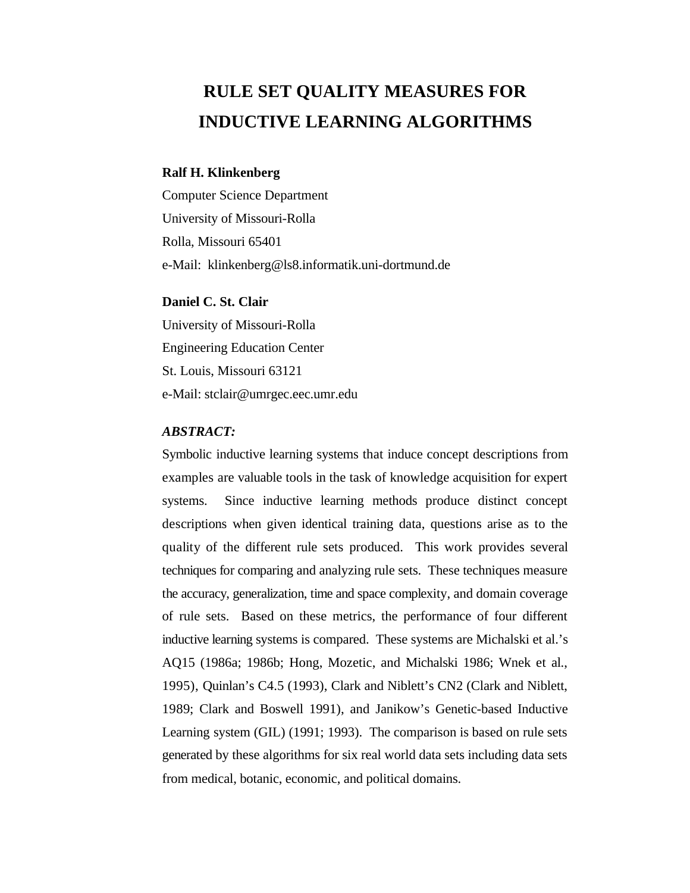# RULE SET QUALITY MEASURES FOR INDUCTIVE LEARNING ALGORITHMS

**Ralf H. Klinkenberg**
Computer Science Department
University of Missouri-Rolla
Rolla, Missouri 65401
e-Mail: klinkenberg@ls8.informatik.uni-dortmund.de

**Daniel C. St. Clair**
University of Missouri-Rolla
Engineering Education Center
St. Louis, Missouri 63121
e-Mail: stclair@umrgec.eec.umr.edu

***ABSTRACT:***

Symbolic inductive learning systems that induce concept descriptions from examples are valuable tools in the task of knowledge acquisition for expert systems. Since inductive learning methods produce distinct concept descriptions when given identical training data, questions arise as to the quality of the different rule sets produced. This work provides several techniques for comparing and analyzing rule sets. These techniques measure the accuracy, generalization, time and space complexity, and domain coverage of rule sets. Based on these metrics, the performance of four different inductive learning systems is compared. These systems are Michalski et al.'s AQ15 (1986a; 1986b; Hong, Mozetic, and Michalski 1986; Wnek et al., 1995), Quinlan's C4.5 (1993), Clark and Niblett's CN2 (Clark and Niblett, 1989; Clark and Boswell 1991), and Janikow's Genetic-based Inductive Learning system (GIL) (1991; 1993). The comparison is based on rule sets generated by these algorithms for six real world data sets including data sets from medical, botanic, economic, and political domains.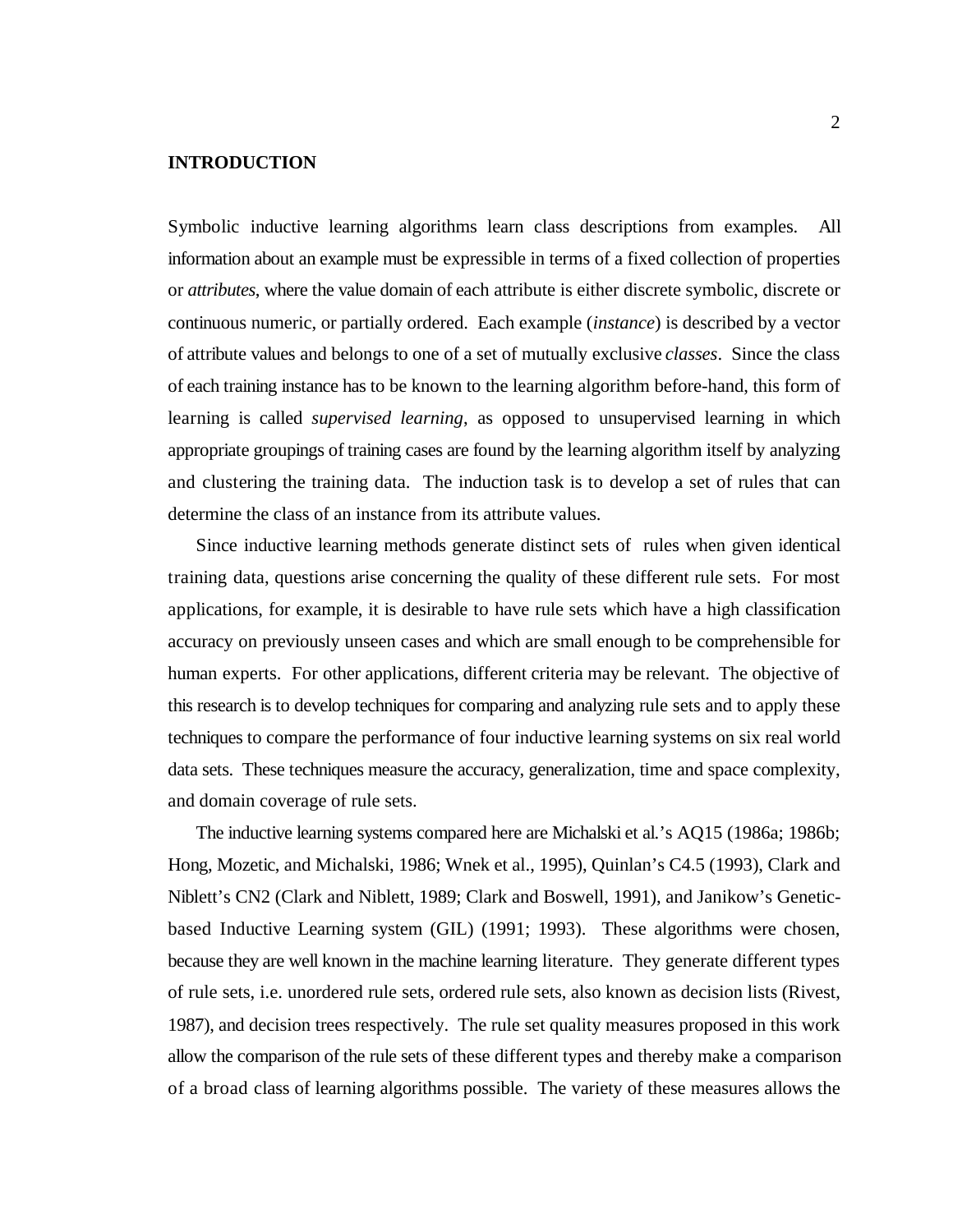# INTRODUCTION

Symbolic inductive learning algorithms learn class descriptions from examples. All information about an example must be expressible in terms of a fixed collection of properties or *attributes*, where the value domain of each attribute is either discrete symbolic, discrete or continuous numeric, or partially ordered. Each example (*instance*) is described by a vector of attribute values and belongs to one of a set of mutually exclusive *classes*. Since the class of each training instance has to be known to the learning algorithm before-hand, this form of learning is called *supervised learning*, as opposed to unsupervised learning in which appropriate groupings of training cases are found by the learning algorithm itself by analyzing and clustering the training data. The induction task is to develop a set of rules that can determine the class of an instance from its attribute values.

Since inductive learning methods generate distinct sets of rules when given identical training data, questions arise concerning the quality of these different rule sets. For most applications, for example, it is desirable to have rule sets which have a high classification accuracy on previously unseen cases and which are small enough to be comprehensible for human experts. For other applications, different criteria may be relevant. The objective of this research is to develop techniques for comparing and analyzing rule sets and to apply these techniques to compare the performance of four inductive learning systems on six real world data sets. These techniques measure the accuracy, generalization, time and space complexity, and domain coverage of rule sets.

The inductive learning systems compared here are Michalski et al.'s AQ15 (1986a; 1986b; Hong, Mozetic, and Michalski, 1986; Wnek et al., 1995), Quinlan's C4.5 (1993), Clark and Niblett's CN2 (Clark and Niblett, 1989; Clark and Boswell, 1991), and Janikow's Genetic-based Inductive Learning system (GIL) (1991; 1993). These algorithms were chosen, because they are well known in the machine learning literature. They generate different types of rule sets, i.e. unordered rule sets, ordered rule sets, also known as decision lists (Rivest, 1987), and decision trees respectively. The rule set quality measures proposed in this work allow the comparison of the rule sets of these different types and thereby make a comparison of a broad class of learning algorithms possible. The variety of these measures allows the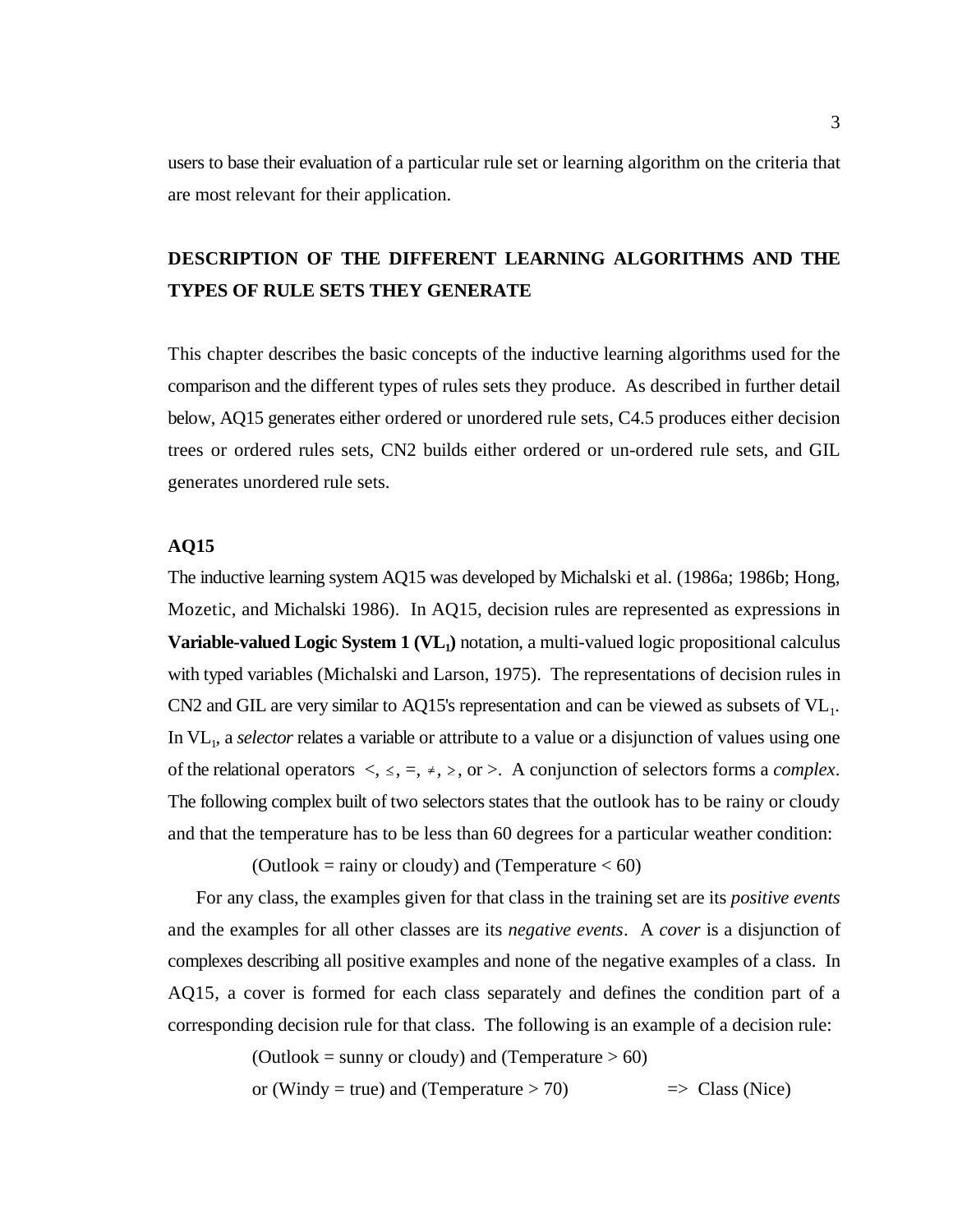users to base their evaluation of a particular rule set or learning algorithm on the criteria that are most relevant for their application.

## DESCRIPTION OF THE DIFFERENT LEARNING ALGORITHMS AND THE TYPES OF RULE SETS THEY GENERATE

This chapter describes the basic concepts of the inductive learning algorithms used for the comparison and the different types of rules sets they produce. As described in further detail below, AQ15 generates either ordered or unordered rule sets, C4.5 produces either decision trees or ordered rules sets, CN2 builds either ordered or un-ordered rule sets, and GIL generates unordered rule sets.

### AQ15

The inductive learning system AQ15 was developed by Michalski et al. (1986a; 1986b; Hong, Mozetic, and Michalski 1986). In AQ15, decision rules are represented as expressions in **Variable-valued Logic System 1 ($VL_1$)** notation, a multi-valued logic propositional calculus with typed variables (Michalski and Larson, 1975). The representations of decision rules in CN2 and GIL are very similar to AQ15's representation and can be viewed as subsets of $VL_1$. In $VL_1$, a *selector* relates a variable or attribute to a value or a disjunction of values using one of the relational operators $<$, $\leq$, $=$, $\neq$, $\geq$, or $>$. A conjunction of selectors forms a *complex*. The following complex built of two selectors states that the outlook has to be rainy or cloudy and that the temperature has to be less than 60 degrees for a particular weather condition:

(Outlook = rainy or cloudy) and (Temperature < 60)

For any class, the examples given for that class in the training set are its *positive events* and the examples for all other classes are its *negative events*. A *cover* is a disjunction of complexes describing all positive examples and none of the negative examples of a class. In AQ15, a cover is formed for each class separately and defines the condition part of a corresponding decision rule for that class. The following is an example of a decision rule:

(Outlook = sunny or cloudy) and (Temperature > 60)
or (Windy = true) and (Temperature > 70) => Class (Nice)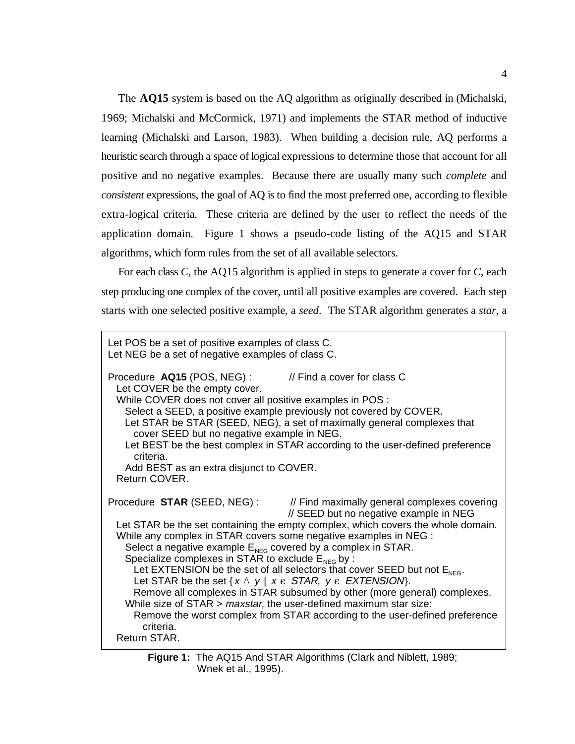The **AQ15** system is based on the AQ algorithm as originally described in (Michalski, 1969; Michalski and McCormick, 1971) and implements the STAR method of inductive learning (Michalski and Larson, 1983). When building a decision rule, AQ performs a heuristic search through a space of logical expressions to determine those that account for all positive and no negative examples. Because there are usually many such *complete* and *consistent* expressions, the goal of AQ is to find the most preferred one, according to flexible extra-logical criteria. These criteria are defined by the user to reflect the needs of the application domain. Figure 1 shows a pseudo-code listing of the AQ15 and STAR algorithms, which form rules from the set of all available selectors.

For each class *C*, the AQ15 algorithm is applied in steps to generate a cover for *C*, each step producing one complex of the cover, until all positive examples are covered. Each step starts with one selected positive example, a *seed*. The STAR algorithm generates a *star*, a

```
Let POS be a set of positive examples of class C.
Let NEG be a set of negative examples of class C.

Procedure  AQ15 (POS, NEG) :          // Find a cover for class C
  Let COVER be the empty cover.
  While COVER does not cover all positive examples in POS :
    Select a SEED, a positive example previously not covered by COVER.
    Let STAR be STAR (SEED, NEG), a set of maximally general complexes that
      cover SEED but no negative example in NEG.
    Let BEST be the best complex in STAR according to the user-defined preference
      criteria.
    Add BEST as an extra disjunct to COVER.
  Return COVER.

Procedure  STAR (SEED, NEG) :          // Find maximally general complexes covering
                                       // SEED but no negative example in NEG
  Let STAR be the set containing the empty complex, which covers the whole domain.
  While any complex in STAR covers some negative examples in NEG :
    Select a negative example E_NEG covered by a complex in STAR.
    Specialize complexes in STAR to exclude E_NEG by :
      Let EXTENSION be the set of all selectors that cover SEED but not E_NEG.
      Let STAR be the set {x ∧ y | x ∈ STAR, y ∈ EXTENSION}.
      Remove all complexes in STAR subsumed by other (more general) complexes.
    While size of STAR > maxstar, the user-defined maximum star size:
      Remove the worst complex from STAR according to the user-defined preference
        criteria.
  Return STAR.
```

**Figure 1:** The AQ15 And STAR Algorithms (Clark and Niblett, 1989; Wnek et al., 1995).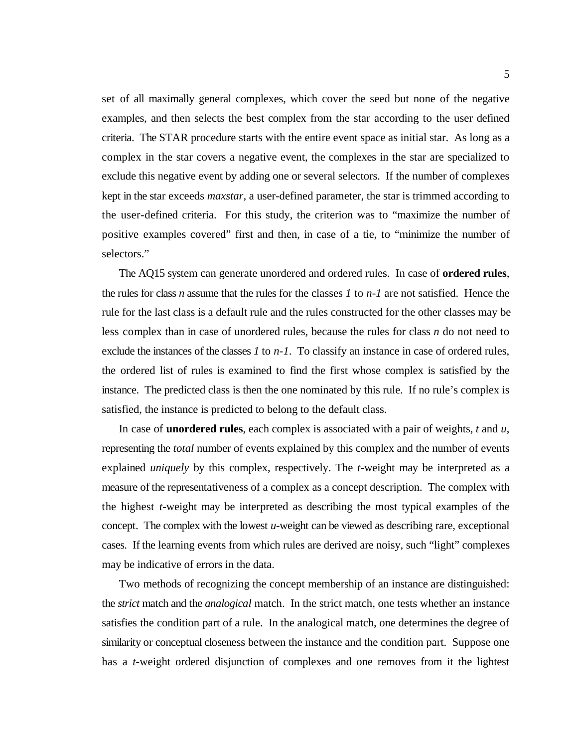set of all maximally general complexes, which cover the seed but none of the negative examples, and then selects the best complex from the star according to the user defined criteria. The STAR procedure starts with the entire event space as initial star. As long as a complex in the star covers a negative event, the complexes in the star are specialized to exclude this negative event by adding one or several selectors. If the number of complexes kept in the star exceeds *maxstar*, a user-defined parameter, the star is trimmed according to the user-defined criteria. For this study, the criterion was to "maximize the number of positive examples covered" first and then, in case of a tie, to "minimize the number of selectors."

The AQ15 system can generate unordered and ordered rules. In case of **ordered rules**, the rules for class *n* assume that the rules for the classes *1* to *n-1* are not satisfied. Hence the rule for the last class is a default rule and the rules constructed for the other classes may be less complex than in case of unordered rules, because the rules for class *n* do not need to exclude the instances of the classes *1* to *n-1*. To classify an instance in case of ordered rules, the ordered list of rules is examined to find the first whose complex is satisfied by the instance. The predicted class is then the one nominated by this rule. If no rule's complex is satisfied, the instance is predicted to belong to the default class.

In case of **unordered rules**, each complex is associated with a pair of weights, *t* and *u*, representing the *total* number of events explained by this complex and the number of events explained *uniquely* by this complex, respectively. The *t*-weight may be interpreted as a measure of the representativeness of a complex as a concept description. The complex with the highest *t*-weight may be interpreted as describing the most typical examples of the concept. The complex with the lowest *u*-weight can be viewed as describing rare, exceptional cases. If the learning events from which rules are derived are noisy, such "light" complexes may be indicative of errors in the data.

Two methods of recognizing the concept membership of an instance are distinguished: the *strict* match and the *analogical* match. In the strict match, one tests whether an instance satisfies the condition part of a rule. In the analogical match, one determines the degree of similarity or conceptual closeness between the instance and the condition part. Suppose one has a *t*-weight ordered disjunction of complexes and one removes from it the lightest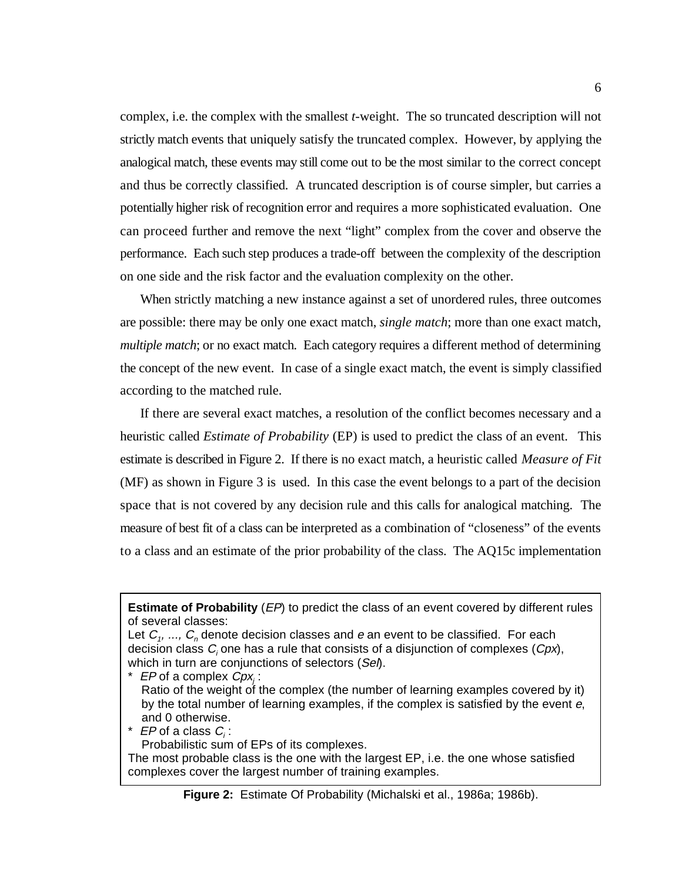complex, i.e. the complex with the smallest *t*-weight. The so truncated description will not strictly match events that uniquely satisfy the truncated complex. However, by applying the analogical match, these events may still come out to be the most similar to the correct concept and thus be correctly classified. A truncated description is of course simpler, but carries a potentially higher risk of recognition error and requires a more sophisticated evaluation. One can proceed further and remove the next "light" complex from the cover and observe the performance. Each such step produces a trade-off between the complexity of the description on one side and the risk factor and the evaluation complexity on the other.

When strictly matching a new instance against a set of unordered rules, three outcomes are possible: there may be only one exact match, *single match*; more than one exact match, *multiple match*; or no exact match. Each category requires a different method of determining the concept of the new event. In case of a single exact match, the event is simply classified according to the matched rule.

If there are several exact matches, a resolution of the conflict becomes necessary and a heuristic called *Estimate of Probability* (EP) is used to predict the class of an event. This estimate is described in Figure 2. If there is no exact match, a heuristic called *Measure of Fit* (MF) as shown in Figure 3 is used. In this case the event belongs to a part of the decision space that is not covered by any decision rule and this calls for analogical matching. The measure of best fit of a class can be interpreted as a combination of "closeness" of the events to a class and an estimate of the prior probability of the class. The AQ15c implementation

> **Estimate of Probability** (*EP*) to predict the class of an event covered by different rules of several classes:
>
> Let $C_1, \ldots, C_n$ denote decision classes and $e$ an event to be classified. For each decision class $C_i$ one has a rule that consists of a disjunction of complexes (*Cpx*), which in turn are conjunctions of selectors (*Sel*).
>
> * *EP* of a complex $Cpx_j$ :
>   Ratio of the weight of the complex (the number of learning examples covered by it) by the total number of learning examples, if the complex is satisfied by the event $e$, and 0 otherwise.
> * *EP* of a class $C_i$ :
>   Probabilistic sum of EPs of its complexes.
>
> The most probable class is the one with the largest EP, i.e. the one whose satisfied complexes cover the largest number of training examples.

**Figure 2:** Estimate Of Probability (Michalski et al., 1986a; 1986b).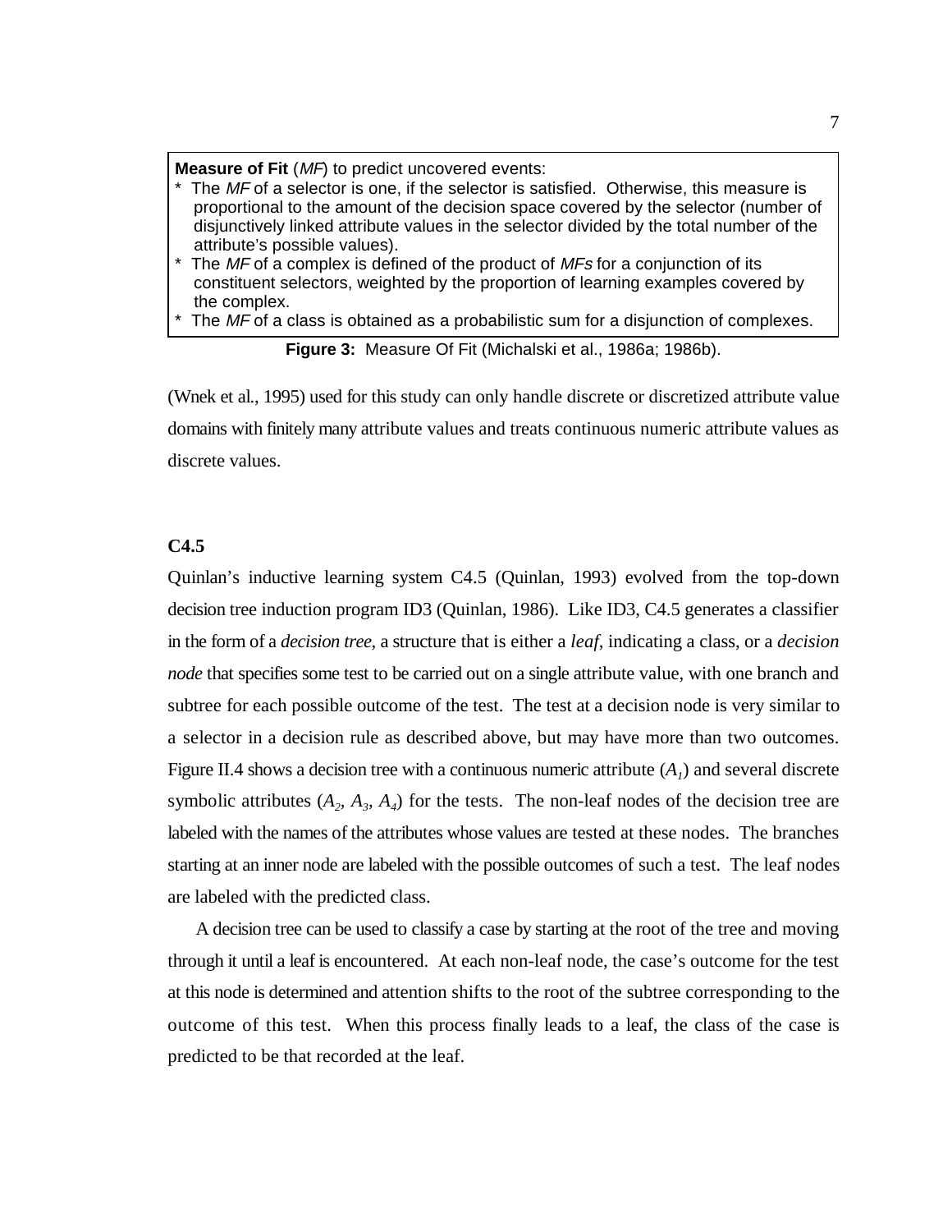**Measure of Fit** (*MF*) to predict uncovered events:

* The *MF* of a selector is one, if the selector is satisfied. Otherwise, this measure is proportional to the amount of the decision space covered by the selector (number of disjunctively linked attribute values in the selector divided by the total number of the attribute's possible values).
* The *MF* of a complex is defined of the product of *MFs* for a conjunction of its constituent selectors, weighted by the proportion of learning examples covered by the complex.
* The *MF* of a class is obtained as a probabilistic sum for a disjunction of complexes.

**Figure 3:** Measure Of Fit (Michalski et al., 1986a; 1986b).

(Wnek et al., 1995) used for this study can only handle discrete or discretized attribute value domains with finitely many attribute values and treats continuous numeric attribute values as discrete values.

### C4.5

Quinlan's inductive learning system C4.5 (Quinlan, 1993) evolved from the top-down decision tree induction program ID3 (Quinlan, 1986). Like ID3, C4.5 generates a classifier in the form of a *decision tree*, a structure that is either a *leaf*, indicating a class, or a *decision node* that specifies some test to be carried out on a single attribute value, with one branch and subtree for each possible outcome of the test. The test at a decision node is very similar to a selector in a decision rule as described above, but may have more than two outcomes. Figure II.4 shows a decision tree with a continuous numeric attribute ($A_1$) and several discrete symbolic attributes ($A_2$, $A_3$, $A_4$) for the tests. The non-leaf nodes of the decision tree are labeled with the names of the attributes whose values are tested at these nodes. The branches starting at an inner node are labeled with the possible outcomes of such a test. The leaf nodes are labeled with the predicted class.

A decision tree can be used to classify a case by starting at the root of the tree and moving through it until a leaf is encountered. At each non-leaf node, the case's outcome for the test at this node is determined and attention shifts to the root of the subtree corresponding to the outcome of this test. When this process finally leads to a leaf, the class of the case is predicted to be that recorded at the leaf.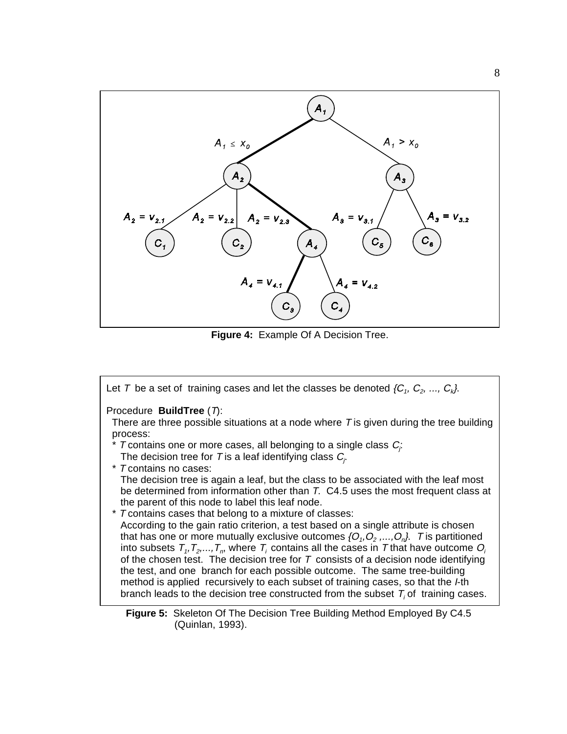Figure 4: Example Of A Decision Tree.

Let $T$ be a set of training cases and let the classes be denoted $\{C_1, C_2, ..., C_k\}$.

Procedure **BuildTree** ($T$):

There are three possible situations at a node where $T$ is given during the tree building process:

* $T$ contains one or more cases, all belonging to a single class $C_j$:
  The decision tree for $T$ is a leaf identifying class $C_j$.
* $T$ contains no cases:
  The decision tree is again a leaf, but the class to be associated with the leaf most be determined from information other than $T$. C4.5 uses the most frequent class at the parent of this node to label this leaf node.
* $T$ contains cases that belong to a mixture of classes:
  According to the gain ratio criterion, a test based on a single attribute is chosen that has one or more mutually exclusive outcomes $\{O_1, O_2, ..., O_n\}$. $T$ is partitioned into subsets $T_1, T_2, ..., T_n$, where $T_i$ contains all the cases in $T$ that have outcome $O_i$ of the chosen test. The decision tree for $T$ consists of a decision node identifying the test, and one branch for each possible outcome. The same tree-building method is applied recursively to each subset of training cases, so that the $I$-th branch leads to the decision tree constructed from the subset $T_i$ of training cases.

**Figure 5:** Skeleton Of The Decision Tree Building Method Employed By C4.5 (Quinlan, 1993).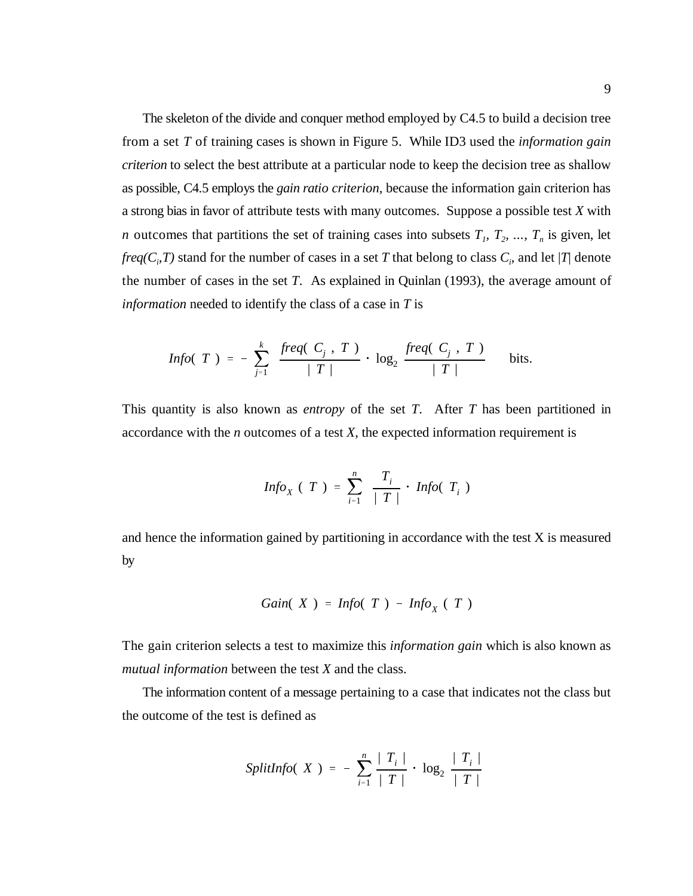The skeleton of the divide and conquer method employed by C4.5 to build a decision tree from a set $T$ of training cases is shown in Figure 5. While ID3 used the *information gain criterion* to select the best attribute at a particular node to keep the decision tree as shallow as possible, C4.5 employs the *gain ratio criterion*, because the information gain criterion has a strong bias in favor of attribute tests with many outcomes. Suppose a possible test $X$ with $n$ outcomes that partitions the set of training cases into subsets $T_1, T_2, \ldots, T_n$ is given, let $freq(C_i,T)$ stand for the number of cases in a set $T$ that belong to class $C_i$, and let $|T|$ denote the number of cases in the set $T$. As explained in Quinlan (1993), the average amount of *information* needed to identify the class of a case in $T$ is

$$Info(T) = -\sum_{j=1}^{k} \frac{freq(C_j, T)}{|T|} \cdot \log_2 \frac{freq(C_j, T)}{|T|} \quad \text{bits.}$$

This quantity is also known as *entropy* of the set $T$. After $T$ has been partitioned in accordance with the $n$ outcomes of a test $X$, the expected information requirement is

$$Info_X(T) = \sum_{i=1}^{n} \frac{T_i}{|T|} \cdot Info(T_i)$$

and hence the information gained by partitioning in accordance with the test X is measured by

$$Gain(X) = Info(T) - Info_X(T)$$

The gain criterion selects a test to maximize this *information gain* which is also known as *mutual information* between the test $X$ and the class.

The information content of a message pertaining to a case that indicates not the class but the outcome of the test is defined as

$$SplitInfo(X) = -\sum_{i=1}^{n} \frac{|T_i|}{|T|} \cdot \log_2 \frac{|T_i|}{|T|}$$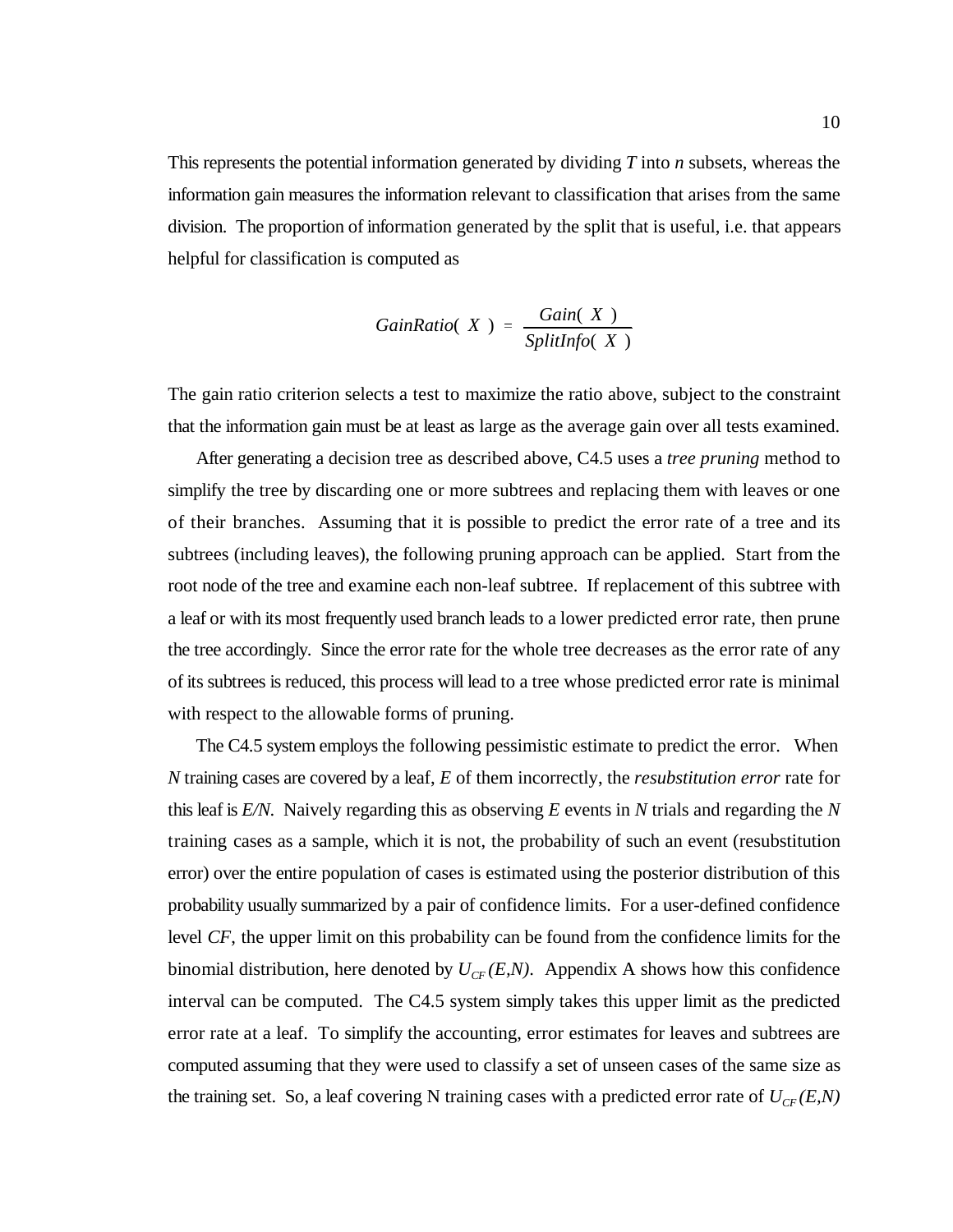This represents the potential information generated by dividing $T$ into $n$ subsets, whereas the information gain measures the information relevant to classification that arises from the same division. The proportion of information generated by the split that is useful, i.e. that appears helpful for classification is computed as

$$GainRatio(X) = \frac{Gain(X)}{SplitInfo(X)}$$

The gain ratio criterion selects a test to maximize the ratio above, subject to the constraint that the information gain must be at least as large as the average gain over all tests examined.

After generating a decision tree as described above, C4.5 uses a *tree pruning* method to simplify the tree by discarding one or more subtrees and replacing them with leaves or one of their branches. Assuming that it is possible to predict the error rate of a tree and its subtrees (including leaves), the following pruning approach can be applied. Start from the root node of the tree and examine each non-leaf subtree. If replacement of this subtree with a leaf or with its most frequently used branch leads to a lower predicted error rate, then prune the tree accordingly. Since the error rate for the whole tree decreases as the error rate of any of its subtrees is reduced, this process will lead to a tree whose predicted error rate is minimal with respect to the allowable forms of pruning.

The C4.5 system employs the following pessimistic estimate to predict the error. When $N$ training cases are covered by a leaf, $E$ of them incorrectly, the *resubstitution error* rate for this leaf is $E/N$. Naively regarding this as observing $E$ events in $N$ trials and regarding the $N$ training cases as a sample, which it is not, the probability of such an event (resubstitution error) over the entire population of cases is estimated using the posterior distribution of this probability usually summarized by a pair of confidence limits. For a user-defined confidence level $CF$, the upper limit on this probability can be found from the confidence limits for the binomial distribution, here denoted by $U_{CF}(E,N)$. Appendix A shows how this confidence interval can be computed. The C4.5 system simply takes this upper limit as the predicted error rate at a leaf. To simplify the accounting, error estimates for leaves and subtrees are computed assuming that they were used to classify a set of unseen cases of the same size as the training set. So, a leaf covering N training cases with a predicted error rate of $U_{CF}(E,N)$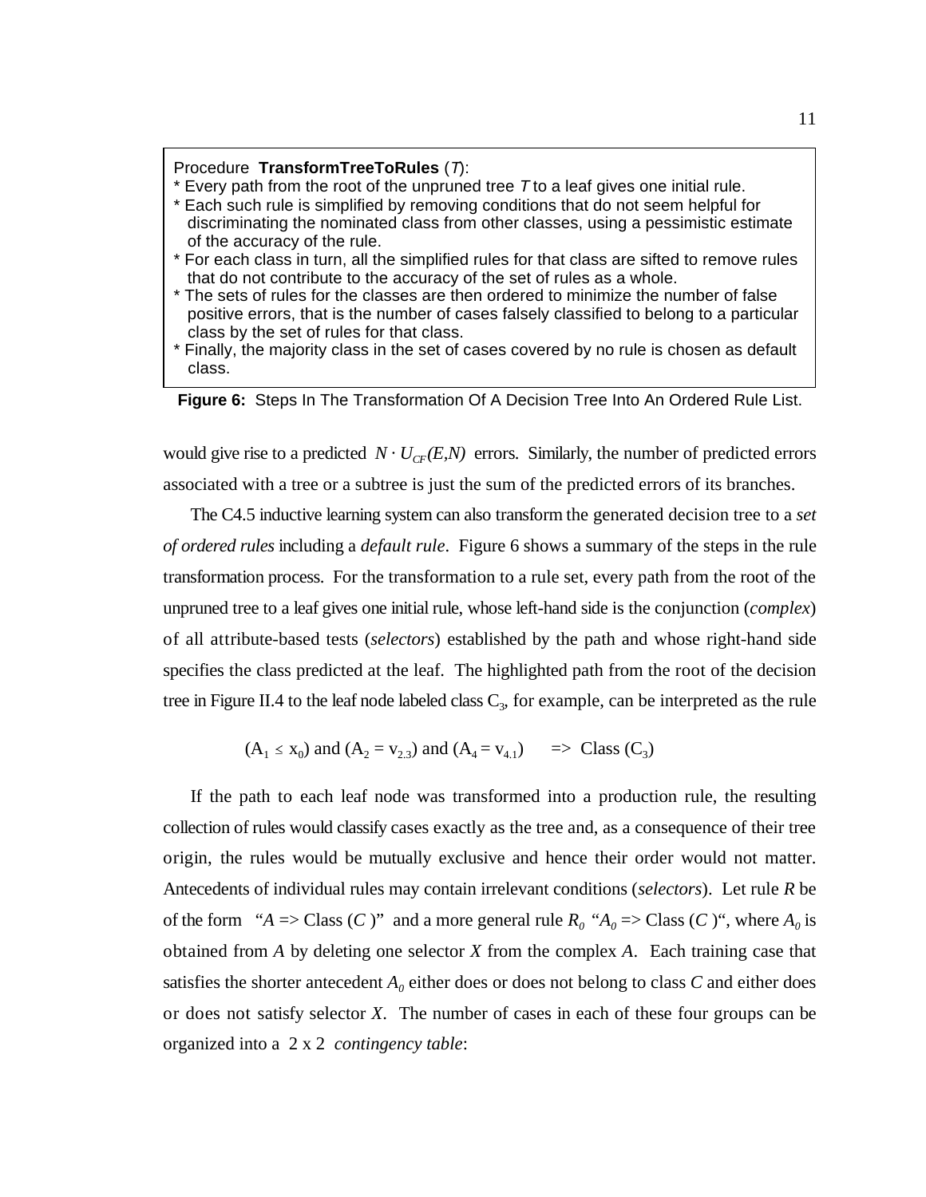Procedure **TransformTreeToRules** (*T*):

* Every path from the root of the unpruned tree *T* to a leaf gives one initial rule.
* Each such rule is simplified by removing conditions that do not seem helpful for discriminating the nominated class from other classes, using a pessimistic estimate of the accuracy of the rule.
* For each class in turn, all the simplified rules for that class are sifted to remove rules that do not contribute to the accuracy of the set of rules as a whole.
* The sets of rules for the classes are then ordered to minimize the number of false positive errors, that is the number of cases falsely classified to belong to a particular class by the set of rules for that class.
* Finally, the majority class in the set of cases covered by no rule is chosen as default class.

**Figure 6:** Steps In The Transformation Of A Decision Tree Into An Ordered Rule List.

would give rise to a predicted $N \cdot U_{CF}(E,N)$ errors. Similarly, the number of predicted errors associated with a tree or a subtree is just the sum of the predicted errors of its branches.

The C4.5 inductive learning system can also transform the generated decision tree to a *set of ordered rules* including a *default rule*. Figure 6 shows a summary of the steps in the rule transformation process. For the transformation to a rule set, every path from the root of the unpruned tree to a leaf gives one initial rule, whose left-hand side is the conjunction (*complex*) of all attribute-based tests (*selectors*) established by the path and whose right-hand side specifies the class predicted at the leaf. The highlighted path from the root of the decision tree in Figure II.4 to the leaf node labeled class $C_3$, for example, can be interpreted as the rule

$$(A_1 \leq x_0) \text{ and } (A_2 = v_{2.3}) \text{ and } (A_4 = v_{4.1}) \quad \Rightarrow \quad \text{Class } (C_3)$$

If the path to each leaf node was transformed into a production rule, the resulting collection of rules would classify cases exactly as the tree and, as a consequence of their tree origin, the rules would be mutually exclusive and hence their order would not matter. Antecedents of individual rules may contain irrelevant conditions (*selectors*). Let rule *R* be of the form "$A \Rightarrow$ Class ($C$)" and a more general rule $R_0$ "$A_0 \Rightarrow$ Class ($C$)", where $A_0$ is obtained from $A$ by deleting one selector $X$ from the complex $A$. Each training case that satisfies the shorter antecedent $A_0$ either does or does not belong to class $C$ and either does or does not satisfy selector $X$. The number of cases in each of these four groups can be organized into a 2 x 2 *contingency table*: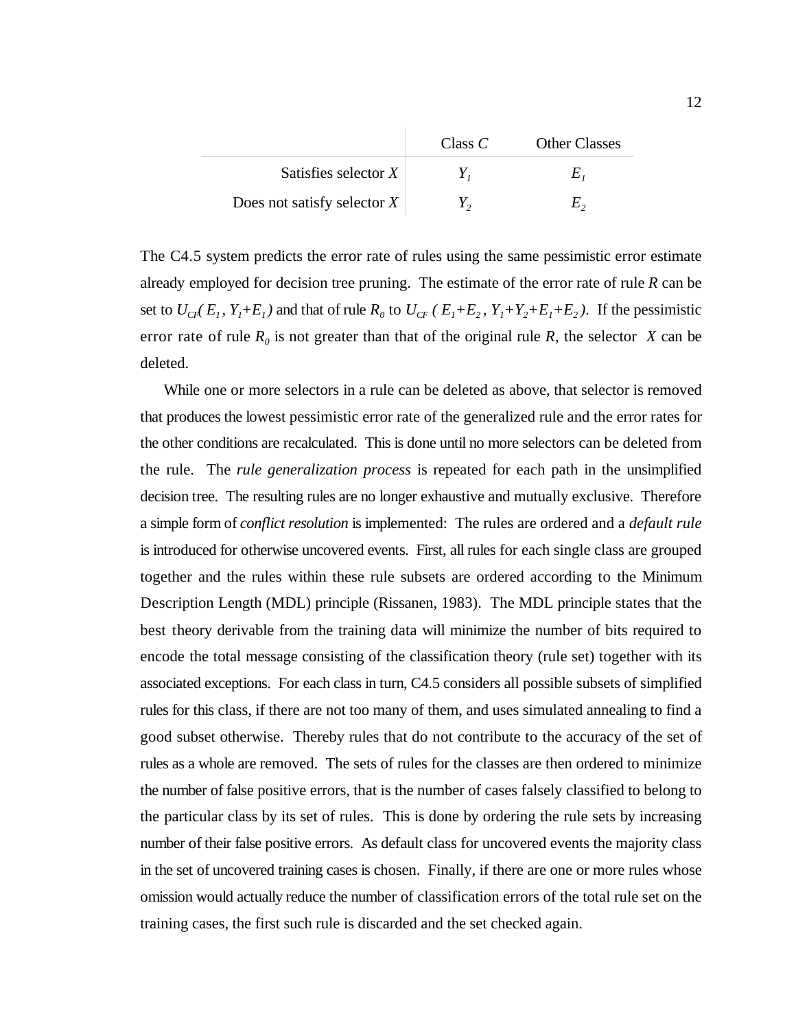| | Class $C$ | Other Classes |
|---|---|---|
| Satisfies selector $X$ | $Y_1$ | $E_1$ |
| Does not satisfy selector $X$ | $Y_2$ | $E_2$ |

The C4.5 system predicts the error rate of rules using the same pessimistic error estimate already employed for decision tree pruning. The estimate of the error rate of rule $R$ can be set to $U_{CF}(E_1, Y_1+E_1)$ and that of rule $R_0$ to $U_{CF}(E_1+E_2, Y_1+Y_2+E_1+E_2)$. If the pessimistic error rate of rule $R_0$ is not greater than that of the original rule $R$, the selector $X$ can be deleted.

While one or more selectors in a rule can be deleted as above, that selector is removed that produces the lowest pessimistic error rate of the generalized rule and the error rates for the other conditions are recalculated. This is done until no more selectors can be deleted from the rule. The *rule generalization process* is repeated for each path in the unsimplified decision tree. The resulting rules are no longer exhaustive and mutually exclusive. Therefore a simple form of *conflict resolution* is implemented: The rules are ordered and a *default rule* is introduced for otherwise uncovered events. First, all rules for each single class are grouped together and the rules within these rule subsets are ordered according to the Minimum Description Length (MDL) principle (Rissanen, 1983). The MDL principle states that the best theory derivable from the training data will minimize the number of bits required to encode the total message consisting of the classification theory (rule set) together with its associated exceptions. For each class in turn, C4.5 considers all possible subsets of simplified rules for this class, if there are not too many of them, and uses simulated annealing to find a good subset otherwise. Thereby rules that do not contribute to the accuracy of the set of rules as a whole are removed. The sets of rules for the classes are then ordered to minimize the number of false positive errors, that is the number of cases falsely classified to belong to the particular class by its set of rules. This is done by ordering the rule sets by increasing number of their false positive errors. As default class for uncovered events the majority class in the set of uncovered training cases is chosen. Finally, if there are one or more rules whose omission would actually reduce the number of classification errors of the total rule set on the training cases, the first such rule is discarded and the set checked again.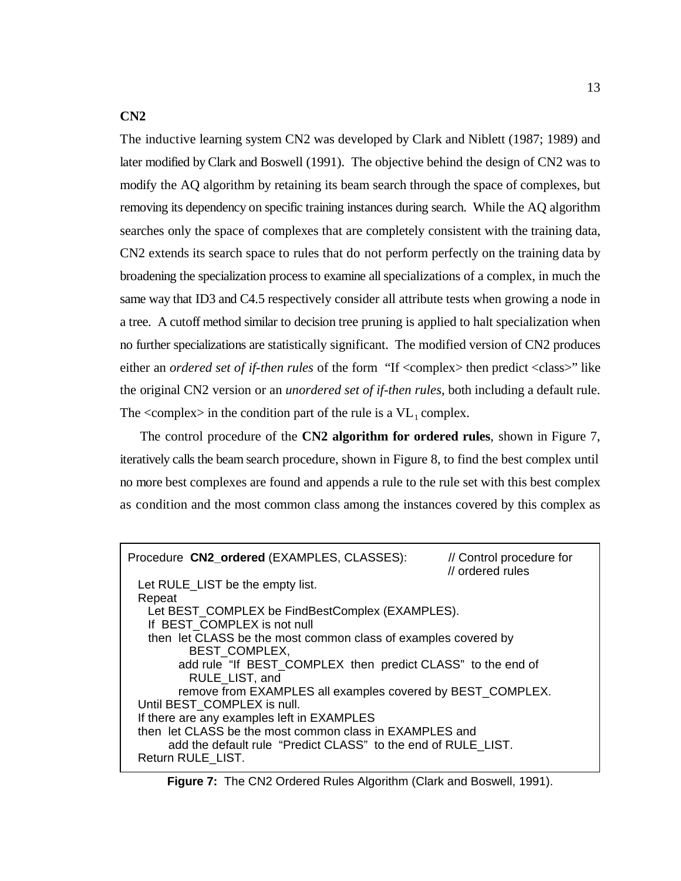**CN2**

The inductive learning system CN2 was developed by Clark and Niblett (1987; 1989) and later modified by Clark and Boswell (1991). The objective behind the design of CN2 was to modify the AQ algorithm by retaining its beam search through the space of complexes, but removing its dependency on specific training instances during search. While the AQ algorithm searches only the space of complexes that are completely consistent with the training data, CN2 extends its search space to rules that do not perform perfectly on the training data by broadening the specialization process to examine all specializations of a complex, in much the same way that ID3 and C4.5 respectively consider all attribute tests when growing a node in a tree. A cutoff method similar to decision tree pruning is applied to halt specialization when no further specializations are statistically significant. The modified version of CN2 produces either an *ordered set of if-then rules* of the form "If <complex> then predict <class>" like the original CN2 version or an *unordered set of if-then rules*, both including a default rule. The <complex> in the condition part of the rule is a $VL_1$ complex.

The control procedure of the **CN2 algorithm for ordered rules**, shown in Figure 7, iteratively calls the beam search procedure, shown in Figure 8, to find the best complex until no more best complexes are found and appends a rule to the rule set with this best complex as condition and the most common class among the instances covered by this complex as

```
Procedure  CN2_ordered (EXAMPLES, CLASSES):         // Control procedure for
                                                    // ordered rules
  Let RULE_LIST be the empty list.
  Repeat
    Let BEST_COMPLEX be FindBestComplex (EXAMPLES).
    If  BEST_COMPLEX is not null
    then  let CLASS be the most common class of examples covered by
              BEST_COMPLEX,
          add rule  "If  BEST_COMPLEX  then  predict CLASS"  to the end of
              RULE_LIST, and
          remove from EXAMPLES all examples covered by BEST_COMPLEX.
  Until BEST_COMPLEX is null.
  If there are any examples left in EXAMPLES
  then  let CLASS be the most common class in EXAMPLES and
        add the default rule  "Predict CLASS"  to the end of RULE_LIST.
  Return RULE_LIST.
```

**Figure 7:** The CN2 Ordered Rules Algorithm (Clark and Boswell, 1991).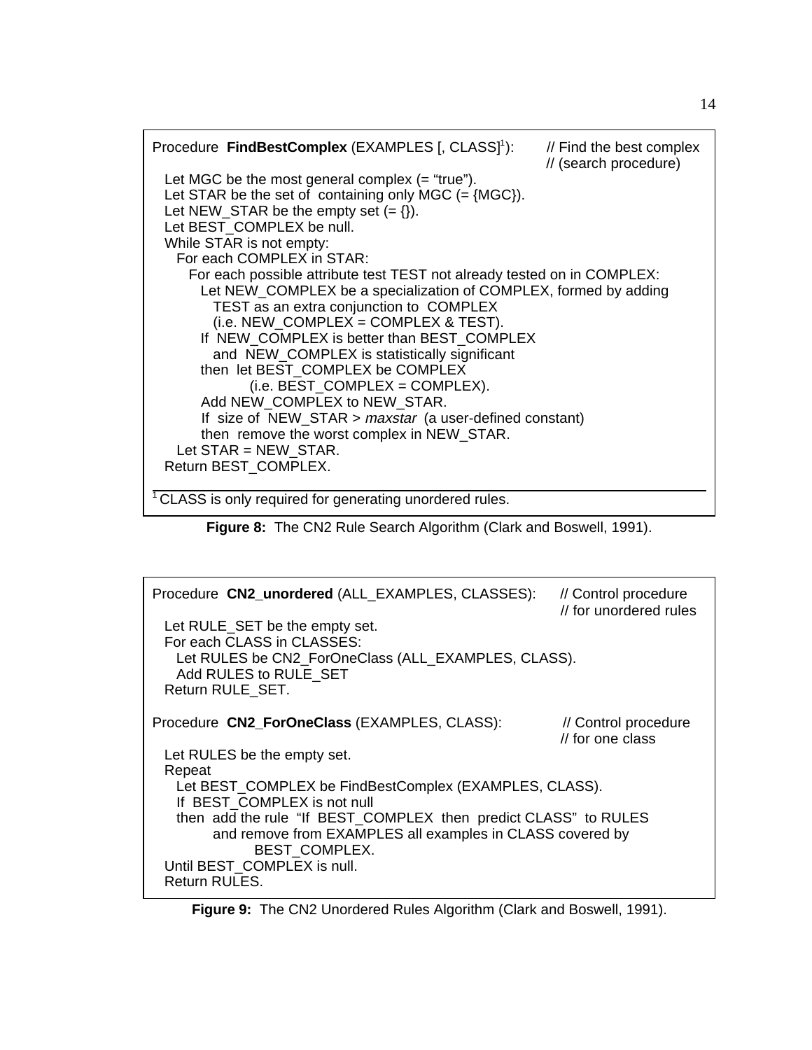```
Procedure  FindBestComplex (EXAMPLES [, CLASS][1]):        // Find the best complex
                                                            // (search procedure)
  Let MGC be the most general complex (= "true").
  Let STAR be the set of  containing only MGC (= {MGC}).
  Let NEW_STAR be the empty set (= {}).
  Let BEST_COMPLEX be null.
  While STAR is not empty:
    For each COMPLEX in STAR:
      For each possible attribute test TEST not already tested on in COMPLEX:
        Let NEW_COMPLEX be a specialization of COMPLEX, formed by adding
          TEST as an extra conjunction to  COMPLEX
          (i.e. NEW_COMPLEX = COMPLEX & TEST).
        If  NEW_COMPLEX is better than BEST_COMPLEX
          and  NEW_COMPLEX is statistically significant
        then  let BEST_COMPLEX be COMPLEX
                (i.e. BEST_COMPLEX = COMPLEX).
        Add NEW_COMPLEX to NEW_STAR.
        If  size of  NEW_STAR > maxstar  (a user-defined constant)
        then  remove the worst complex in NEW_STAR.
    Let STAR = NEW_STAR.
  Return BEST_COMPLEX.

[1] CLASS is only required for generating unordered rules.
```

**Figure 8:** The CN2 Rule Search Algorithm (Clark and Boswell, 1991).

```
Procedure  CN2_unordered (ALL_EXAMPLES, CLASSES):      // Control procedure
                                                       // for unordered rules
  Let RULE_SET be the empty set.
  For each CLASS in CLASSES:
    Let RULES be CN2_ForOneClass (ALL_EXAMPLES, CLASS).
    Add RULES to RULE_SET
  Return RULE_SET.

Procedure  CN2_ForOneClass (EXAMPLES, CLASS):          // Control procedure
                                                       // for one class
  Let RULES be the empty set.
  Repeat
    Let BEST_COMPLEX be FindBestComplex (EXAMPLES, CLASS).
    If  BEST_COMPLEX is not null
    then  add the rule  "If  BEST_COMPLEX  then  predict CLASS"  to RULES
          and remove from EXAMPLES all examples in CLASS covered by
                 BEST_COMPLEX.
  Until BEST_COMPLEX is null.
  Return RULES.
```

**Figure 9:** The CN2 Unordered Rules Algorithm (Clark and Boswell, 1991).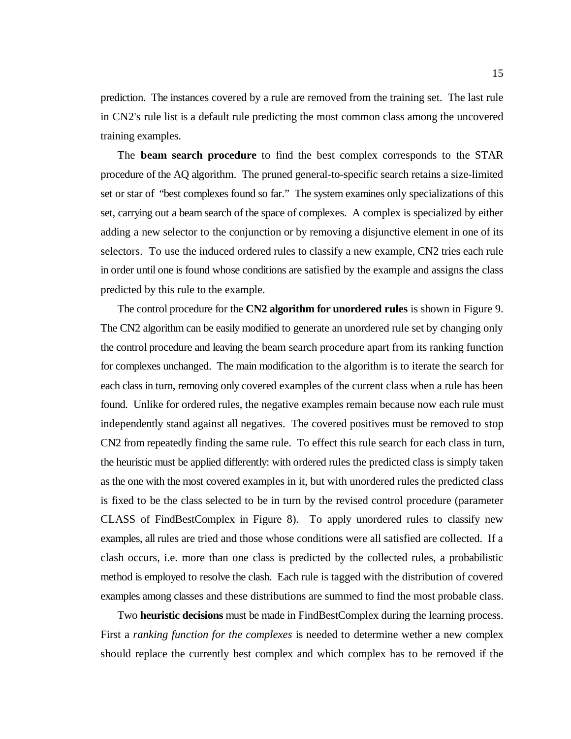prediction. The instances covered by a rule are removed from the training set. The last rule in CN2's rule list is a default rule predicting the most common class among the uncovered training examples.

The **beam search procedure** to find the best complex corresponds to the STAR procedure of the AQ algorithm. The pruned general-to-specific search retains a size-limited set or star of "best complexes found so far." The system examines only specializations of this set, carrying out a beam search of the space of complexes. A complex is specialized by either adding a new selector to the conjunction or by removing a disjunctive element in one of its selectors. To use the induced ordered rules to classify a new example, CN2 tries each rule in order until one is found whose conditions are satisfied by the example and assigns the class predicted by this rule to the example.

The control procedure for the **CN2 algorithm for unordered rules** is shown in Figure 9. The CN2 algorithm can be easily modified to generate an unordered rule set by changing only the control procedure and leaving the beam search procedure apart from its ranking function for complexes unchanged. The main modification to the algorithm is to iterate the search for each class in turn, removing only covered examples of the current class when a rule has been found. Unlike for ordered rules, the negative examples remain because now each rule must independently stand against all negatives. The covered positives must be removed to stop CN2 from repeatedly finding the same rule. To effect this rule search for each class in turn, the heuristic must be applied differently: with ordered rules the predicted class is simply taken as the one with the most covered examples in it, but with unordered rules the predicted class is fixed to be the class selected to be in turn by the revised control procedure (parameter CLASS of FindBestComplex in Figure 8). To apply unordered rules to classify new examples, all rules are tried and those whose conditions were all satisfied are collected. If a clash occurs, i.e. more than one class is predicted by the collected rules, a probabilistic method is employed to resolve the clash. Each rule is tagged with the distribution of covered examples among classes and these distributions are summed to find the most probable class.

Two **heuristic decisions** must be made in FindBestComplex during the learning process. First a *ranking function for the complexes* is needed to determine wether a new complex should replace the currently best complex and which complex has to be removed if the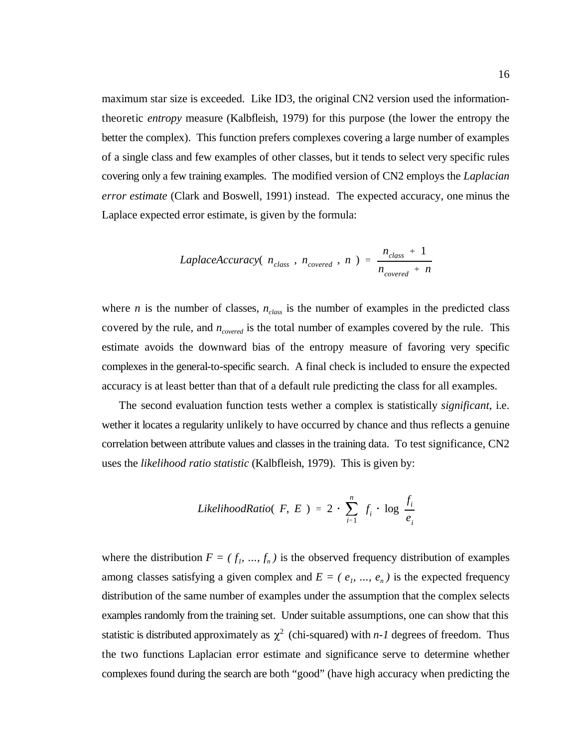maximum star size is exceeded. Like ID3, the original CN2 version used the information-theoretic *entropy* measure (Kalbfleish, 1979) for this purpose (the lower the entropy the better the complex). This function prefers complexes covering a large number of examples of a single class and few examples of other classes, but it tends to select very specific rules covering only a few training examples. The modified version of CN2 employs the *Laplacian error estimate* (Clark and Boswell, 1991) instead. The expected accuracy, one minus the Laplace expected error estimate, is given by the formula:

$$LaplaceAccuracy(\, n_{class}\ ,\ n_{covered}\ ,\ n\ ) = \frac{n_{class} + 1}{n_{covered} + n}$$

where $n$ is the number of classes, $n_{class}$ is the number of examples in the predicted class covered by the rule, and $n_{covered}$ is the total number of examples covered by the rule. This estimate avoids the downward bias of the entropy measure of favoring very specific complexes in the general-to-specific search. A final check is included to ensure the expected accuracy is at least better than that of a default rule predicting the class for all examples.

The second evaluation function tests wether a complex is statistically *significant*, i.e. wether it locates a regularity unlikely to have occurred by chance and thus reflects a genuine correlation between attribute values and classes in the training data. To test significance, CN2 uses the *likelihood ratio statistic* (Kalbfleish, 1979). This is given by:

$$LikelihoodRatio(\, F,\ E\ ) = 2 \cdot \sum_{i=1}^{n} f_i \cdot \log \frac{f_i}{e_i}$$

where the distribution $F = (\, f_1,\ ...,\ f_n\,)$ is the observed frequency distribution of examples among classes satisfying a given complex and $E = (\, e_1,\ ...,\ e_n\,)$ is the expected frequency distribution of the same number of examples under the assumption that the complex selects examples randomly from the training set. Under suitable assumptions, one can show that this statistic is distributed approximately as $\chi^2$ (chi-squared) with $n-1$ degrees of freedom. Thus the two functions Laplacian error estimate and significance serve to determine whether complexes found during the search are both "good" (have high accuracy when predicting the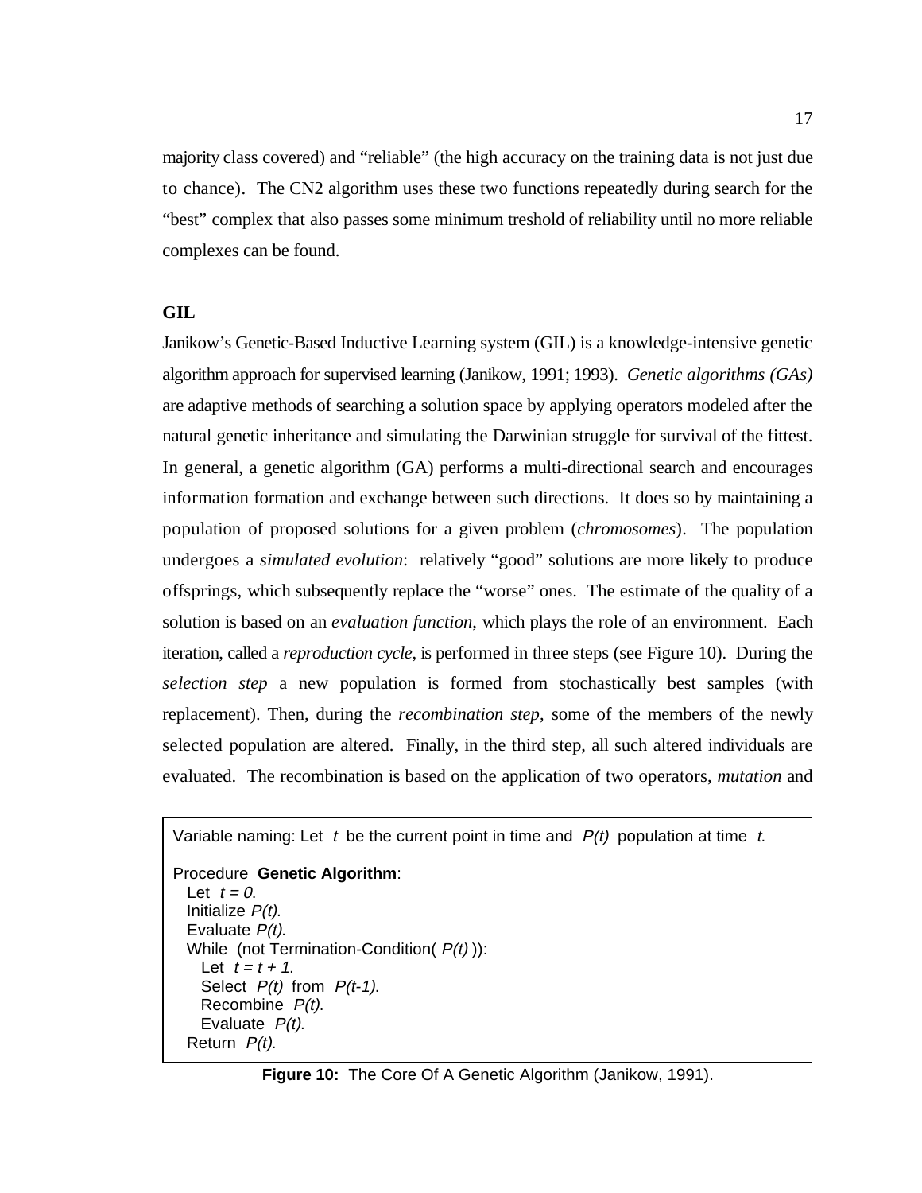majority class covered) and "reliable" (the high accuracy on the training data is not just due to chance). The CN2 algorithm uses these two functions repeatedly during search for the "best" complex that also passes some minimum treshold of reliability until no more reliable complexes can be found.

**GIL**

Janikow's Genetic-Based Inductive Learning system (GIL) is a knowledge-intensive genetic algorithm approach for supervised learning (Janikow, 1991; 1993). *Genetic algorithms (GAs)* are adaptive methods of searching a solution space by applying operators modeled after the natural genetic inheritance and simulating the Darwinian struggle for survival of the fittest. In general, a genetic algorithm (GA) performs a multi-directional search and encourages information formation and exchange between such directions. It does so by maintaining a population of proposed solutions for a given problem (*chromosomes*). The population undergoes a *simulated evolution*: relatively "good" solutions are more likely to produce offsprings, which subsequently replace the "worse" ones. The estimate of the quality of a solution is based on an *evaluation function*, which plays the role of an environment. Each iteration, called a *reproduction cycle*, is performed in three steps (see Figure 10). During the *selection step* a new population is formed from stochastically best samples (with replacement). Then, during the *recombination step*, some of the members of the newly selected population are altered. Finally, in the third step, all such altered individuals are evaluated. The recombination is based on the application of two operators, *mutation* and

```
Variable naming: Let  t  be the current point in time and  P(t)  population at time  t.

Procedure  Genetic Algorithm:
  Let  t = 0.
  Initialize P(t).
  Evaluate P(t).
  While  (not Termination-Condition( P(t) )):
    Let  t = t + 1.
    Select  P(t)  from  P(t-1).
    Recombine  P(t).
    Evaluate  P(t).
  Return  P(t).
```

**Figure 10:** The Core Of A Genetic Algorithm (Janikow, 1991).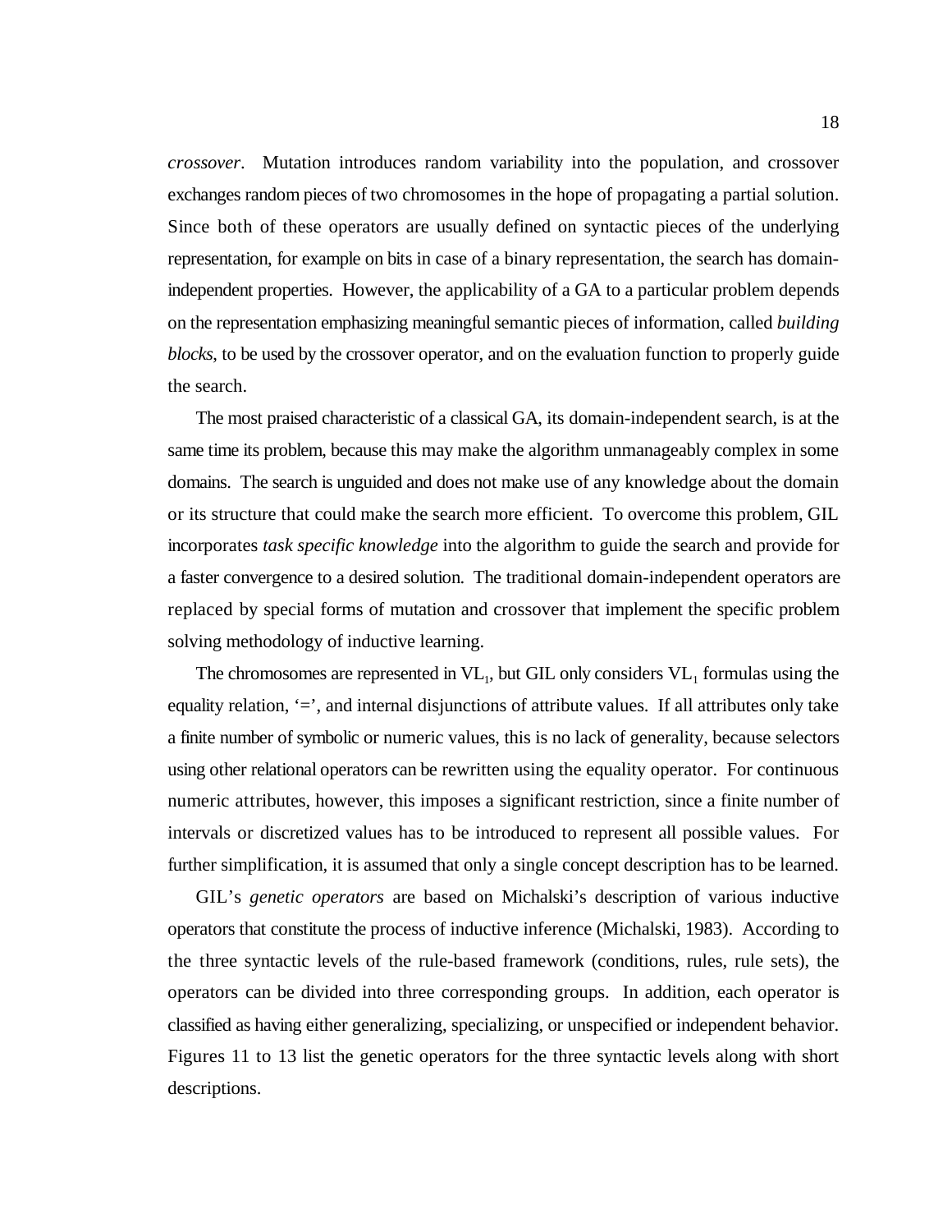*crossover*. Mutation introduces random variability into the population, and crossover exchanges random pieces of two chromosomes in the hope of propagating a partial solution. Since both of these operators are usually defined on syntactic pieces of the underlying representation, for example on bits in case of a binary representation, the search has domain-independent properties. However, the applicability of a GA to a particular problem depends on the representation emphasizing meaningful semantic pieces of information, called *building blocks*, to be used by the crossover operator, and on the evaluation function to properly guide the search.

The most praised characteristic of a classical GA, its domain-independent search, is at the same time its problem, because this may make the algorithm unmanageably complex in some domains. The search is unguided and does not make use of any knowledge about the domain or its structure that could make the search more efficient. To overcome this problem, GIL incorporates *task specific knowledge* into the algorithm to guide the search and provide for a faster convergence to a desired solution. The traditional domain-independent operators are replaced by special forms of mutation and crossover that implement the specific problem solving methodology of inductive learning.

The chromosomes are represented in $VL_1$, but GIL only considers $VL_1$ formulas using the equality relation, '=', and internal disjunctions of attribute values. If all attributes only take a finite number of symbolic or numeric values, this is no lack of generality, because selectors using other relational operators can be rewritten using the equality operator. For continuous numeric attributes, however, this imposes a significant restriction, since a finite number of intervals or discretized values has to be introduced to represent all possible values. For further simplification, it is assumed that only a single concept description has to be learned.

GIL's *genetic operators* are based on Michalski's description of various inductive operators that constitute the process of inductive inference (Michalski, 1983). According to the three syntactic levels of the rule-based framework (conditions, rules, rule sets), the operators can be divided into three corresponding groups. In addition, each operator is classified as having either generalizing, specializing, or unspecified or independent behavior. Figures 11 to 13 list the genetic operators for the three syntactic levels along with short descriptions.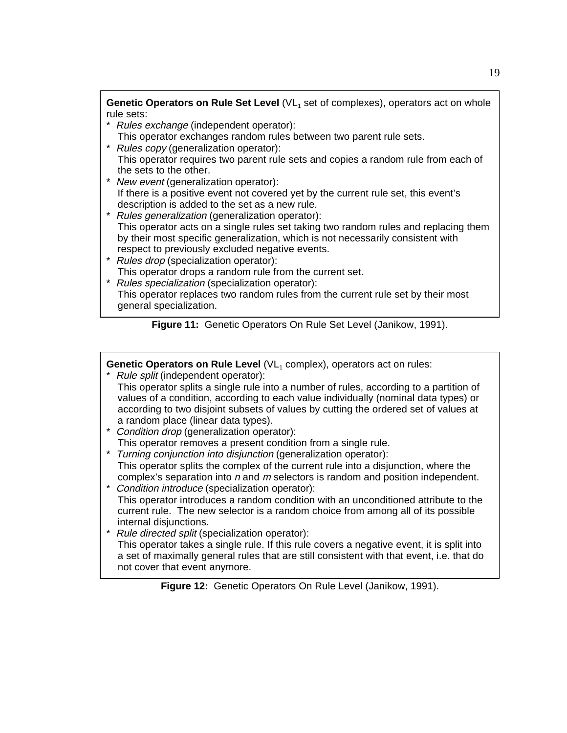**Genetic Operators on Rule Set Level** ($VL_1$ set of complexes), operators act on whole rule sets:

* *Rules exchange* (independent operator):
  This operator exchanges random rules between two parent rule sets.
* *Rules copy* (generalization operator):
  This operator requires two parent rule sets and copies a random rule from each of the sets to the other.
* *New event* (generalization operator):
  If there is a positive event not covered yet by the current rule set, this event's description is added to the set as a new rule.
* *Rules generalization* (generalization operator):
  This operator acts on a single rules set taking two random rules and replacing them by their most specific generalization, which is not necessarily consistent with respect to previously excluded negative events.
* *Rules drop* (specialization operator):
  This operator drops a random rule from the current set.
* *Rules specialization* (specialization operator):
  This operator replaces two random rules from the current rule set by their most general specialization.

**Figure 11:** Genetic Operators On Rule Set Level (Janikow, 1991).

**Genetic Operators on Rule Level** ($VL_1$ complex), operators act on rules:

* *Rule split* (independent operator):
  This operator splits a single rule into a number of rules, according to a partition of values of a condition, according to each value individually (nominal data types) or according to two disjoint subsets of values by cutting the ordered set of values at a random place (linear data types).
* *Condition drop* (generalization operator):
  This operator removes a present condition from a single rule.
* *Turning conjunction into disjunction* (generalization operator):
  This operator splits the complex of the current rule into a disjunction, where the complex's separation into *n* and *m* selectors is random and position independent.
* *Condition introduce* (specialization operator):
  This operator introduces a random condition with an unconditioned attribute to the current rule. The new selector is a random choice from among all of its possible internal disjunctions.
* *Rule directed split* (specialization operator):
  This operator takes a single rule. If this rule covers a negative event, it is split into a set of maximally general rules that are still consistent with that event, i.e. that do not cover that event anymore.

**Figure 12:** Genetic Operators On Rule Level (Janikow, 1991).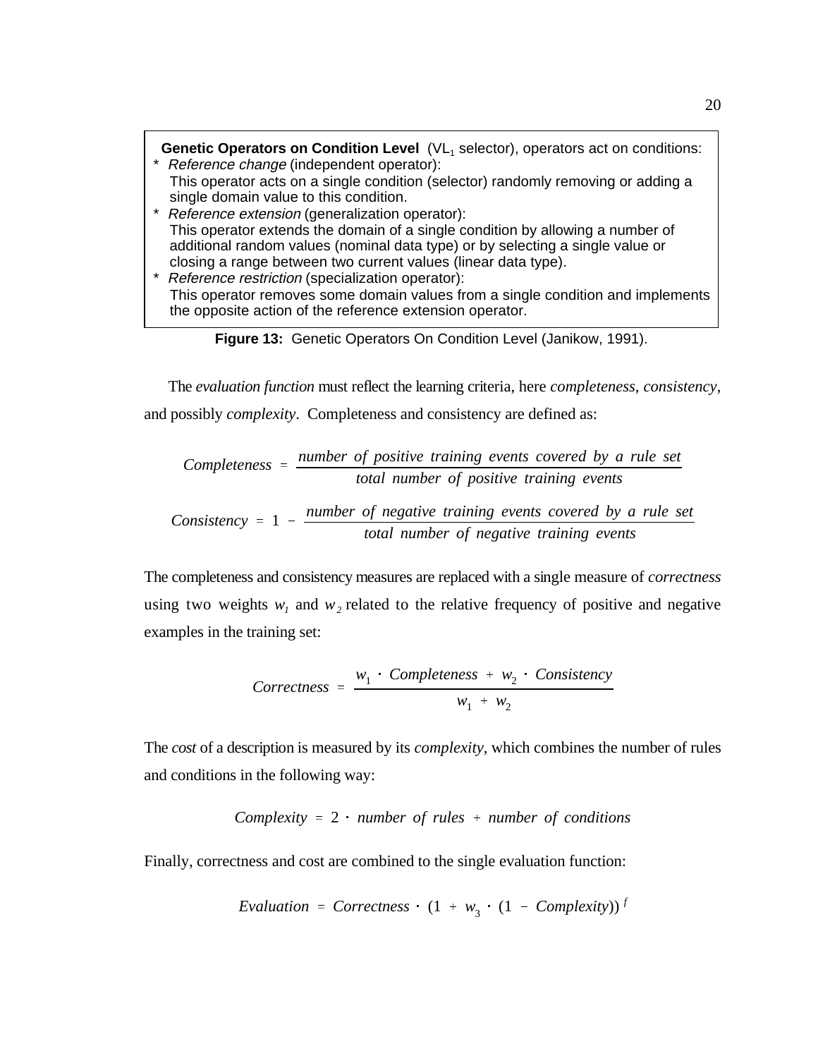**Genetic Operators on Condition Level** ($VL_1$ selector), operators act on conditions:

* *Reference change* (independent operator):
  This operator acts on a single condition (selector) randomly removing or adding a single domain value to this condition.
* *Reference extension* (generalization operator):
  This operator extends the domain of a single condition by allowing a number of additional random values (nominal data type) or by selecting a single value or closing a range between two current values (linear data type).
* *Reference restriction* (specialization operator):
  This operator removes some domain values from a single condition and implements the opposite action of the reference extension operator.

**Figure 13:** Genetic Operators On Condition Level (Janikow, 1991).

The *evaluation function* must reflect the learning criteria, here *completeness*, *consistency*, and possibly *complexity*. Completeness and consistency are defined as:

$$Completeness = \frac{number\ of\ positive\ training\ events\ covered\ by\ a\ rule\ set}{total\ number\ of\ positive\ training\ events}$$

$$Consistency = 1 - \frac{number\ of\ negative\ training\ events\ covered\ by\ a\ rule\ set}{total\ number\ of\ negative\ training\ events}$$

The completeness and consistency measures are replaced with a single measure of *correctness* using two weights $w_1$ and $w_2$ related to the relative frequency of positive and negative examples in the training set:

$$Correctness = \frac{w_1 \cdot Completeness + w_2 \cdot Consistency}{w_1 + w_2}$$

The *cost* of a description is measured by its *complexity*, which combines the number of rules and conditions in the following way:

$$Complexity = 2 \cdot number\ of\ rules + number\ of\ conditions$$

Finally, correctness and cost are combined to the single evaluation function:

$$Evaluation = Correctness \cdot (1 + w_3 \cdot (1 - Complexity))^{f}$$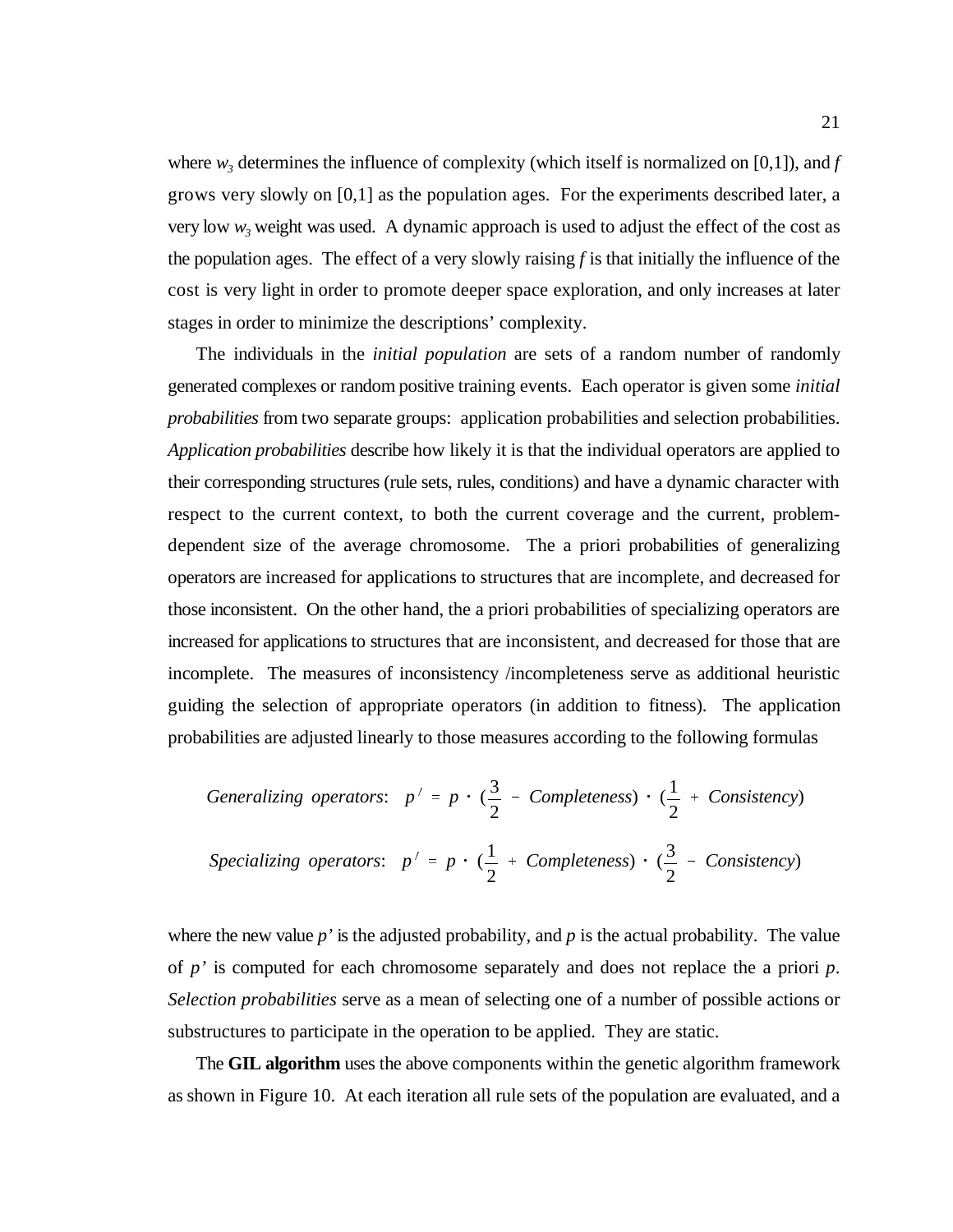where $w_3$ determines the influence of complexity (which itself is normalized on [0,1]), and $f$ grows very slowly on [0,1] as the population ages. For the experiments described later, a very low $w_3$ weight was used. A dynamic approach is used to adjust the effect of the cost as the population ages. The effect of a very slowly raising $f$ is that initially the influence of the cost is very light in order to promote deeper space exploration, and only increases at later stages in order to minimize the descriptions' complexity.

The individuals in the *initial population* are sets of a random number of randomly generated complexes or random positive training events. Each operator is given some *initial probabilities* from two separate groups: application probabilities and selection probabilities. *Application probabilities* describe how likely it is that the individual operators are applied to their corresponding structures (rule sets, rules, conditions) and have a dynamic character with respect to the current context, to both the current coverage and the current, problem-dependent size of the average chromosome. The a priori probabilities of generalizing operators are increased for applications to structures that are incomplete, and decreased for those inconsistent. On the other hand, the a priori probabilities of specializing operators are increased for applications to structures that are inconsistent, and decreased for those that are incomplete. The measures of inconsistency /incompleteness serve as additional heuristic guiding the selection of appropriate operators (in addition to fitness). The application probabilities are adjusted linearly to those measures according to the following formulas

$$\textit{Generalizing operators}:\quad p' = p \cdot \left(\frac{3}{2} - \textit{Completeness}\right) \cdot \left(\frac{1}{2} + \textit{Consistency}\right)$$

$$\textit{Specializing operators}:\quad p' = p \cdot \left(\frac{1}{2} + \textit{Completeness}\right) \cdot \left(\frac{3}{2} - \textit{Consistency}\right)$$

where the new value $p'$ is the adjusted probability, and $p$ is the actual probability. The value of $p'$ is computed for each chromosome separately and does not replace the a priori $p$. *Selection probabilities* serve as a mean of selecting one of a number of possible actions or substructures to participate in the operation to be applied. They are static.

The **GIL algorithm** uses the above components within the genetic algorithm framework as shown in Figure 10. At each iteration all rule sets of the population are evaluated, and a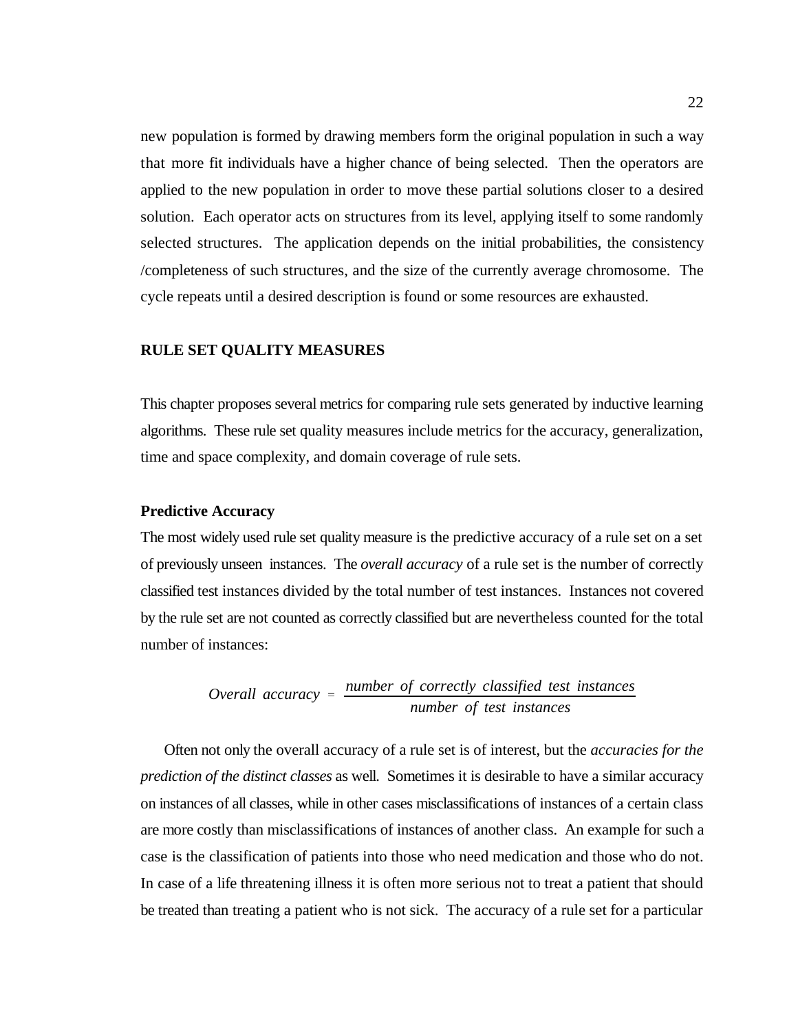new population is formed by drawing members form the original population in such a way that more fit individuals have a higher chance of being selected. Then the operators are applied to the new population in order to move these partial solutions closer to a desired solution. Each operator acts on structures from its level, applying itself to some randomly selected structures. The application depends on the initial probabilities, the consistency /completeness of such structures, and the size of the currently average chromosome. The cycle repeats until a desired description is found or some resources are exhausted.

## RULE SET QUALITY MEASURES

This chapter proposes several metrics for comparing rule sets generated by inductive learning algorithms. These rule set quality measures include metrics for the accuracy, generalization, time and space complexity, and domain coverage of rule sets.

### Predictive Accuracy

The most widely used rule set quality measure is the predictive accuracy of a rule set on a set of previously unseen instances. The *overall accuracy* of a rule set is the number of correctly classified test instances divided by the total number of test instances. Instances not covered by the rule set are not counted as correctly classified but are nevertheless counted for the total number of instances:

$$Overall\ accuracy = \frac{number\ of\ correctly\ classified\ test\ instances}{number\ of\ test\ instances}$$

Often not only the overall accuracy of a rule set is of interest, but the *accuracies for the prediction of the distinct classes* as well. Sometimes it is desirable to have a similar accuracy on instances of all classes, while in other cases misclassifications of instances of a certain class are more costly than misclassifications of instances of another class. An example for such a case is the classification of patients into those who need medication and those who do not. In case of a life threatening illness it is often more serious not to treat a patient that should be treated than treating a patient who is not sick. The accuracy of a rule set for a particular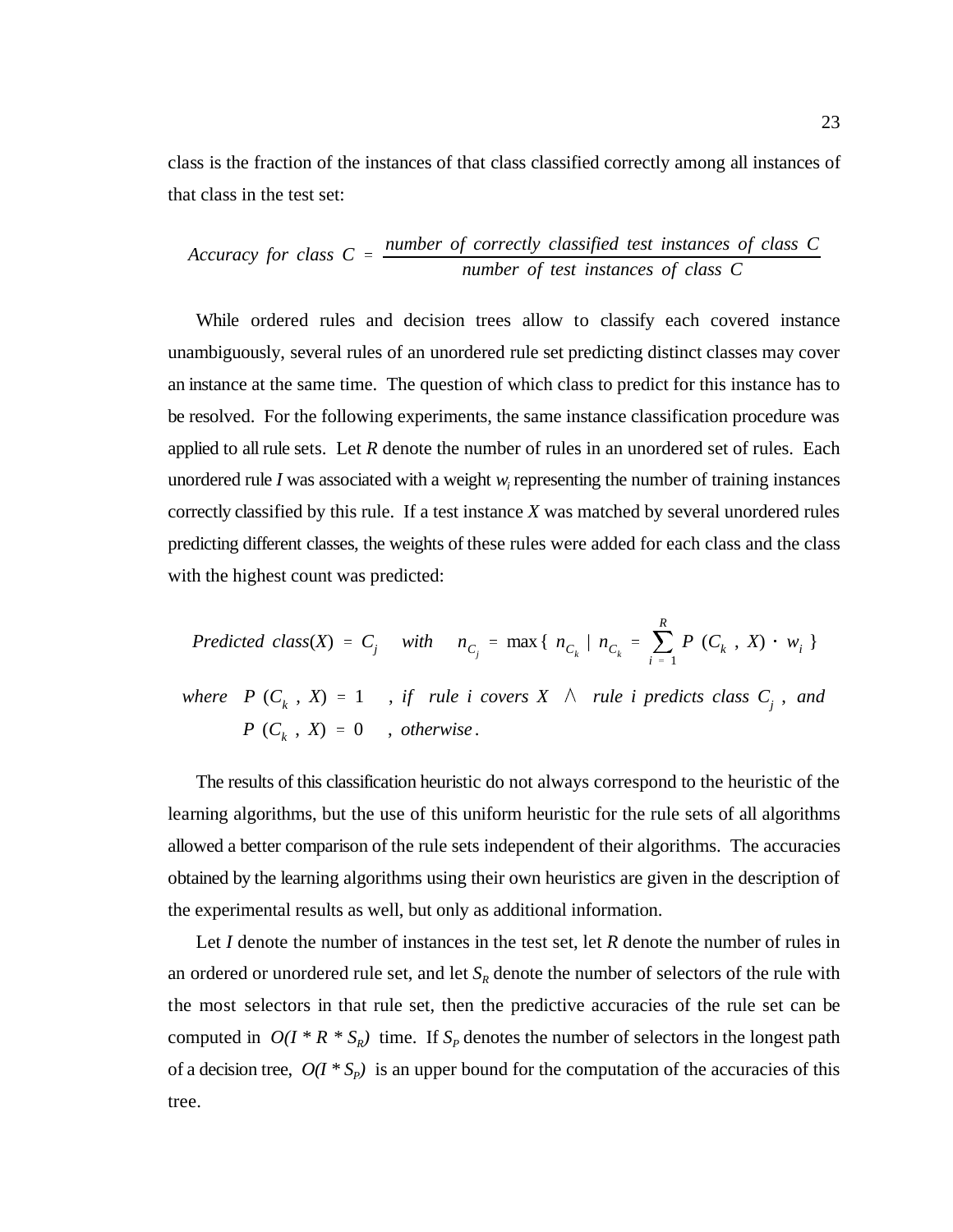class is the fraction of the instances of that class classified correctly among all instances of that class in the test set:

$$Accuracy\ for\ class\ C = \frac{number\ of\ correctly\ classified\ test\ instances\ of\ class\ C}{number\ of\ test\ instances\ of\ class\ C}$$

While ordered rules and decision trees allow to classify each covered instance unambiguously, several rules of an unordered rule set predicting distinct classes may cover an instance at the same time. The question of which class to predict for this instance has to be resolved. For the following experiments, the same instance classification procedure was applied to all rule sets. Let *R* denote the number of rules in an unordered set of rules. Each unordered rule *I* was associated with a weight $w_i$ representing the number of training instances correctly classified by this rule. If a test instance *X* was matched by several unordered rules predicting different classes, the weights of these rules were added for each class and the class with the highest count was predicted:

$$Predicted\ class(X) = C_j \quad with \quad n_{C_j} = \max\{\, n_{C_k} \mid n_{C_k} = \sum_{i=1}^{R} P\ (C_k\ ,\ X) \cdot w_i \,\}$$

$$where \quad P\ (C_k\ ,\ X) = 1 \quad ,\ if \quad rule\ i\ covers\ X\ \wedge\ rule\ i\ predicts\ class\ C_j\ ,\ and$$
$$P\ (C_k\ ,\ X) = 0 \quad ,\ otherwise.$$

The results of this classification heuristic do not always correspond to the heuristic of the learning algorithms, but the use of this uniform heuristic for the rule sets of all algorithms allowed a better comparison of the rule sets independent of their algorithms. The accuracies obtained by the learning algorithms using their own heuristics are given in the description of the experimental results as well, but only as additional information.

Let *I* denote the number of instances in the test set, let *R* denote the number of rules in an ordered or unordered rule set, and let $S_R$ denote the number of selectors of the rule with the most selectors in that rule set, then the predictive accuracies of the rule set can be computed in $O(I * R * S_R)$ time. If $S_P$ denotes the number of selectors in the longest path of a decision tree, $O(I * S_P)$ is an upper bound for the computation of the accuracies of this tree.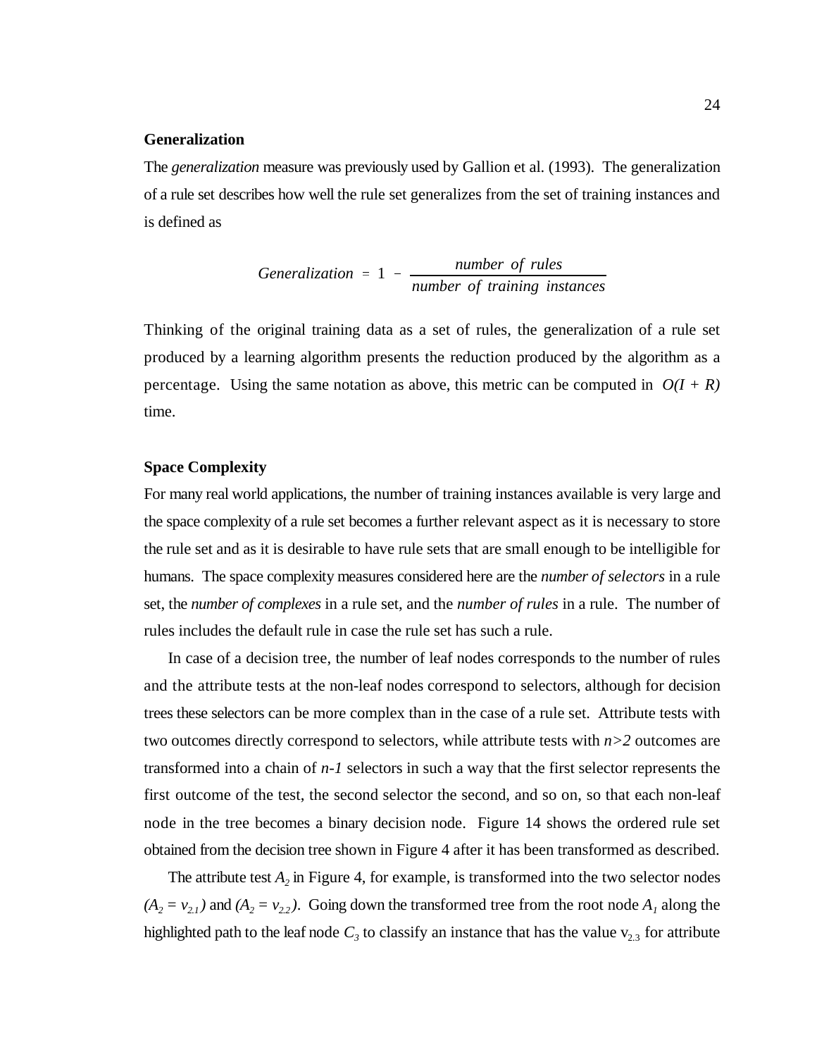### Generalization

The *generalization* measure was previously used by Gallion et al. (1993). The generalization of a rule set describes how well the rule set generalizes from the set of training instances and is defined as

$$Generalization = 1 - \frac{number\ of\ rules}{number\ of\ training\ instances}$$

Thinking of the original training data as a set of rules, the generalization of a rule set produced by a learning algorithm presents the reduction produced by the algorithm as a percentage. Using the same notation as above, this metric can be computed in $O(I + R)$ time.

### Space Complexity

For many real world applications, the number of training instances available is very large and the space complexity of a rule set becomes a further relevant aspect as it is necessary to store the rule set and as it is desirable to have rule sets that are small enough to be intelligible for humans. The space complexity measures considered here are the *number of selectors* in a rule set, the *number of complexes* in a rule set, and the *number of rules* in a rule. The number of rules includes the default rule in case the rule set has such a rule.

In case of a decision tree, the number of leaf nodes corresponds to the number of rules and the attribute tests at the non-leaf nodes correspond to selectors, although for decision trees these selectors can be more complex than in the case of a rule set. Attribute tests with two outcomes directly correspond to selectors, while attribute tests with $n>2$ outcomes are transformed into a chain of $n-1$ selectors in such a way that the first selector represents the first outcome of the test, the second selector the second, and so on, so that each non-leaf node in the tree becomes a binary decision node. Figure 14 shows the ordered rule set obtained from the decision tree shown in Figure 4 after it has been transformed as described.

The attribute test $A_2$ in Figure 4, for example, is transformed into the two selector nodes $(A_2 = v_{2.1})$ and $(A_2 = v_{2.2})$. Going down the transformed tree from the root node $A_1$ along the highlighted path to the leaf node $C_3$ to classify an instance that has the value $v_{2.3}$ for attribute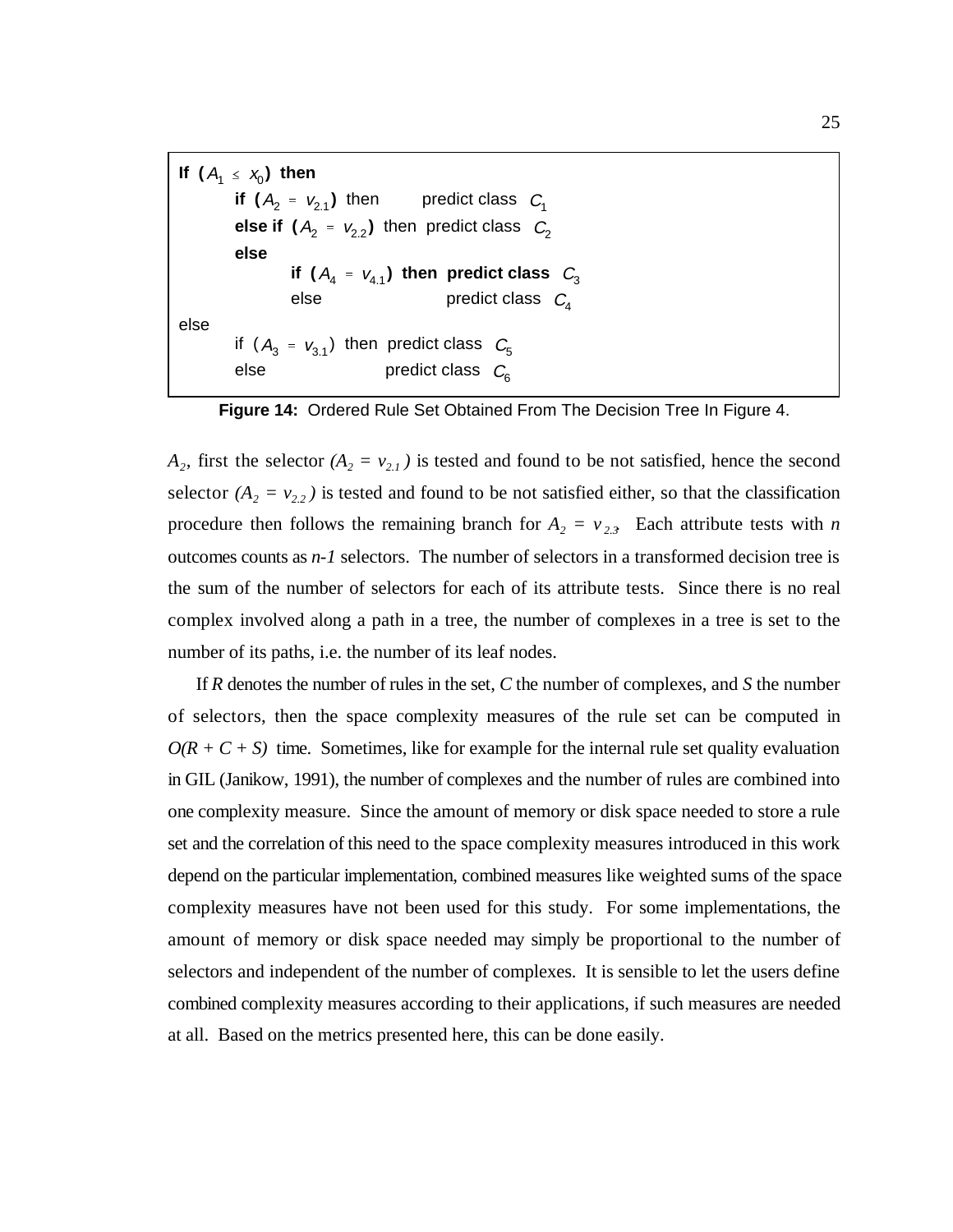```
If (A_1 ≤ x_0) then
        if (A_2 = v_2.1) then        predict class C_1
        else if (A_2 = v_2.2) then  predict class C_2
        else
                if (A_4 = v_4.1) then  predict class C_3
                else                   predict class C_4
else
        if (A_3 = v_3.1) then  predict class C_5
        else                   predict class C_6
```

**Figure 14:** Ordered Rule Set Obtained From The Decision Tree In Figure 4.

$A_2$, first the selector $(A_2 = v_{2.1})$ is tested and found to be not satisfied, hence the second selector $(A_2 = v_{2.2})$ is tested and found to be not satisfied either, so that the classification procedure then follows the remaining branch for $A_2 = v_{2.3}$. Each attribute tests with $n$ outcomes counts as $n$-$1$ selectors. The number of selectors in a transformed decision tree is the sum of the number of selectors for each of its attribute tests. Since there is no real complex involved along a path in a tree, the number of complexes in a tree is set to the number of its paths, i.e. the number of its leaf nodes.

If $R$ denotes the number of rules in the set, $C$ the number of complexes, and $S$ the number of selectors, then the space complexity measures of the rule set can be computed in $O(R + C + S)$ time. Sometimes, like for example for the internal rule set quality evaluation in GIL (Janikow, 1991), the number of complexes and the number of rules are combined into one complexity measure. Since the amount of memory or disk space needed to store a rule set and the correlation of this need to the space complexity measures introduced in this work depend on the particular implementation, combined measures like weighted sums of the space complexity measures have not been used for this study. For some implementations, the amount of memory or disk space needed may simply be proportional to the number of selectors and independent of the number of complexes. It is sensible to let the users define combined complexity measures according to their applications, if such measures are needed at all. Based on the metrics presented here, this can be done easily.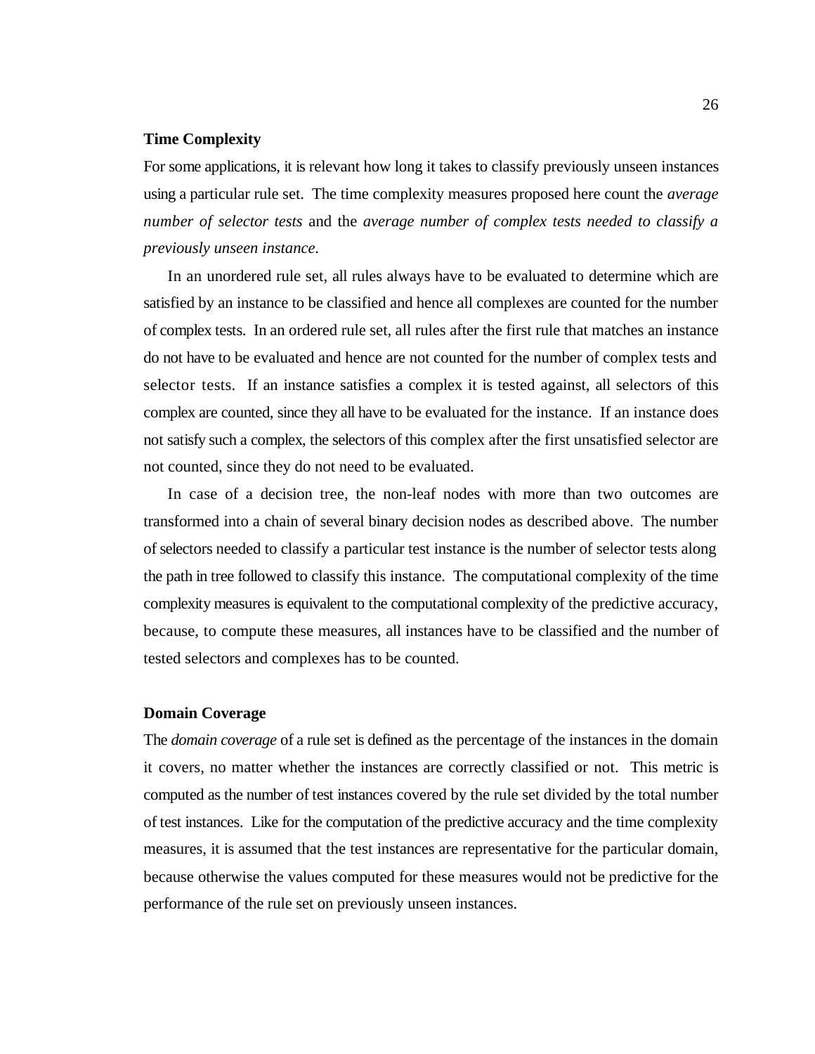**Time Complexity**

For some applications, it is relevant how long it takes to classify previously unseen instances using a particular rule set. The time complexity measures proposed here count the *average number of selector tests* and the *average number of complex tests needed to classify a previously unseen instance*.

In an unordered rule set, all rules always have to be evaluated to determine which are satisfied by an instance to be classified and hence all complexes are counted for the number of complex tests. In an ordered rule set, all rules after the first rule that matches an instance do not have to be evaluated and hence are not counted for the number of complex tests and selector tests. If an instance satisfies a complex it is tested against, all selectors of this complex are counted, since they all have to be evaluated for the instance. If an instance does not satisfy such a complex, the selectors of this complex after the first unsatisfied selector are not counted, since they do not need to be evaluated.

In case of a decision tree, the non-leaf nodes with more than two outcomes are transformed into a chain of several binary decision nodes as described above. The number of selectors needed to classify a particular test instance is the number of selector tests along the path in tree followed to classify this instance. The computational complexity of the time complexity measures is equivalent to the computational complexity of the predictive accuracy, because, to compute these measures, all instances have to be classified and the number of tested selectors and complexes has to be counted.

**Domain Coverage**

The *domain coverage* of a rule set is defined as the percentage of the instances in the domain it covers, no matter whether the instances are correctly classified or not. This metric is computed as the number of test instances covered by the rule set divided by the total number of test instances. Like for the computation of the predictive accuracy and the time complexity measures, it is assumed that the test instances are representative for the particular domain, because otherwise the values computed for these measures would not be predictive for the performance of the rule set on previously unseen instances.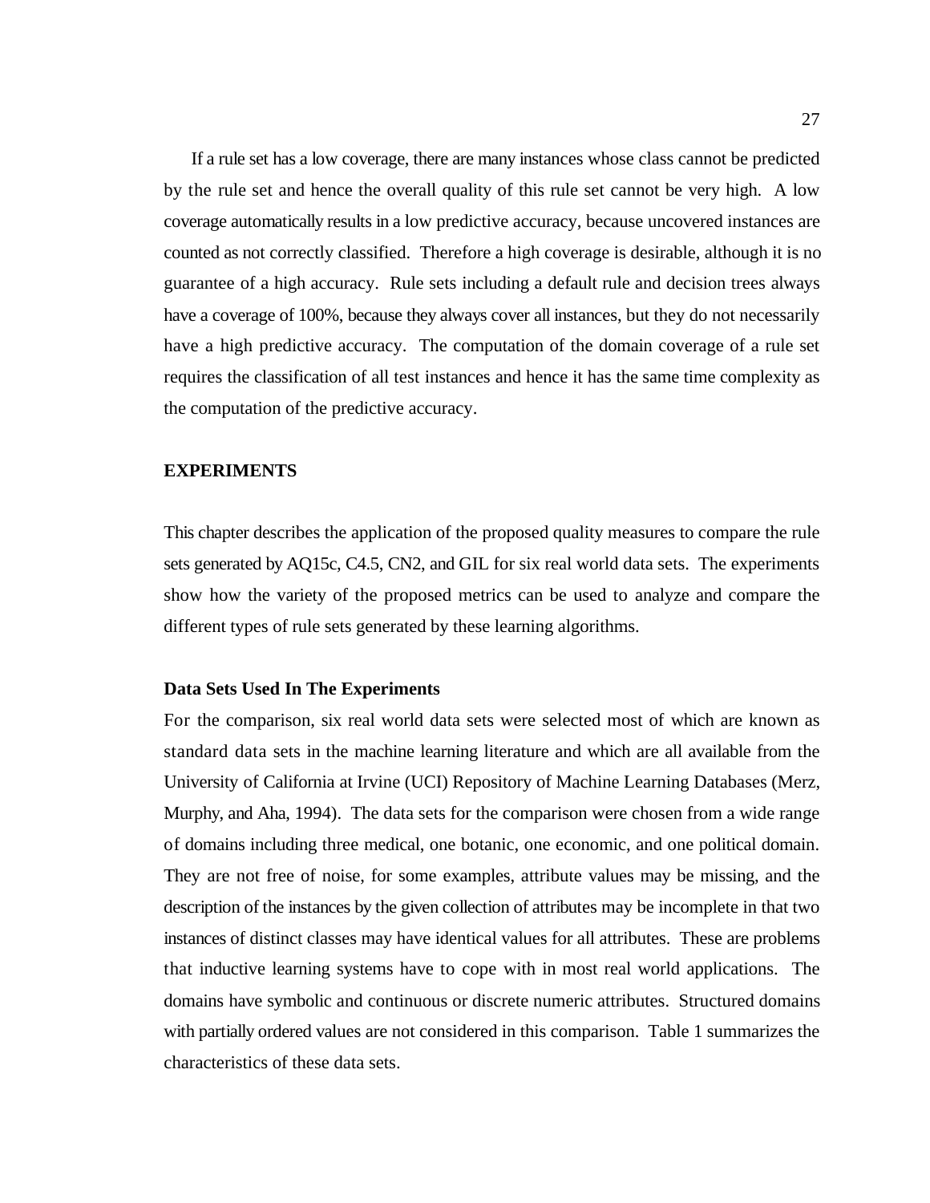If a rule set has a low coverage, there are many instances whose class cannot be predicted by the rule set and hence the overall quality of this rule set cannot be very high. A low coverage automatically results in a low predictive accuracy, because uncovered instances are counted as not correctly classified. Therefore a high coverage is desirable, although it is no guarantee of a high accuracy. Rule sets including a default rule and decision trees always have a coverage of 100%, because they always cover all instances, but they do not necessarily have a high predictive accuracy. The computation of the domain coverage of a rule set requires the classification of all test instances and hence it has the same time complexity as the computation of the predictive accuracy.

## EXPERIMENTS

This chapter describes the application of the proposed quality measures to compare the rule sets generated by AQ15c, C4.5, CN2, and GIL for six real world data sets. The experiments show how the variety of the proposed metrics can be used to analyze and compare the different types of rule sets generated by these learning algorithms.

### Data Sets Used In The Experiments

For the comparison, six real world data sets were selected most of which are known as standard data sets in the machine learning literature and which are all available from the University of California at Irvine (UCI) Repository of Machine Learning Databases (Merz, Murphy, and Aha, 1994). The data sets for the comparison were chosen from a wide range of domains including three medical, one botanic, one economic, and one political domain. They are not free of noise, for some examples, attribute values may be missing, and the description of the instances by the given collection of attributes may be incomplete in that two instances of distinct classes may have identical values for all attributes. These are problems that inductive learning systems have to cope with in most real world applications. The domains have symbolic and continuous or discrete numeric attributes. Structured domains with partially ordered values are not considered in this comparison. Table 1 summarizes the characteristics of these data sets.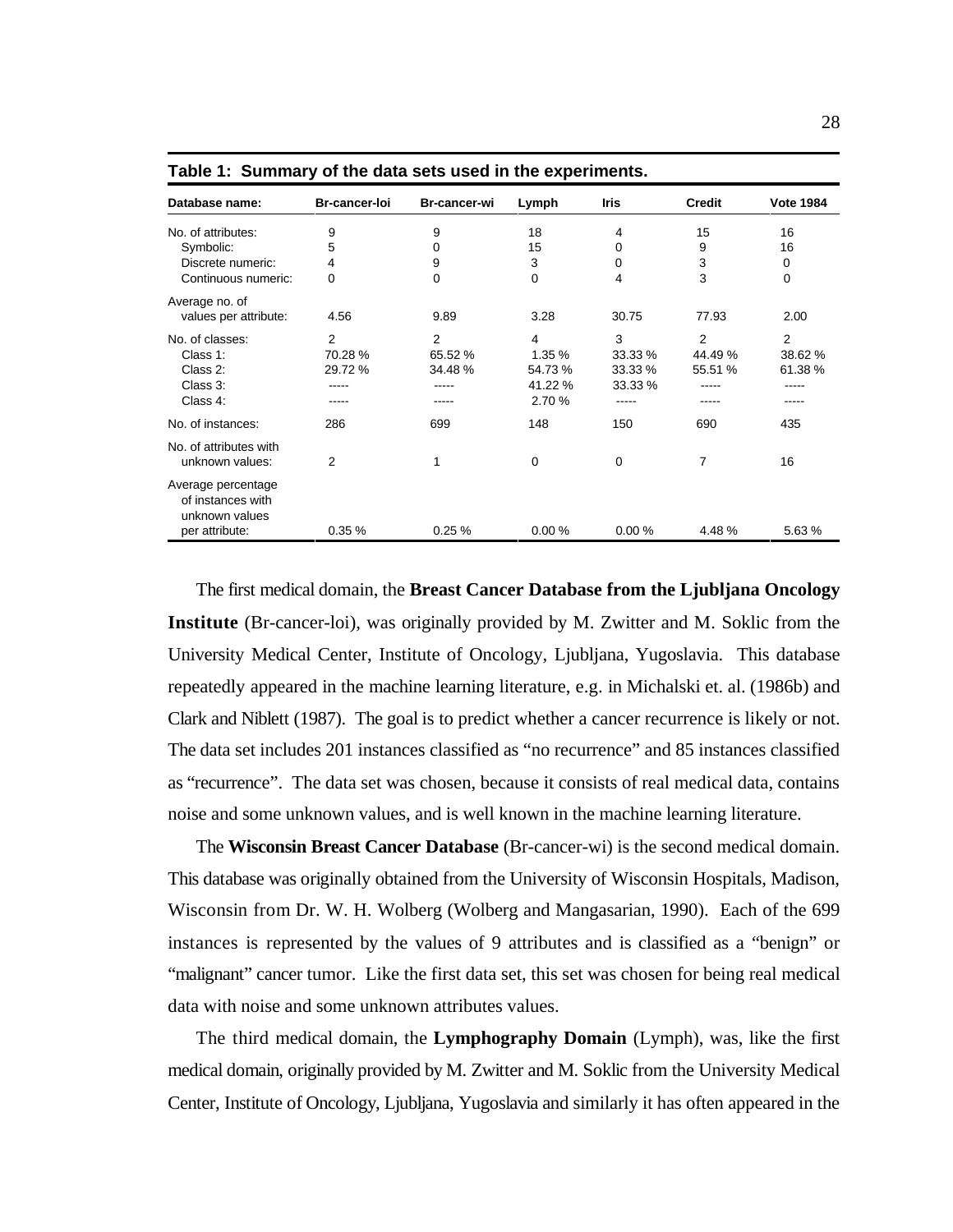**Table 1: Summary of the data sets used in the experiments.**

| Database name: | Br-cancer-loi | Br-cancer-wi | Lymph | Iris | Credit | Vote 1984 |
|---|---|---|---|---|---|---|
| No. of attributes: | 9 | 9 | 18 | 4 | 15 | 16 |
| Symbolic: | 5 | 0 | 15 | 0 | 9 | 16 |
| Discrete numeric: | 4 | 9 | 3 | 0 | 3 | 0 |
| Continuous numeric: | 0 | 0 | 0 | 4 | 3 | 0 |
| Average no. of values per attribute: | 4.56 | 9.89 | 3.28 | 30.75 | 77.93 | 2.00 |
| No. of classes: | 2 | 2 | 4 | 3 | 2 | 2 |
| Class 1: | 70.28 % | 65.52 % | 1.35 % | 33.33 % | 44.49 % | 38.62 % |
| Class 2: | 29.72 % | 34.48 % | 54.73 % | 33.33 % | 55.51 % | 61.38 % |
| Class 3: | ----- | ----- | 41.22 % | 33.33 % | ----- | ----- |
| Class 4: | ----- | ----- | 2.70 % | ----- | ----- | ----- |
| No. of instances: | 286 | 699 | 148 | 150 | 690 | 435 |
| No. of attributes with unknown values: | 2 | 1 | 0 | 0 | 7 | 16 |
| Average percentage of instances with unknown values per attribute: | 0.35 % | 0.25 % | 0.00 % | 0.00 % | 4.48 % | 5.63 % |

The first medical domain, the **Breast Cancer Database from the Ljubljana Oncology Institute** (Br-cancer-loi), was originally provided by M. Zwitter and M. Soklic from the University Medical Center, Institute of Oncology, Ljubljana, Yugoslavia. This database repeatedly appeared in the machine learning literature, e.g. in Michalski et. al. (1986b) and Clark and Niblett (1987). The goal is to predict whether a cancer recurrence is likely or not. The data set includes 201 instances classified as "no recurrence" and 85 instances classified as "recurrence". The data set was chosen, because it consists of real medical data, contains noise and some unknown values, and is well known in the machine learning literature.

The **Wisconsin Breast Cancer Database** (Br-cancer-wi) is the second medical domain. This database was originally obtained from the University of Wisconsin Hospitals, Madison, Wisconsin from Dr. W. H. Wolberg (Wolberg and Mangasarian, 1990). Each of the 699 instances is represented by the values of 9 attributes and is classified as a "benign" or "malignant" cancer tumor. Like the first data set, this set was chosen for being real medical data with noise and some unknown attributes values.

The third medical domain, the **Lymphography Domain** (Lymph), was, like the first medical domain, originally provided by M. Zwitter and M. Soklic from the University Medical Center, Institute of Oncology, Ljubljana, Yugoslavia and similarly it has often appeared in the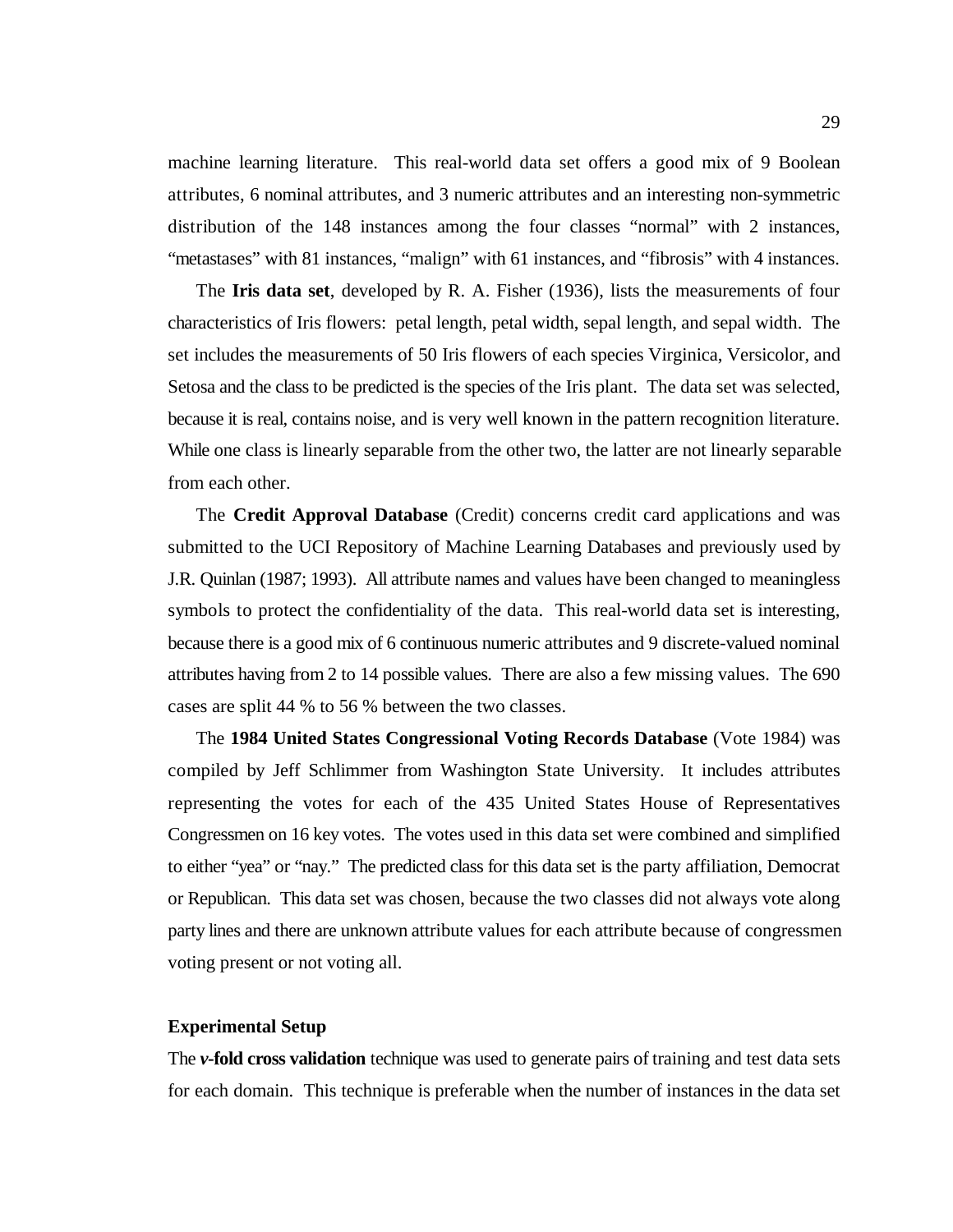machine learning literature. This real-world data set offers a good mix of 9 Boolean attributes, 6 nominal attributes, and 3 numeric attributes and an interesting non-symmetric distribution of the 148 instances among the four classes "normal" with 2 instances, "metastases" with 81 instances, "malign" with 61 instances, and "fibrosis" with 4 instances.

The **Iris data set**, developed by R. A. Fisher (1936), lists the measurements of four characteristics of Iris flowers: petal length, petal width, sepal length, and sepal width. The set includes the measurements of 50 Iris flowers of each species Virginica, Versicolor, and Setosa and the class to be predicted is the species of the Iris plant. The data set was selected, because it is real, contains noise, and is very well known in the pattern recognition literature. While one class is linearly separable from the other two, the latter are not linearly separable from each other.

The **Credit Approval Database** (Credit) concerns credit card applications and was submitted to the UCI Repository of Machine Learning Databases and previously used by J.R. Quinlan (1987; 1993). All attribute names and values have been changed to meaningless symbols to protect the confidentiality of the data. This real-world data set is interesting, because there is a good mix of 6 continuous numeric attributes and 9 discrete-valued nominal attributes having from 2 to 14 possible values. There are also a few missing values. The 690 cases are split 44 % to 56 % between the two classes.

The **1984 United States Congressional Voting Records Database** (Vote 1984) was compiled by Jeff Schlimmer from Washington State University. It includes attributes representing the votes for each of the 435 United States House of Representatives Congressmen on 16 key votes. The votes used in this data set were combined and simplified to either "yea" or "nay." The predicted class for this data set is the party affiliation, Democrat or Republican. This data set was chosen, because the two classes did not always vote along party lines and there are unknown attribute values for each attribute because of congressmen voting present or not voting all.

#### Experimental Setup

The ***v*-fold cross validation** technique was used to generate pairs of training and test data sets for each domain. This technique is preferable when the number of instances in the data set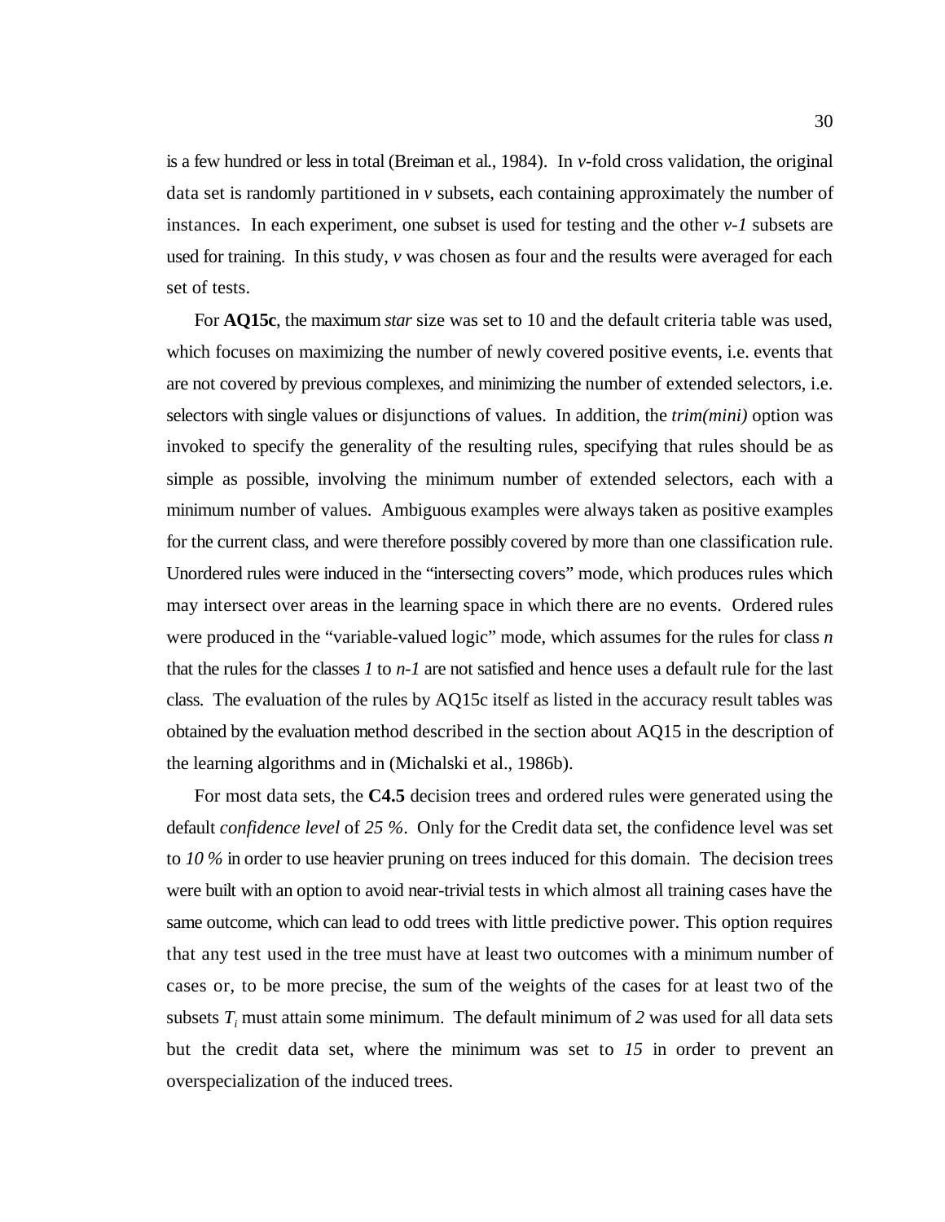is a few hundred or less in total (Breiman et al., 1984). In *v*-fold cross validation, the original data set is randomly partitioned in *v* subsets, each containing approximately the number of instances. In each experiment, one subset is used for testing and the other *v-1* subsets are used for training. In this study, *v* was chosen as four and the results were averaged for each set of tests.

For **AQ15c**, the maximum *star* size was set to 10 and the default criteria table was used, which focuses on maximizing the number of newly covered positive events, i.e. events that are not covered by previous complexes, and minimizing the number of extended selectors, i.e. selectors with single values or disjunctions of values. In addition, the *trim(mini)* option was invoked to specify the generality of the resulting rules, specifying that rules should be as simple as possible, involving the minimum number of extended selectors, each with a minimum number of values. Ambiguous examples were always taken as positive examples for the current class, and were therefore possibly covered by more than one classification rule. Unordered rules were induced in the "intersecting covers" mode, which produces rules which may intersect over areas in the learning space in which there are no events. Ordered rules were produced in the "variable-valued logic" mode, which assumes for the rules for class *n* that the rules for the classes *1* to *n-1* are not satisfied and hence uses a default rule for the last class. The evaluation of the rules by AQ15c itself as listed in the accuracy result tables was obtained by the evaluation method described in the section about AQ15 in the description of the learning algorithms and in (Michalski et al., 1986b).

For most data sets, the **C4.5** decision trees and ordered rules were generated using the default *confidence level* of *25 %*. Only for the Credit data set, the confidence level was set to *10 %* in order to use heavier pruning on trees induced for this domain. The decision trees were built with an option to avoid near-trivial tests in which almost all training cases have the same outcome, which can lead to odd trees with little predictive power. This option requires that any test used in the tree must have at least two outcomes with a minimum number of cases or, to be more precise, the sum of the weights of the cases for at least two of the subsets $T_i$ must attain some minimum. The default minimum of *2* was used for all data sets but the credit data set, where the minimum was set to *15* in order to prevent an overspecialization of the induced trees.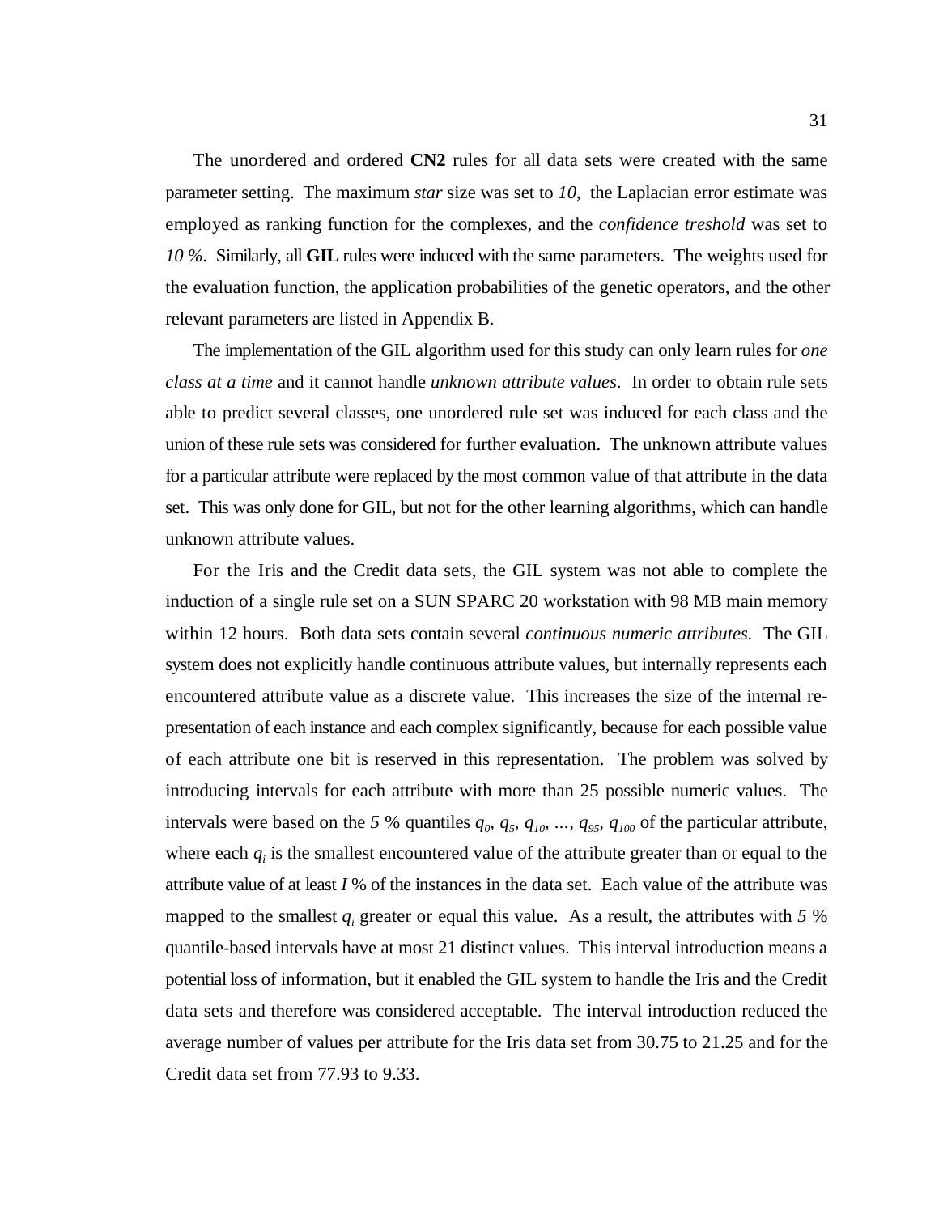The unordered and ordered **CN2** rules for all data sets were created with the same parameter setting. The maximum *star* size was set to *10*, the Laplacian error estimate was employed as ranking function for the complexes, and the *confidence treshold* was set to *10 %*. Similarly, all **GIL** rules were induced with the same parameters. The weights used for the evaluation function, the application probabilities of the genetic operators, and the other relevant parameters are listed in Appendix B.

The implementation of the GIL algorithm used for this study can only learn rules for *one class at a time* and it cannot handle *unknown attribute values*. In order to obtain rule sets able to predict several classes, one unordered rule set was induced for each class and the union of these rule sets was considered for further evaluation. The unknown attribute values for a particular attribute were replaced by the most common value of that attribute in the data set. This was only done for GIL, but not for the other learning algorithms, which can handle unknown attribute values.

For the Iris and the Credit data sets, the GIL system was not able to complete the induction of a single rule set on a SUN SPARC 20 workstation with 98 MB main memory within 12 hours. Both data sets contain several *continuous numeric attributes*. The GIL system does not explicitly handle continuous attribute values, but internally represents each encountered attribute value as a discrete value. This increases the size of the internal representation of each instance and each complex significantly, because for each possible value of each attribute one bit is reserved in this representation. The problem was solved by introducing intervals for each attribute with more than 25 possible numeric values. The intervals were based on the *5* % quantiles $q_0, q_5, q_{10}, \ldots, q_{95}, q_{100}$ of the particular attribute, where each $q_i$ is the smallest encountered value of the attribute greater than or equal to the attribute value of at least *I* % of the instances in the data set. Each value of the attribute was mapped to the smallest $q_i$ greater or equal this value. As a result, the attributes with *5* % quantile-based intervals have at most 21 distinct values. This interval introduction means a potential loss of information, but it enabled the GIL system to handle the Iris and the Credit data sets and therefore was considered acceptable. The interval introduction reduced the average number of values per attribute for the Iris data set from 30.75 to 21.25 and for the Credit data set from 77.93 to 9.33.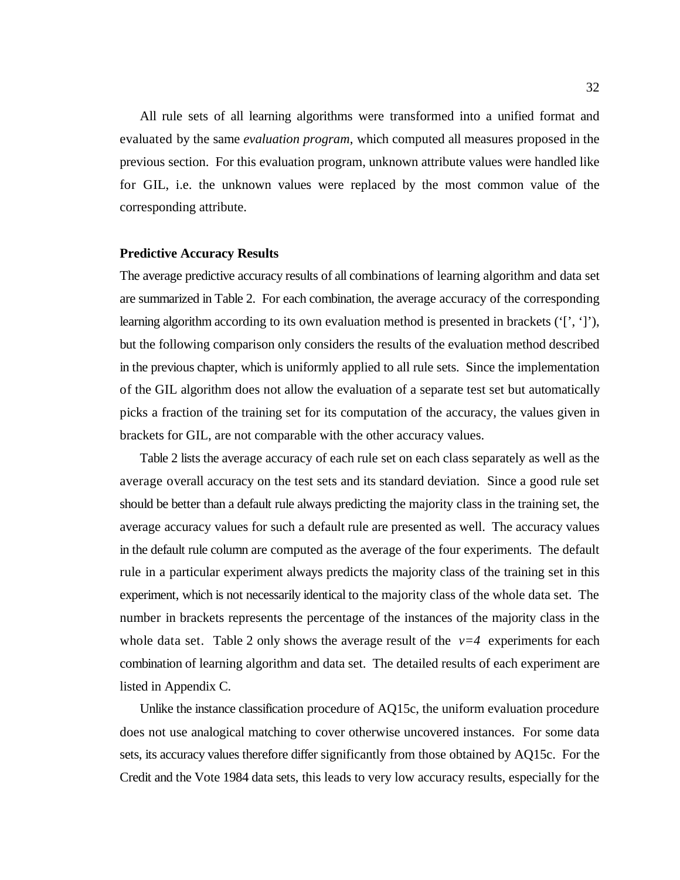All rule sets of all learning algorithms were transformed into a unified format and evaluated by the same *evaluation program*, which computed all measures proposed in the previous section. For this evaluation program, unknown attribute values were handled like for GIL, i.e. the unknown values were replaced by the most common value of the corresponding attribute.

**Predictive Accuracy Results**

The average predictive accuracy results of all combinations of learning algorithm and data set are summarized in Table 2. For each combination, the average accuracy of the corresponding learning algorithm according to its own evaluation method is presented in brackets ('[', ']'), but the following comparison only considers the results of the evaluation method described in the previous chapter, which is uniformly applied to all rule sets. Since the implementation of the GIL algorithm does not allow the evaluation of a separate test set but automatically picks a fraction of the training set for its computation of the accuracy, the values given in brackets for GIL, are not comparable with the other accuracy values.

Table 2 lists the average accuracy of each rule set on each class separately as well as the average overall accuracy on the test sets and its standard deviation. Since a good rule set should be better than a default rule always predicting the majority class in the training set, the average accuracy values for such a default rule are presented as well. The accuracy values in the default rule column are computed as the average of the four experiments. The default rule in a particular experiment always predicts the majority class of the training set in this experiment, which is not necessarily identical to the majority class of the whole data set. The number in brackets represents the percentage of the instances of the majority class in the whole data set. Table 2 only shows the average result of the $v=4$ experiments for each combination of learning algorithm and data set. The detailed results of each experiment are listed in Appendix C.

Unlike the instance classification procedure of AQ15c, the uniform evaluation procedure does not use analogical matching to cover otherwise uncovered instances. For some data sets, its accuracy values therefore differ significantly from those obtained by AQ15c. For the Credit and the Vote 1984 data sets, this leads to very low accuracy results, especially for the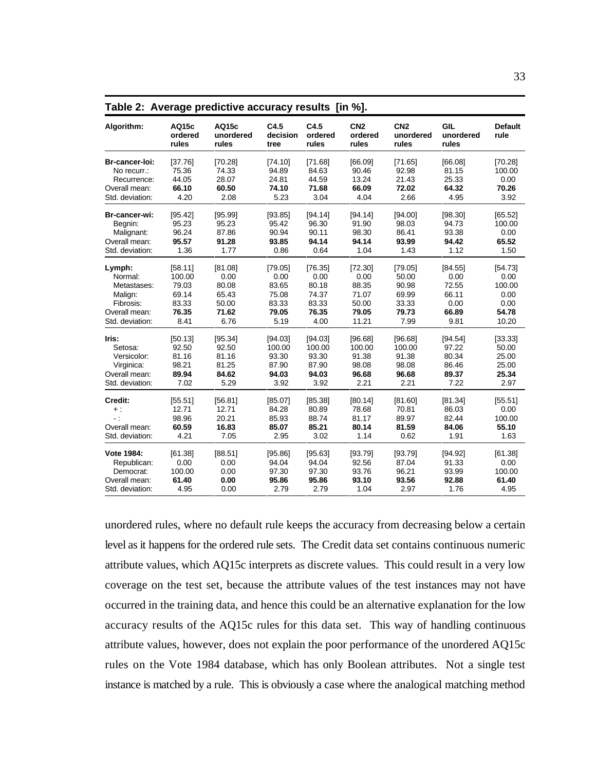**Table 2: Average predictive accuracy results [in %].**

| Algorithm: | AQ15c ordered rules | AQ15c unordered rules | C4.5 decision tree | C4.5 ordered rules | CN2 ordered rules | CN2 unordered rules | GIL unordered rules | Default rule |
|---|---|---|---|---|---|---|---|---|
| **Br-cancer-loi:** | [37.76] | [70.28] | [74.10] | [71.68] | [66.09] | [71.65] | [66.08] | [70.28] |
| No recurr.: | 75.36 | 74.33 | 94.89 | 84.63 | 90.46 | 92.98 | 81.15 | 100.00 |
| Recurrence: | 44.05 | 28.07 | 24.81 | 44.59 | 13.24 | 21.43 | 25.33 | 0.00 |
| Overall mean: | **66.10** | **60.50** | **74.10** | **71.68** | **66.09** | **72.02** | **64.32** | **70.26** |
| Std. deviation: | 4.20 | 2.08 | 5.23 | 3.04 | 4.04 | 2.66 | 4.95 | 3.92 |
| **Br-cancer-wi:** | [95.42] | [95.99] | [93.85] | [94.14] | [94.14] | [94.00] | [98.30] | [65.52] |
| Begnin: | 95.23 | 95.23 | 95.42 | 96.30 | 91.90 | 98.03 | 94.73 | 100.00 |
| Malignant: | 96.24 | 87.86 | 90.94 | 90.11 | 98.30 | 86.41 | 93.38 | 0.00 |
| Overall mean: | **95.57** | **91.28** | **93.85** | **94.14** | **94.14** | **93.99** | **94.42** | **65.52** |
| Std. deviation: | 1.36 | 1.77 | 0.86 | 0.64 | 1.04 | 1.43 | 1.12 | 1.50 |
| **Lymph:** | [58.11] | [81.08] | [79.05] | [76.35] | [72.30] | [79.05] | [84.55] | [54.73] |
| Normal: | 100.00 | 0.00 | 0.00 | 0.00 | 0.00 | 50.00 | 0.00 | 0.00 |
| Metastases: | 79.03 | 80.08 | 83.65 | 80.18 | 88.35 | 90.98 | 72.55 | 100.00 |
| Malign: | 69.14 | 65.43 | 75.08 | 74.37 | 71.07 | 69.99 | 66.11 | 0.00 |
| Fibrosis: | 83.33 | 50.00 | 83.33 | 83.33 | 50.00 | 33.33 | 0.00 | 0.00 |
| Overall mean: | **76.35** | **71.62** | **79.05** | **76.35** | **79.05** | **79.73** | **66.89** | **54.78** |
| Std. deviation: | 8.41 | 6.76 | 5.19 | 4.00 | 11.21 | 7.99 | 9.81 | 10.20 |
| **Iris:** | [50.13] | [95.34] | [94.03] | [94.03] | [96.68] | [96.68] | [94.54] | [33.33] |
| Setosa: | 92.50 | 92.50 | 100.00 | 100.00 | 100.00 | 100.00 | 97.22 | 50.00 |
| Versicolor: | 81.16 | 81.16 | 93.30 | 93.30 | 91.38 | 91.38 | 80.34 | 25.00 |
| Virginica: | 98.21 | 81.25 | 87.90 | 87.90 | 98.08 | 98.08 | 86.46 | 25.00 |
| Overall mean: | **89.94** | **84.62** | **94.03** | **94.03** | **96.68** | **96.68** | **89.37** | **25.34** |
| Std. deviation: | 7.02 | 5.29 | 3.92 | 3.92 | 2.21 | 2.21 | 7.22 | 2.97 |
| **Credit:** | [55.51] | [56.81] | [85.07] | [85.38] | [80.14] | [81.60] | [81.34] | [55.51] |
| + : | 12.71 | 12.71 | 84.28 | 80.89 | 78.68 | 70.81 | 86.03 | 0.00 |
| - : | 98.96 | 20.21 | 85.93 | 88.74 | 81.17 | 89.97 | 82.44 | 100.00 |
| Overall mean: | **60.59** | **16.83** | **85.07** | **85.21** | **80.14** | **81.59** | **84.06** | **55.10** |
| Std. deviation: | 4.21 | 7.05 | 2.95 | 3.02 | 1.14 | 0.62 | 1.91 | 1.63 |
| **Vote 1984:** | [61.38] | [88.51] | [95.86] | [95.63] | [93.79] | [93.79] | [94.92] | [61.38] |
| Republican: | 0.00 | 0.00 | 94.04 | 94.04 | 92.56 | 87.04 | 91.33 | 0.00 |
| Democrat: | 100.00 | 0.00 | 97.30 | 97.30 | 93.76 | 96.21 | 93.99 | 100.00 |
| Overall mean: | **61.40** | **0.00** | **95.86** | **95.86** | **93.10** | **93.56** | **92.88** | **61.40** |
| Std. deviation: | 4.95 | 0.00 | 2.79 | 2.79 | 1.04 | 2.97 | 1.76 | 4.95 |

unordered rules, where no default rule keeps the accuracy from decreasing below a certain level as it happens for the ordered rule sets. The Credit data set contains continuous numeric attribute values, which AQ15c interprets as discrete values. This could result in a very low coverage on the test set, because the attribute values of the test instances may not have occurred in the training data, and hence this could be an alternative explanation for the low accuracy results of the AQ15c rules for this data set. This way of handling continuous attribute values, however, does not explain the poor performance of the unordered AQ15c rules on the Vote 1984 database, which has only Boolean attributes. Not a single test instance is matched by a rule. This is obviously a case where the analogical matching method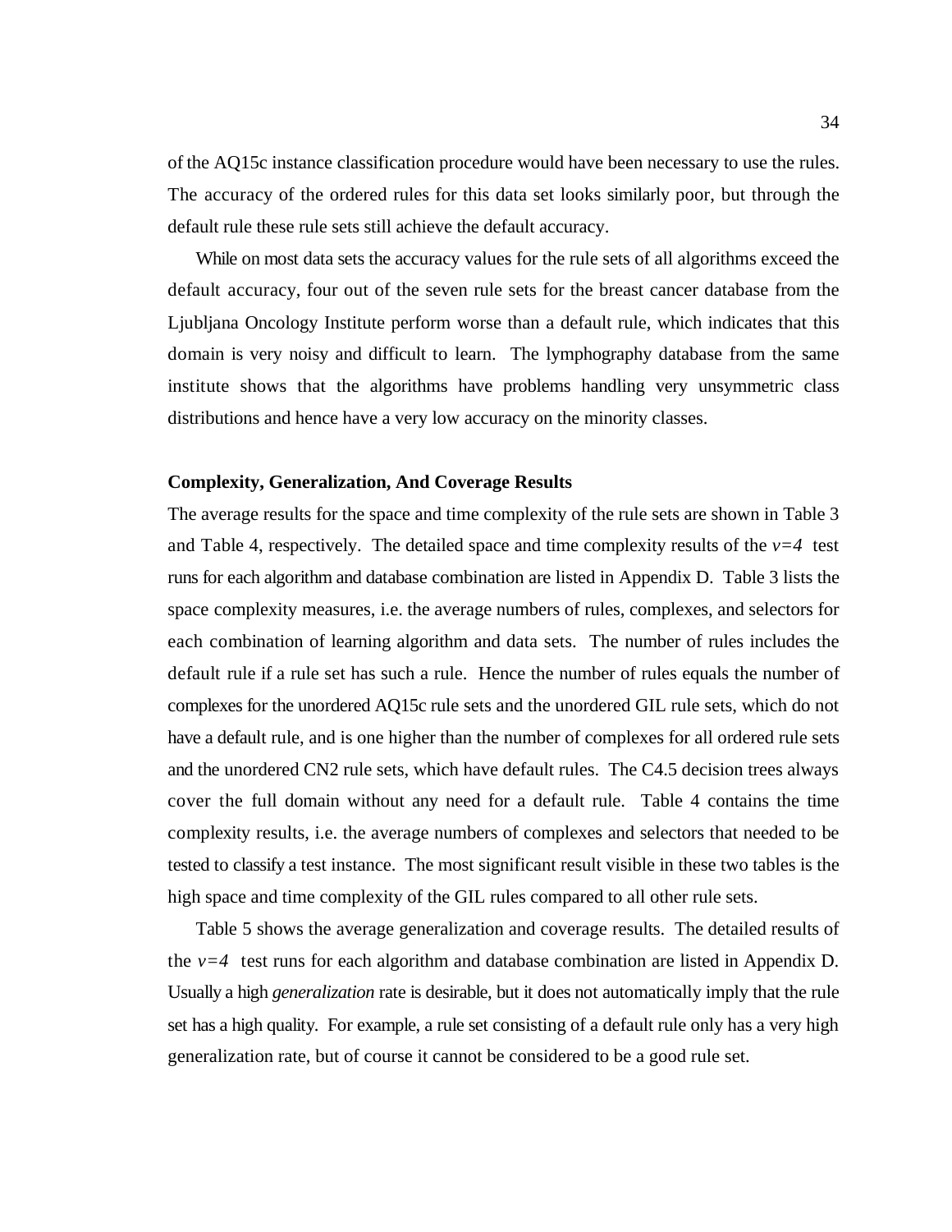of the AQ15c instance classification procedure would have been necessary to use the rules. The accuracy of the ordered rules for this data set looks similarly poor, but through the default rule these rule sets still achieve the default accuracy.

While on most data sets the accuracy values for the rule sets of all algorithms exceed the default accuracy, four out of the seven rule sets for the breast cancer database from the Ljubljana Oncology Institute perform worse than a default rule, which indicates that this domain is very noisy and difficult to learn. The lymphography database from the same institute shows that the algorithms have problems handling very unsymmetric class distributions and hence have a very low accuracy on the minority classes.

**Complexity, Generalization, And Coverage Results**

The average results for the space and time complexity of the rule sets are shown in Table 3 and Table 4, respectively. The detailed space and time complexity results of the $v=4$ test runs for each algorithm and database combination are listed in Appendix D. Table 3 lists the space complexity measures, i.e. the average numbers of rules, complexes, and selectors for each combination of learning algorithm and data sets. The number of rules includes the default rule if a rule set has such a rule. Hence the number of rules equals the number of complexes for the unordered AQ15c rule sets and the unordered GIL rule sets, which do not have a default rule, and is one higher than the number of complexes for all ordered rule sets and the unordered CN2 rule sets, which have default rules. The C4.5 decision trees always cover the full domain without any need for a default rule. Table 4 contains the time complexity results, i.e. the average numbers of complexes and selectors that needed to be tested to classify a test instance. The most significant result visible in these two tables is the high space and time complexity of the GIL rules compared to all other rule sets.

Table 5 shows the average generalization and coverage results. The detailed results of the $v=4$ test runs for each algorithm and database combination are listed in Appendix D. Usually a high *generalization* rate is desirable, but it does not automatically imply that the rule set has a high quality. For example, a rule set consisting of a default rule only has a very high generalization rate, but of course it cannot be considered to be a good rule set.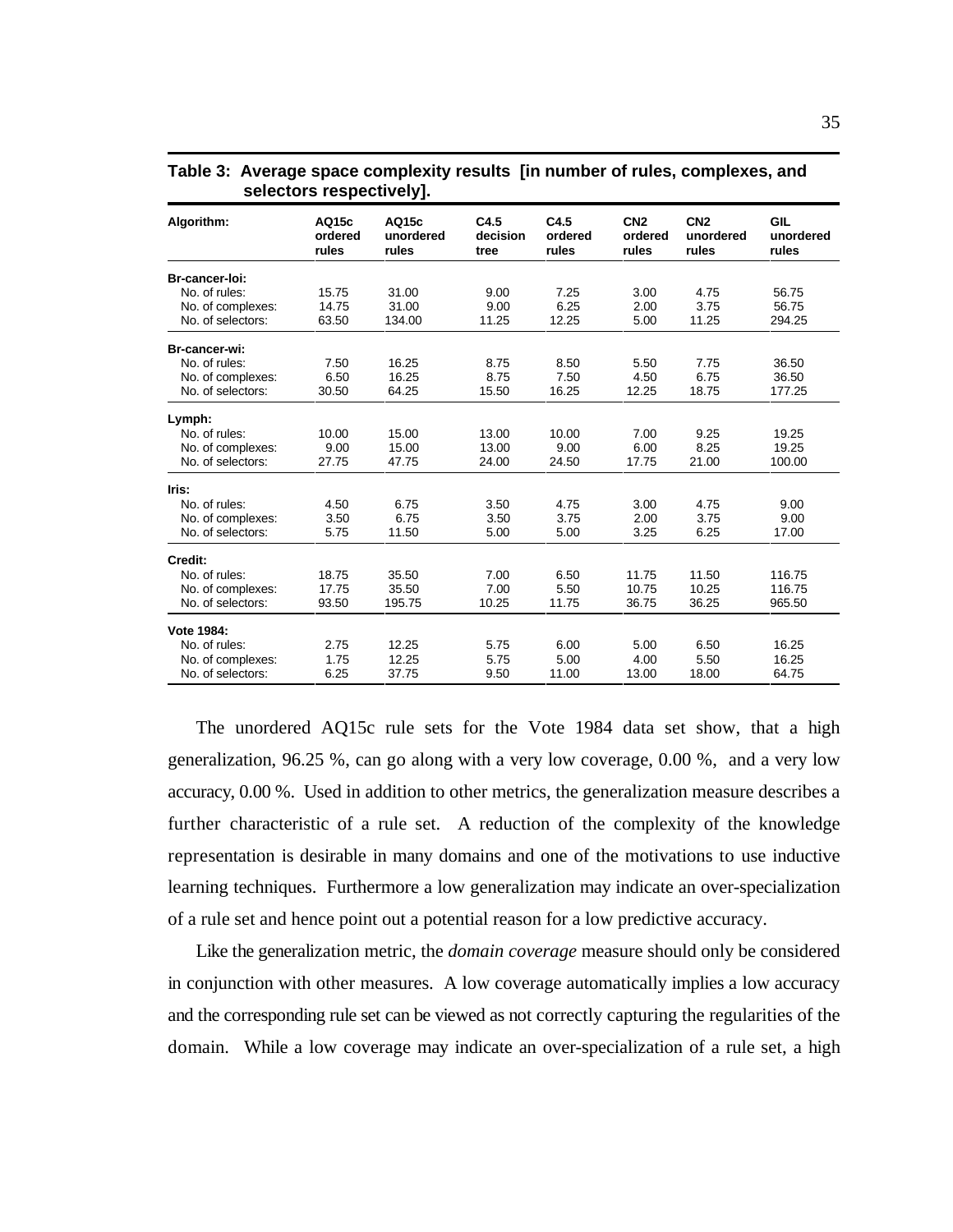**Table 3: Average space complexity results [in number of rules, complexes, and selectors respectively].**

| Algorithm: | AQ15c ordered rules | AQ15c unordered rules | C4.5 decision tree | C4.5 ordered rules | CN2 ordered rules | CN2 unordered rules | GIL unordered rules |
|---|---|---|---|---|---|---|---|
| **Br-cancer-loi:** | | | | | | | |
| No. of rules: | 15.75 | 31.00 | 9.00 | 7.25 | 3.00 | 4.75 | 56.75 |
| No. of complexes: | 14.75 | 31.00 | 9.00 | 6.25 | 2.00 | 3.75 | 56.75 |
| No. of selectors: | 63.50 | 134.00 | 11.25 | 12.25 | 5.00 | 11.25 | 294.25 |
| **Br-cancer-wi:** | | | | | | | |
| No. of rules: | 7.50 | 16.25 | 8.75 | 8.50 | 5.50 | 7.75 | 36.50 |
| No. of complexes: | 6.50 | 16.25 | 8.75 | 7.50 | 4.50 | 6.75 | 36.50 |
| No. of selectors: | 30.50 | 64.25 | 15.50 | 16.25 | 12.25 | 18.75 | 177.25 |
| **Lymph:** | | | | | | | |
| No. of rules: | 10.00 | 15.00 | 13.00 | 10.00 | 7.00 | 9.25 | 19.25 |
| No. of complexes: | 9.00 | 15.00 | 13.00 | 9.00 | 6.00 | 8.25 | 19.25 |
| No. of selectors: | 27.75 | 47.75 | 24.00 | 24.50 | 17.75 | 21.00 | 100.00 |
| **Iris:** | | | | | | | |
| No. of rules: | 4.50 | 6.75 | 3.50 | 4.75 | 3.00 | 4.75 | 9.00 |
| No. of complexes: | 3.50 | 6.75 | 3.50 | 3.75 | 2.00 | 3.75 | 9.00 |
| No. of selectors: | 5.75 | 11.50 | 5.00 | 5.00 | 3.25 | 6.25 | 17.00 |
| **Credit:** | | | | | | | |
| No. of rules: | 18.75 | 35.50 | 7.00 | 6.50 | 11.75 | 11.50 | 116.75 |
| No. of complexes: | 17.75 | 35.50 | 7.00 | 5.50 | 10.75 | 10.25 | 116.75 |
| No. of selectors: | 93.50 | 195.75 | 10.25 | 11.75 | 36.75 | 36.25 | 965.50 |
| **Vote 1984:** | | | | | | | |
| No. of rules: | 2.75 | 12.25 | 5.75 | 6.00 | 5.00 | 6.50 | 16.25 |
| No. of complexes: | 1.75 | 12.25 | 5.75 | 5.00 | 4.00 | 5.50 | 16.25 |
| No. of selectors: | 6.25 | 37.75 | 9.50 | 11.00 | 13.00 | 18.00 | 64.75 |

The unordered AQ15c rule sets for the Vote 1984 data set show, that a high generalization, 96.25 %, can go along with a very low coverage, 0.00 %, and a very low accuracy, 0.00 %. Used in addition to other metrics, the generalization measure describes a further characteristic of a rule set. A reduction of the complexity of the knowledge representation is desirable in many domains and one of the motivations to use inductive learning techniques. Furthermore a low generalization may indicate an over-specialization of a rule set and hence point out a potential reason for a low predictive accuracy.

Like the generalization metric, the *domain coverage* measure should only be considered in conjunction with other measures. A low coverage automatically implies a low accuracy and the corresponding rule set can be viewed as not correctly capturing the regularities of the domain. While a low coverage may indicate an over-specialization of a rule set, a high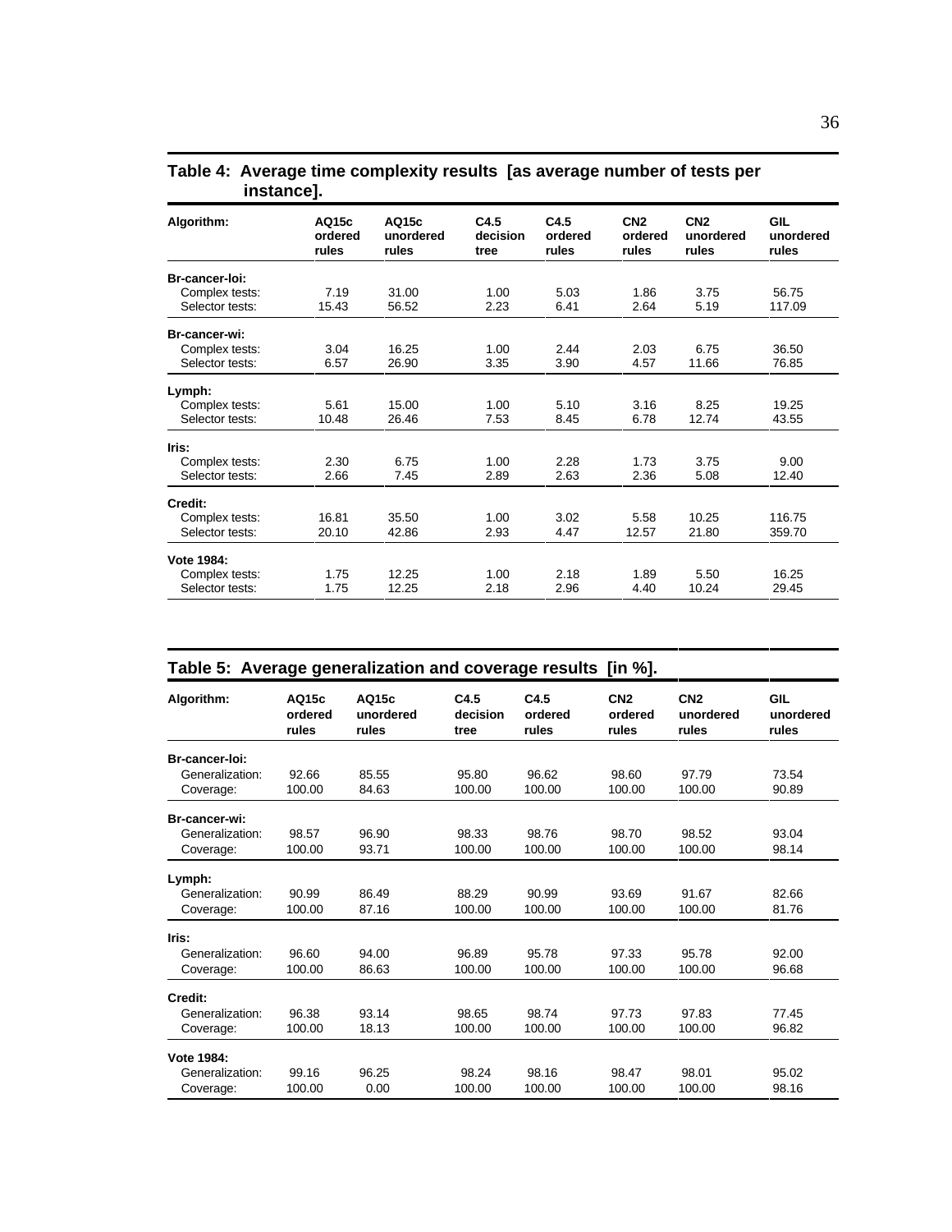**Table 4: Average time complexity results [as average number of tests per instance].**

| Algorithm: | AQ15c ordered rules | AQ15c unordered rules | C4.5 decision tree | C4.5 ordered rules | CN2 ordered rules | CN2 unordered rules | GIL unordered rules |
|---|---|---|---|---|---|---|---|
| **Br-cancer-loi:** | | | | | | | |
| Complex tests: | 7.19 | 31.00 | 1.00 | 5.03 | 1.86 | 3.75 | 56.75 |
| Selector tests: | 15.43 | 56.52 | 2.23 | 6.41 | 2.64 | 5.19 | 117.09 |
| **Br-cancer-wi:** | | | | | | | |
| Complex tests: | 3.04 | 16.25 | 1.00 | 2.44 | 2.03 | 6.75 | 36.50 |
| Selector tests: | 6.57 | 26.90 | 3.35 | 3.90 | 4.57 | 11.66 | 76.85 |
| **Lymph:** | | | | | | | |
| Complex tests: | 5.61 | 15.00 | 1.00 | 5.10 | 3.16 | 8.25 | 19.25 |
| Selector tests: | 10.48 | 26.46 | 7.53 | 8.45 | 6.78 | 12.74 | 43.55 |
| **Iris:** | | | | | | | |
| Complex tests: | 2.30 | 6.75 | 1.00 | 2.28 | 1.73 | 3.75 | 9.00 |
| Selector tests: | 2.66 | 7.45 | 2.89 | 2.63 | 2.36 | 5.08 | 12.40 |
| **Credit:** | | | | | | | |
| Complex tests: | 16.81 | 35.50 | 1.00 | 3.02 | 5.58 | 10.25 | 116.75 |
| Selector tests: | 20.10 | 42.86 | 2.93 | 4.47 | 12.57 | 21.80 | 359.70 |
| **Vote 1984:** | | | | | | | |
| Complex tests: | 1.75 | 12.25 | 1.00 | 2.18 | 1.89 | 5.50 | 16.25 |
| Selector tests: | 1.75 | 12.25 | 2.18 | 2.96 | 4.40 | 10.24 | 29.45 |

**Table 5: Average generalization and coverage results [in %].**

| Algorithm: | AQ15c ordered rules | AQ15c unordered rules | C4.5 decision tree | C4.5 ordered rules | CN2 ordered rules | CN2 unordered rules | GIL unordered rules |
|---|---|---|---|---|---|---|---|
| **Br-cancer-loi:** | | | | | | | |
| Generalization: | 92.66 | 85.55 | 95.80 | 96.62 | 98.60 | 97.79 | 73.54 |
| Coverage: | 100.00 | 84.63 | 100.00 | 100.00 | 100.00 | 100.00 | 90.89 |
| **Br-cancer-wi:** | | | | | | | |
| Generalization: | 98.57 | 96.90 | 98.33 | 98.76 | 98.70 | 98.52 | 93.04 |
| Coverage: | 100.00 | 93.71 | 100.00 | 100.00 | 100.00 | 100.00 | 98.14 |
| **Lymph:** | | | | | | | |
| Generalization: | 90.99 | 86.49 | 88.29 | 90.99 | 93.69 | 91.67 | 82.66 |
| Coverage: | 100.00 | 87.16 | 100.00 | 100.00 | 100.00 | 100.00 | 81.76 |
| **Iris:** | | | | | | | |
| Generalization: | 96.60 | 94.00 | 96.89 | 95.78 | 97.33 | 95.78 | 92.00 |
| Coverage: | 100.00 | 86.63 | 100.00 | 100.00 | 100.00 | 100.00 | 96.68 |
| **Credit:** | | | | | | | |
| Generalization: | 96.38 | 93.14 | 98.65 | 98.74 | 97.73 | 97.83 | 77.45 |
| Coverage: | 100.00 | 18.13 | 100.00 | 100.00 | 100.00 | 100.00 | 96.82 |
| **Vote 1984:** | | | | | | | |
| Generalization: | 99.16 | 96.25 | 98.24 | 98.16 | 98.47 | 98.01 | 95.02 |
| Coverage: | 100.00 | 0.00 | 100.00 | 100.00 | 100.00 | 100.00 | 98.16 |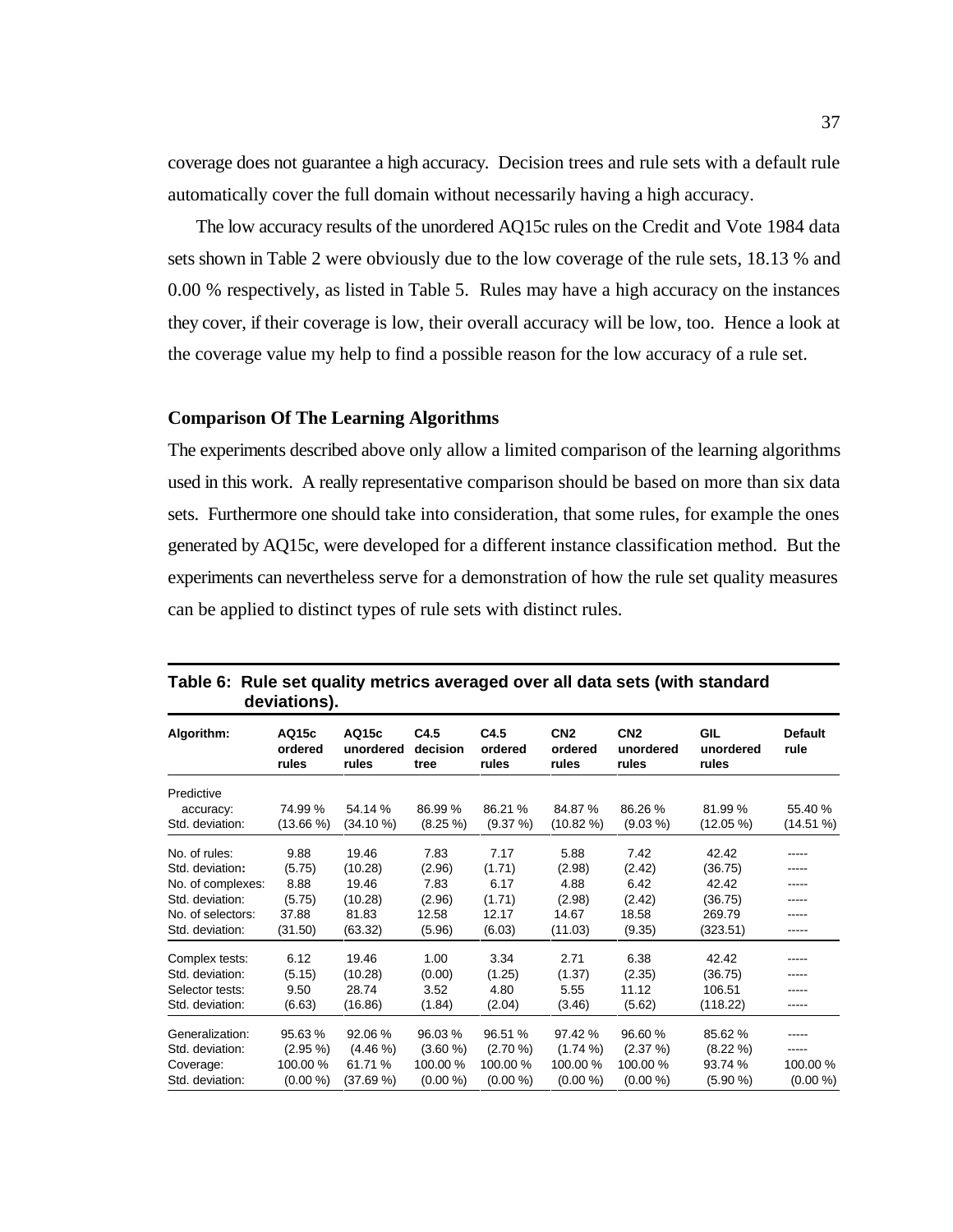coverage does not guarantee a high accuracy. Decision trees and rule sets with a default rule automatically cover the full domain without necessarily having a high accuracy.

The low accuracy results of the unordered AQ15c rules on the Credit and Vote 1984 data sets shown in Table 2 were obviously due to the low coverage of the rule sets, 18.13 % and 0.00 % respectively, as listed in Table 5. Rules may have a high accuracy on the instances they cover, if their coverage is low, their overall accuracy will be low, too. Hence a look at the coverage value my help to find a possible reason for the low accuracy of a rule set.

### Comparison Of The Learning Algorithms

The experiments described above only allow a limited comparison of the learning algorithms used in this work. A really representative comparison should be based on more than six data sets. Furthermore one should take into consideration, that some rules, for example the ones generated by AQ15c, were developed for a different instance classification method. But the experiments can nevertheless serve for a demonstration of how the rule set quality measures can be applied to distinct types of rule sets with distinct rules.

**Table 6: Rule set quality metrics averaged over all data sets (with standard deviations).**

| Algorithm: | AQ15c ordered rules | AQ15c unordered rules | C4.5 decision tree | C4.5 ordered rules | CN2 ordered rules | CN2 unordered rules | GIL unordered rules | Default rule |
|---|---|---|---|---|---|---|---|---|
| Predictive accuracy: | 74.99 % | 54.14 % | 86.99 % | 86.21 % | 84.87 % | 86.26 % | 81.99 % | 55.40 % |
| Std. deviation: | (13.66 %) | (34.10 %) | (8.25 %) | (9.37 %) | (10.82 %) | (9.03 %) | (12.05 %) | (14.51 %) |
| No. of rules: | 9.88 | 19.46 | 7.83 | 7.17 | 5.88 | 7.42 | 42.42 | ----- |
| Std. deviation: | (5.75) | (10.28) | (2.96) | (1.71) | (2.98) | (2.42) | (36.75) | ----- |
| No. of complexes: | 8.88 | 19.46 | 7.83 | 6.17 | 4.88 | 6.42 | 42.42 | ----- |
| Std. deviation: | (5.75) | (10.28) | (2.96) | (1.71) | (2.98) | (2.42) | (36.75) | ----- |
| No. of selectors: | 37.88 | 81.83 | 12.58 | 12.17 | 14.67 | 18.58 | 269.79 | ----- |
| Std. deviation: | (31.50) | (63.32) | (5.96) | (6.03) | (11.03) | (9.35) | (323.51) | ----- |
| Complex tests: | 6.12 | 19.46 | 1.00 | 3.34 | 2.71 | 6.38 | 42.42 | ----- |
| Std. deviation: | (5.15) | (10.28) | (0.00) | (1.25) | (1.37) | (2.35) | (36.75) | ----- |
| Selector tests: | 9.50 | 28.74 | 3.52 | 4.80 | 5.55 | 11.12 | 106.51 | ----- |
| Std. deviation: | (6.63) | (16.86) | (1.84) | (2.04) | (3.46) | (5.62) | (118.22) | ----- |
| Generalization: | 95.63 % | 92.06 % | 96.03 % | 96.51 % | 97.42 % | 96.60 % | 85.62 % | ----- |
| Std. deviation: | (2.95 %) | (4.46 %) | (3.60 %) | (2.70 %) | (1.74 %) | (2.37 %) | (8.22 %) | ----- |
| Coverage: | 100.00 % | 61.71 % | 100.00 % | 100.00 % | 100.00 % | 100.00 % | 93.74 % | 100.00 % |
| Std. deviation: | (0.00 %) | (37.69 %) | (0.00 %) | (0.00 %) | (0.00 %) | (0.00 %) | (5.90 %) | (0.00 %) |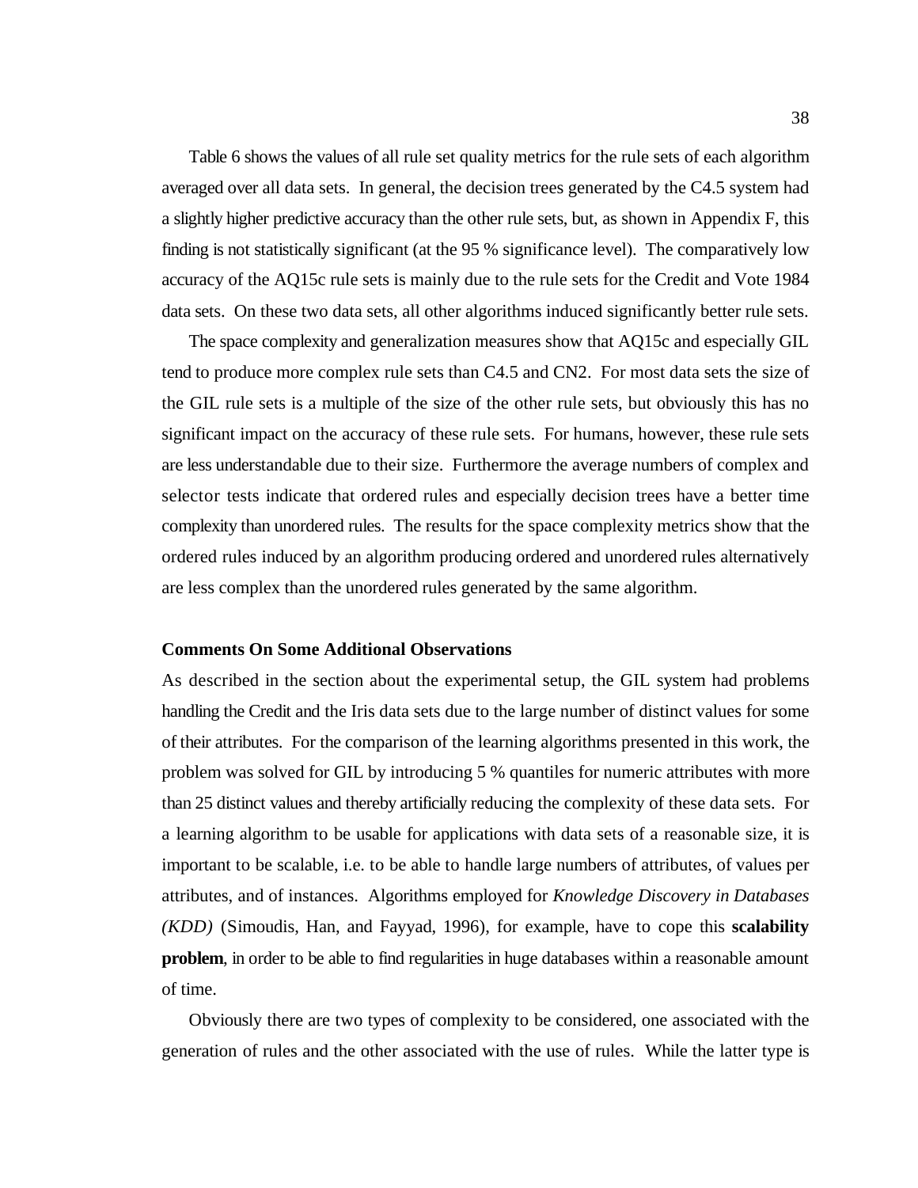Table 6 shows the values of all rule set quality metrics for the rule sets of each algorithm averaged over all data sets. In general, the decision trees generated by the C4.5 system had a slightly higher predictive accuracy than the other rule sets, but, as shown in Appendix F, this finding is not statistically significant (at the 95 % significance level). The comparatively low accuracy of the AQ15c rule sets is mainly due to the rule sets for the Credit and Vote 1984 data sets. On these two data sets, all other algorithms induced significantly better rule sets.

The space complexity and generalization measures show that AQ15c and especially GIL tend to produce more complex rule sets than C4.5 and CN2. For most data sets the size of the GIL rule sets is a multiple of the size of the other rule sets, but obviously this has no significant impact on the accuracy of these rule sets. For humans, however, these rule sets are less understandable due to their size. Furthermore the average numbers of complex and selector tests indicate that ordered rules and especially decision trees have a better time complexity than unordered rules. The results for the space complexity metrics show that the ordered rules induced by an algorithm producing ordered and unordered rules alternatively are less complex than the unordered rules generated by the same algorithm.

**Comments On Some Additional Observations**

As described in the section about the experimental setup, the GIL system had problems handling the Credit and the Iris data sets due to the large number of distinct values for some of their attributes. For the comparison of the learning algorithms presented in this work, the problem was solved for GIL by introducing 5 % quantiles for numeric attributes with more than 25 distinct values and thereby artificially reducing the complexity of these data sets. For a learning algorithm to be usable for applications with data sets of a reasonable size, it is important to be scalable, i.e. to be able to handle large numbers of attributes, of values per attributes, and of instances. Algorithms employed for *Knowledge Discovery in Databases (KDD)* (Simoudis, Han, and Fayyad, 1996), for example, have to cope this **scalability problem**, in order to be able to find regularities in huge databases within a reasonable amount of time.

Obviously there are two types of complexity to be considered, one associated with the generation of rules and the other associated with the use of rules. While the latter type is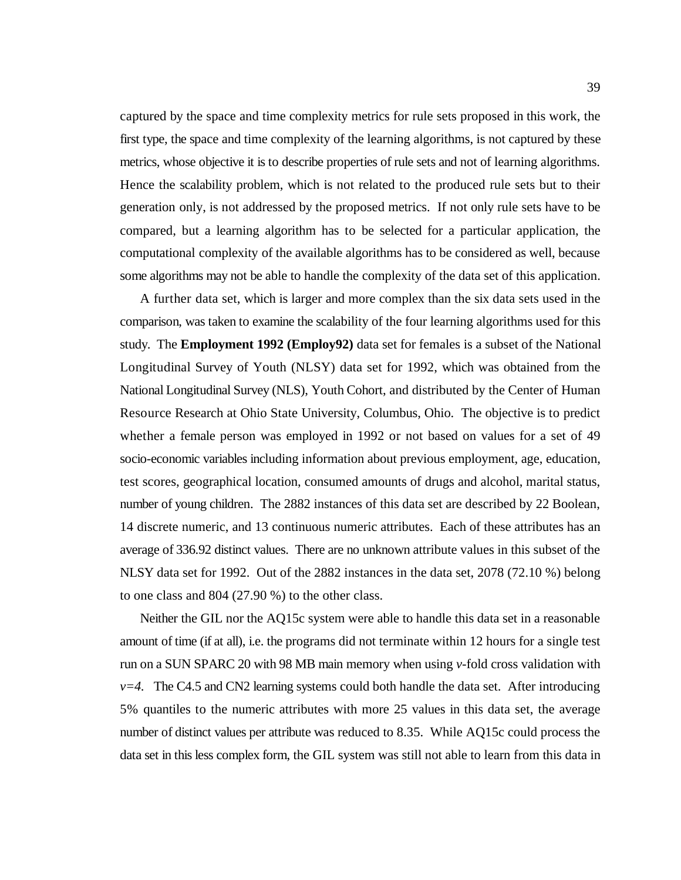captured by the space and time complexity metrics for rule sets proposed in this work, the first type, the space and time complexity of the learning algorithms, is not captured by these metrics, whose objective it is to describe properties of rule sets and not of learning algorithms. Hence the scalability problem, which is not related to the produced rule sets but to their generation only, is not addressed by the proposed metrics. If not only rule sets have to be compared, but a learning algorithm has to be selected for a particular application, the computational complexity of the available algorithms has to be considered as well, because some algorithms may not be able to handle the complexity of the data set of this application.

A further data set, which is larger and more complex than the six data sets used in the comparison, was taken to examine the scalability of the four learning algorithms used for this study. The **Employment 1992 (Employ92)** data set for females is a subset of the National Longitudinal Survey of Youth (NLSY) data set for 1992, which was obtained from the National Longitudinal Survey (NLS), Youth Cohort, and distributed by the Center of Human Resource Research at Ohio State University, Columbus, Ohio. The objective is to predict whether a female person was employed in 1992 or not based on values for a set of 49 socio-economic variables including information about previous employment, age, education, test scores, geographical location, consumed amounts of drugs and alcohol, marital status, number of young children. The 2882 instances of this data set are described by 22 Boolean, 14 discrete numeric, and 13 continuous numeric attributes. Each of these attributes has an average of 336.92 distinct values. There are no unknown attribute values in this subset of the NLSY data set for 1992. Out of the 2882 instances in the data set, 2078 (72.10 %) belong to one class and 804 (27.90 %) to the other class.

Neither the GIL nor the AQ15c system were able to handle this data set in a reasonable amount of time (if at all), i.e. the programs did not terminate within 12 hours for a single test run on a SUN SPARC 20 with 98 MB main memory when using $v$-fold cross validation with $v=4$. The C4.5 and CN2 learning systems could both handle the data set. After introducing 5% quantiles to the numeric attributes with more 25 values in this data set, the average number of distinct values per attribute was reduced to 8.35. While AQ15c could process the data set in this less complex form, the GIL system was still not able to learn from this data in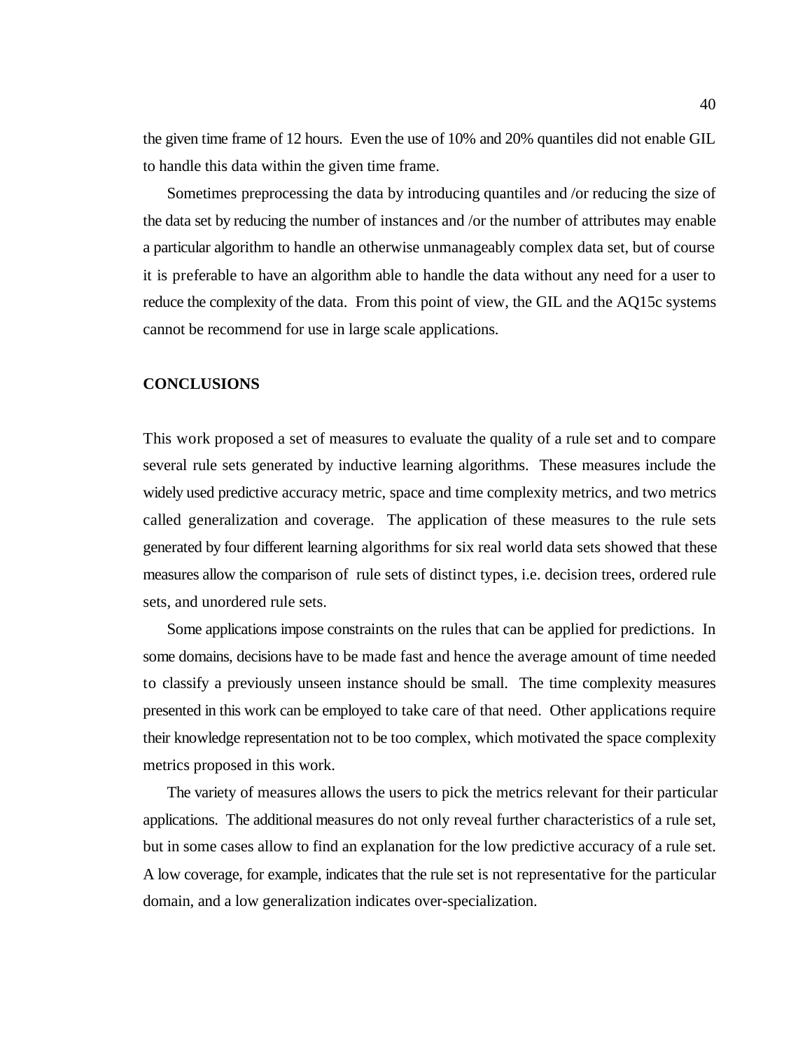the given time frame of 12 hours. Even the use of 10% and 20% quantiles did not enable GIL to handle this data within the given time frame.

Sometimes preprocessing the data by introducing quantiles and /or reducing the size of the data set by reducing the number of instances and /or the number of attributes may enable a particular algorithm to handle an otherwise unmanageably complex data set, but of course it is preferable to have an algorithm able to handle the data without any need for a user to reduce the complexity of the data. From this point of view, the GIL and the AQ15c systems cannot be recommend for use in large scale applications.

## CONCLUSIONS

This work proposed a set of measures to evaluate the quality of a rule set and to compare several rule sets generated by inductive learning algorithms. These measures include the widely used predictive accuracy metric, space and time complexity metrics, and two metrics called generalization and coverage. The application of these measures to the rule sets generated by four different learning algorithms for six real world data sets showed that these measures allow the comparison of rule sets of distinct types, i.e. decision trees, ordered rule sets, and unordered rule sets.

Some applications impose constraints on the rules that can be applied for predictions. In some domains, decisions have to be made fast and hence the average amount of time needed to classify a previously unseen instance should be small. The time complexity measures presented in this work can be employed to take care of that need. Other applications require their knowledge representation not to be too complex, which motivated the space complexity metrics proposed in this work.

The variety of measures allows the users to pick the metrics relevant for their particular applications. The additional measures do not only reveal further characteristics of a rule set, but in some cases allow to find an explanation for the low predictive accuracy of a rule set. A low coverage, for example, indicates that the rule set is not representative for the particular domain, and a low generalization indicates over-specialization.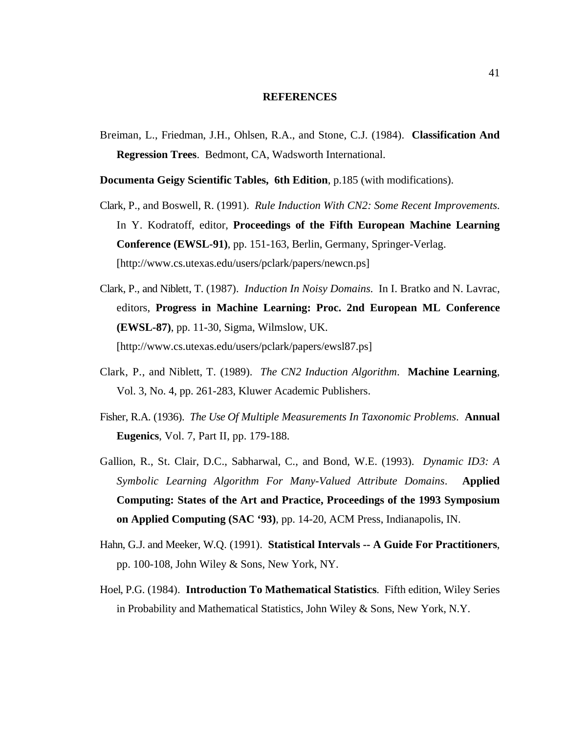# REFERENCES

Breiman, L., Friedman, J.H., Ohlsen, R.A., and Stone, C.J. (1984). **Classification And Regression Trees**. Bedmont, CA, Wadsworth International.

**Documenta Geigy Scientific Tables, 6th Edition**, p.185 (with modifications).

Clark, P., and Boswell, R. (1991). *Rule Induction With CN2: Some Recent Improvements*. In Y. Kodratoff, editor, **Proceedings of the Fifth European Machine Learning Conference (EWSL-91)**, pp. 151-163, Berlin, Germany, Springer-Verlag. [http://www.cs.utexas.edu/users/pclark/papers/newcn.ps]

Clark, P., and Niblett, T. (1987). *Induction In Noisy Domains*. In I. Bratko and N. Lavrac, editors, **Progress in Machine Learning: Proc. 2nd European ML Conference (EWSL-87)**, pp. 11-30, Sigma, Wilmslow, UK. [http://www.cs.utexas.edu/users/pclark/papers/ewsl87.ps]

Clark, P., and Niblett, T. (1989). *The CN2 Induction Algorithm*. **Machine Learning**, Vol. 3, No. 4, pp. 261-283, Kluwer Academic Publishers.

Fisher, R.A. (1936). *The Use Of Multiple Measurements In Taxonomic Problems*. **Annual Eugenics**, Vol. 7, Part II, pp. 179-188.

Gallion, R., St. Clair, D.C., Sabharwal, C., and Bond, W.E. (1993). *Dynamic ID3: A Symbolic Learning Algorithm For Many-Valued Attribute Domains*. **Applied Computing: States of the Art and Practice, Proceedings of the 1993 Symposium on Applied Computing (SAC '93)**, pp. 14-20, ACM Press, Indianapolis, IN.

Hahn, G.J. and Meeker, W.Q. (1991). **Statistical Intervals -- A Guide For Practitioners**, pp. 100-108, John Wiley & Sons, New York, NY.

Hoel, P.G. (1984). **Introduction To Mathematical Statistics**. Fifth edition, Wiley Series in Probability and Mathematical Statistics, John Wiley & Sons, New York, N.Y.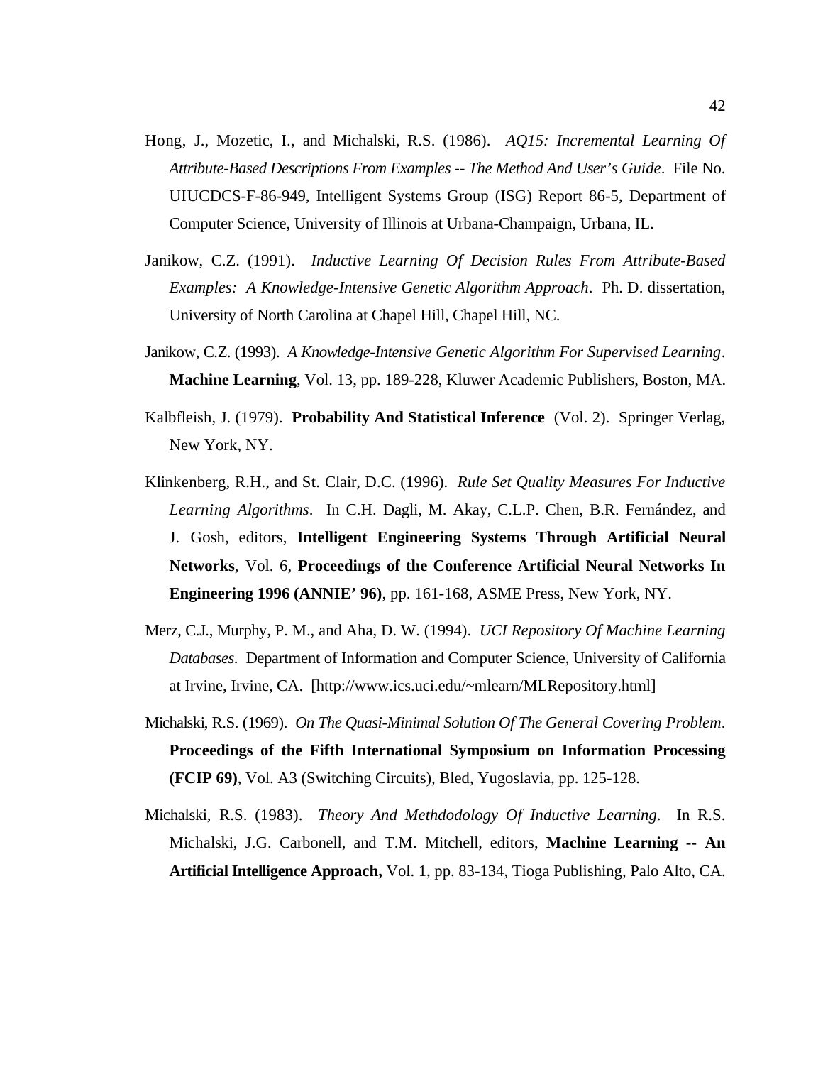Hong, J., Mozetic, I., and Michalski, R.S. (1986). *AQ15: Incremental Learning Of Attribute-Based Descriptions From Examples -- The Method And User's Guide*. File No. UIUCDCS-F-86-949, Intelligent Systems Group (ISG) Report 86-5, Department of Computer Science, University of Illinois at Urbana-Champaign, Urbana, IL.

Janikow, C.Z. (1991). *Inductive Learning Of Decision Rules From Attribute-Based Examples: A Knowledge-Intensive Genetic Algorithm Approach*. Ph. D. dissertation, University of North Carolina at Chapel Hill, Chapel Hill, NC.

Janikow, C.Z. (1993). *A Knowledge-Intensive Genetic Algorithm For Supervised Learning*. **Machine Learning**, Vol. 13, pp. 189-228, Kluwer Academic Publishers, Boston, MA.

Kalbfleish, J. (1979). **Probability And Statistical Inference** (Vol. 2). Springer Verlag, New York, NY.

Klinkenberg, R.H., and St. Clair, D.C. (1996). *Rule Set Quality Measures For Inductive Learning Algorithms*. In C.H. Dagli, M. Akay, C.L.P. Chen, B.R. Fernández, and J. Gosh, editors, **Intelligent Engineering Systems Through Artificial Neural Networks**, Vol. 6, **Proceedings of the Conference Artificial Neural Networks In Engineering 1996 (ANNIE' 96)**, pp. 161-168, ASME Press, New York, NY.

Merz, C.J., Murphy, P. M., and Aha, D. W. (1994). *UCI Repository Of Machine Learning Databases.* Department of Information and Computer Science, University of California at Irvine, Irvine, CA. [http://www.ics.uci.edu/~mlearn/MLRepository.html]

Michalski, R.S. (1969). *On The Quasi-Minimal Solution Of The General Covering Problem*. **Proceedings of the Fifth International Symposium on Information Processing (FCIP 69)**, Vol. A3 (Switching Circuits), Bled, Yugoslavia, pp. 125-128.

Michalski, R.S. (1983). *Theory And Methdodology Of Inductive Learning.* In R.S. Michalski, J.G. Carbonell, and T.M. Mitchell, editors, **Machine Learning -- An Artificial Intelligence Approach,** Vol. 1, pp. 83-134, Tioga Publishing, Palo Alto, CA.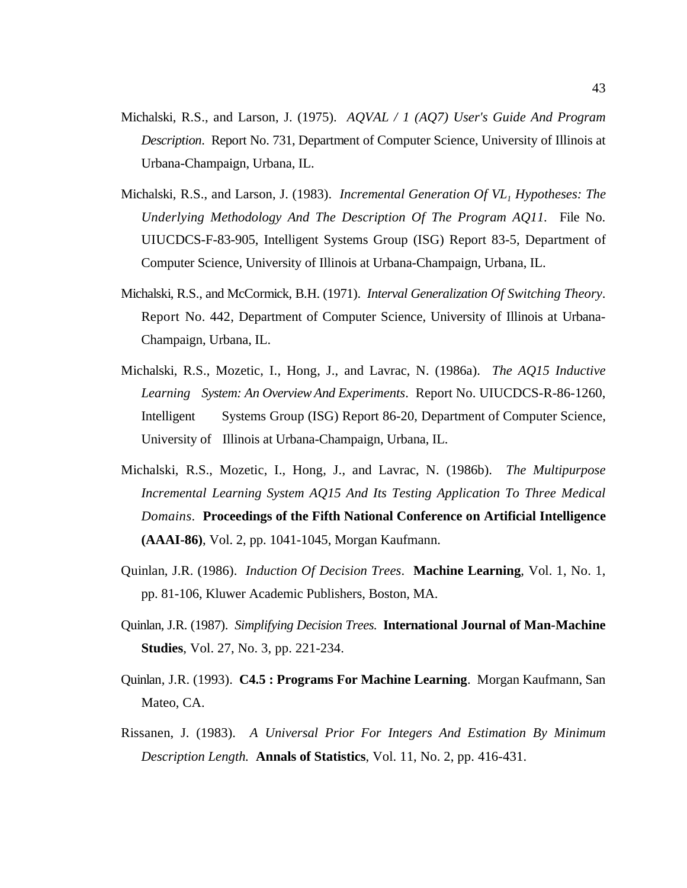Michalski, R.S., and Larson, J. (1975). *AQVAL / 1 (AQ7) User's Guide And Program Description*. Report No. 731, Department of Computer Science, University of Illinois at Urbana-Champaign, Urbana, IL.

Michalski, R.S., and Larson, J. (1983). *Incremental Generation Of $VL_1$ Hypotheses: The Underlying Methodology And The Description Of The Program AQ11*. File No. UIUCDCS-F-83-905, Intelligent Systems Group (ISG) Report 83-5, Department of Computer Science, University of Illinois at Urbana-Champaign, Urbana, IL.

Michalski, R.S., and McCormick, B.H. (1971). *Interval Generalization Of Switching Theory*. Report No. 442, Department of Computer Science, University of Illinois at Urbana-Champaign, Urbana, IL.

Michalski, R.S., Mozetic, I., Hong, J., and Lavrac, N. (1986a). *The AQ15 Inductive Learning System: An Overview And Experiments*. Report No. UIUCDCS-R-86-1260, Intelligent Systems Group (ISG) Report 86-20, Department of Computer Science, University of Illinois at Urbana-Champaign, Urbana, IL.

Michalski, R.S., Mozetic, I., Hong, J., and Lavrac, N. (1986b). *The Multipurpose Incremental Learning System AQ15 And Its Testing Application To Three Medical Domains*. **Proceedings of the Fifth National Conference on Artificial Intelligence (AAAI-86)**, Vol. 2, pp. 1041-1045, Morgan Kaufmann.

Quinlan, J.R. (1986). *Induction Of Decision Trees*. **Machine Learning**, Vol. 1, No. 1, pp. 81-106, Kluwer Academic Publishers, Boston, MA.

Quinlan, J.R. (1987). *Simplifying Decision Trees.* **International Journal of Man-Machine Studies**, Vol. 27, No. 3, pp. 221-234.

Quinlan, J.R. (1993). **C4.5 : Programs For Machine Learning**. Morgan Kaufmann, San Mateo, CA.

Rissanen, J. (1983). *A Universal Prior For Integers And Estimation By Minimum Description Length.* **Annals of Statistics**, Vol. 11, No. 2, pp. 416-431.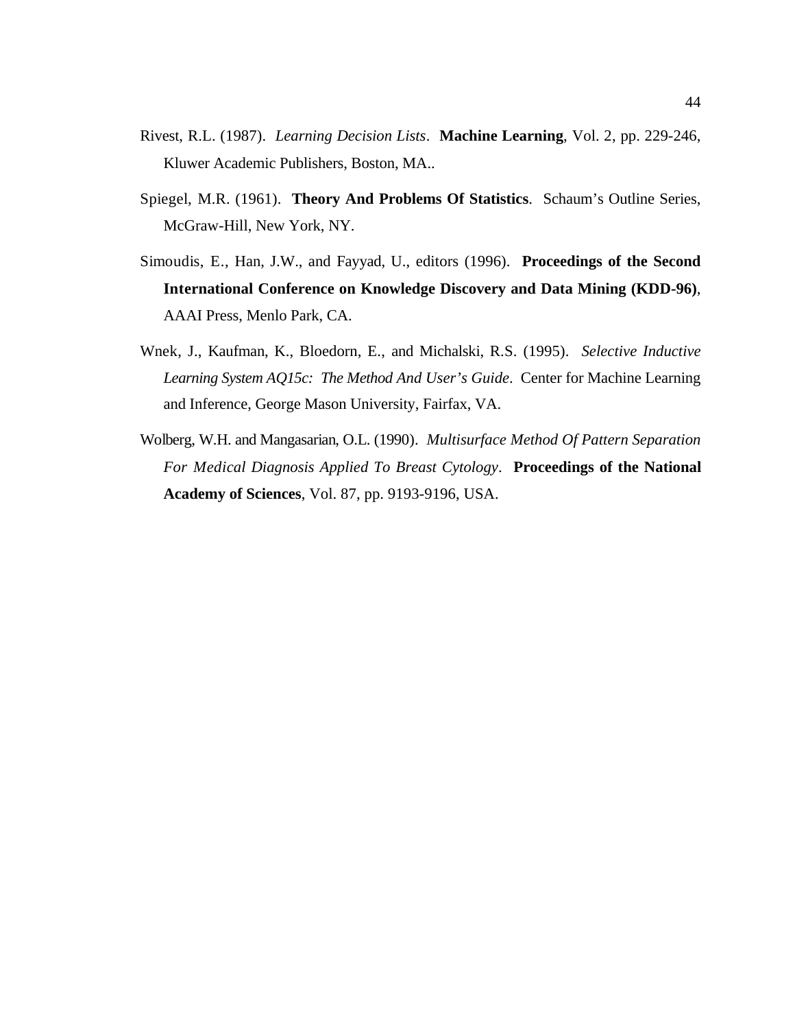Rivest, R.L. (1987). *Learning Decision Lists*. **Machine Learning**, Vol. 2, pp. 229-246, Kluwer Academic Publishers, Boston, MA..

Spiegel, M.R. (1961). **Theory And Problems Of Statistics**. Schaum's Outline Series, McGraw-Hill, New York, NY.

Simoudis, E., Han, J.W., and Fayyad, U., editors (1996). **Proceedings of the Second International Conference on Knowledge Discovery and Data Mining (KDD-96)**, AAAI Press, Menlo Park, CA.

Wnek, J., Kaufman, K., Bloedorn, E., and Michalski, R.S. (1995). *Selective Inductive Learning System AQ15c: The Method And User's Guide*. Center for Machine Learning and Inference, George Mason University, Fairfax, VA.

Wolberg, W.H. and Mangasarian, O.L. (1990). *Multisurface Method Of Pattern Separation For Medical Diagnosis Applied To Breast Cytology*. **Proceedings of the National Academy of Sciences**, Vol. 87, pp. 9193-9196, USA.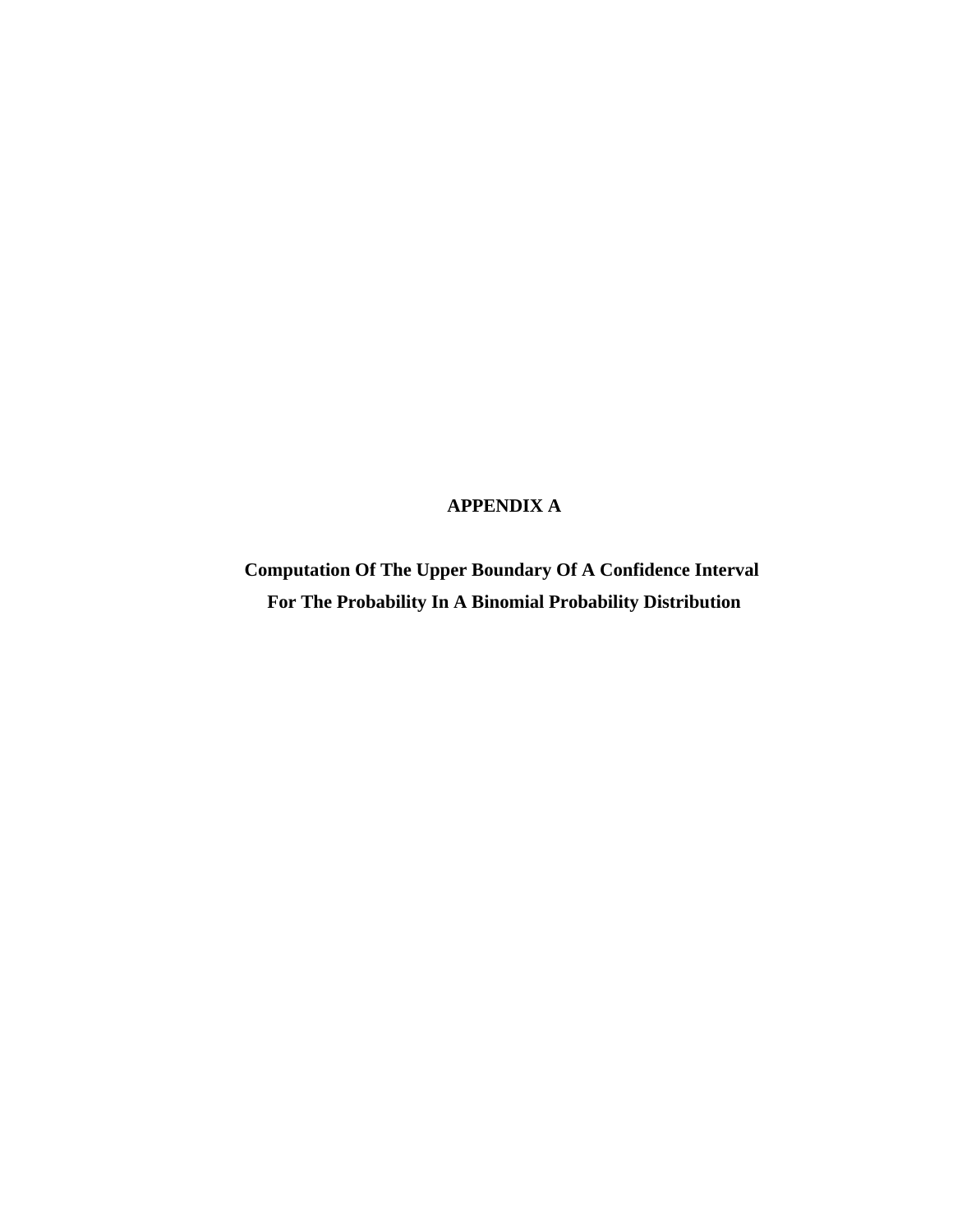# APPENDIX A

## Computation Of The Upper Boundary Of A Confidence Interval For The Probability In A Binomial Probability Distribution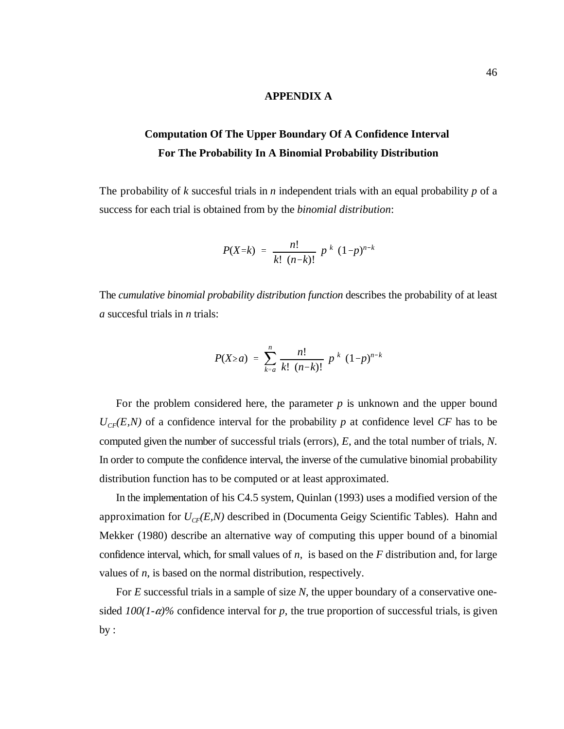# APPENDIX A

## Computation Of The Upper Boundary Of A Confidence Interval For The Probability In A Binomial Probability Distribution

The probability of $k$ succesful trials in $n$ independent trials with an equal probability $p$ of a success for each trial is obtained from by the *binomial distribution*:

$$P(X=k) \;=\; \frac{n!}{k!\;(n-k)!}\;p^{\,k}\;(1-p)^{n-k}$$

The *cumulative binomial probability distribution function* describes the probability of at least $a$ succesful trials in $n$ trials:

$$P(X \geq a) \;=\; \sum_{k=a}^{n} \frac{n!}{k!\;(n-k)!}\;p^{\,k}\;(1-p)^{n-k}$$

For the problem considered here, the parameter $p$ is unknown and the upper bound $U_{CF}(E,N)$ of a confidence interval for the probability $p$ at confidence level $CF$ has to be computed given the number of successful trials (errors), $E$, and the total number of trials, $N$. In order to compute the confidence interval, the inverse of the cumulative binomial probability distribution function has to be computed or at least approximated.

In the implementation of his C4.5 system, Quinlan (1993) uses a modified version of the approximation for $U_{CF}(E,N)$ described in (Documenta Geigy Scientific Tables). Hahn and Mekker (1980) describe an alternative way of computing this upper bound of a binomial confidence interval, which, for small values of $n$, is based on the $F$ distribution and, for large values of $n$, is based on the normal distribution, respectively.

For $E$ successful trials in a sample of size $N$, the upper boundary of a conservative one-sided $100(1-\alpha)\%$ confidence interval for $p$, the true proportion of successful trials, is given by :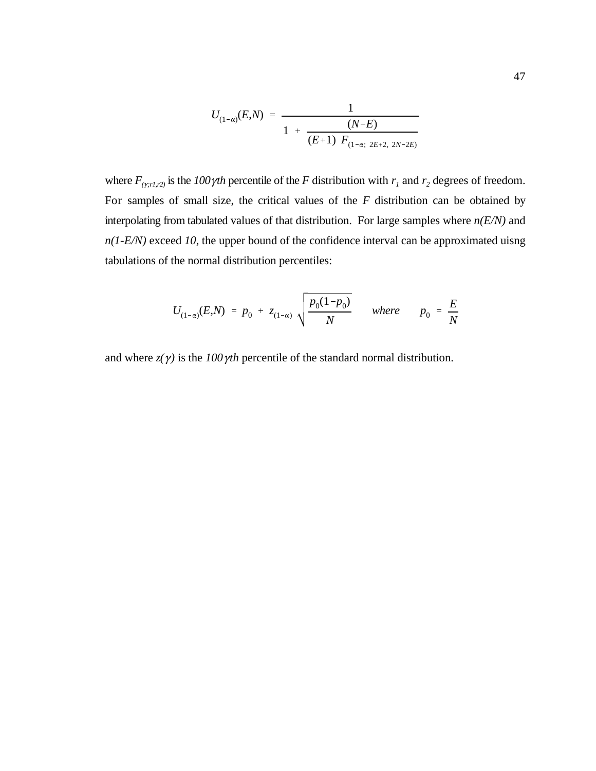$$U_{(1-\alpha)}(E,N) = \frac{1}{1 + \dfrac{(N-E)}{(E+1)\; F_{(1-\alpha;\; 2E+2,\; 2N-2E)}}}$$

where $F_{(\gamma;r1,r2)}$ is the *100γth* percentile of the *F* distribution with $r_1$ and $r_2$ degrees of freedom. For samples of small size, the critical values of the *F* distribution can be obtained by interpolating from tabulated values of that distribution. For large samples where *n(E/N)* and *n(1-E/N)* exceed *10*, the upper bound of the confidence interval can be approximated uisng tabulations of the normal distribution percentiles:

$$U_{(1-\alpha)}(E,N) = p_0 + z_{(1-\alpha)} \sqrt{\frac{p_0(1-p_0)}{N}} \qquad where \qquad p_0 = \frac{E}{N}$$

and where $z(\gamma)$ is the *100γth* percentile of the standard normal distribution.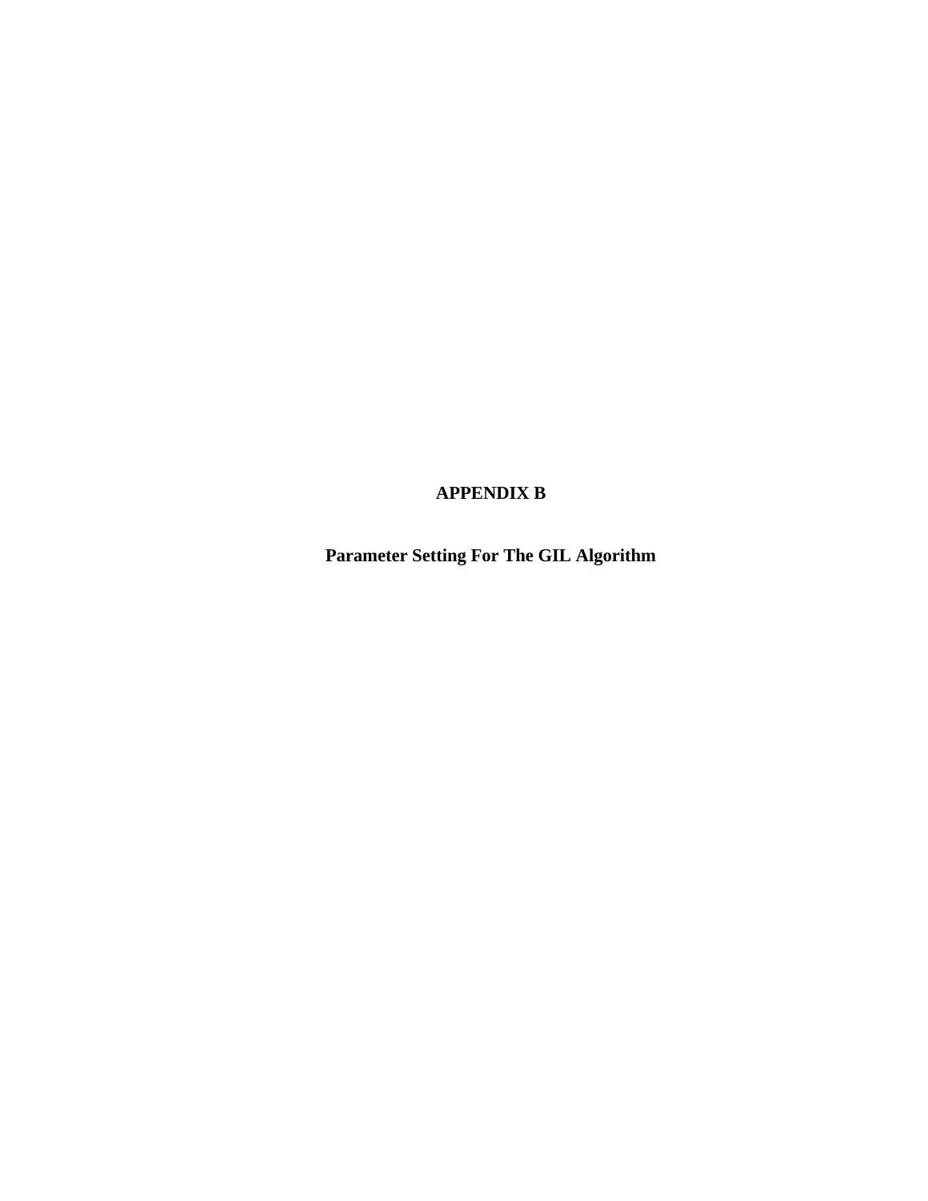# APPENDIX B

## Parameter Setting For The GIL Algorithm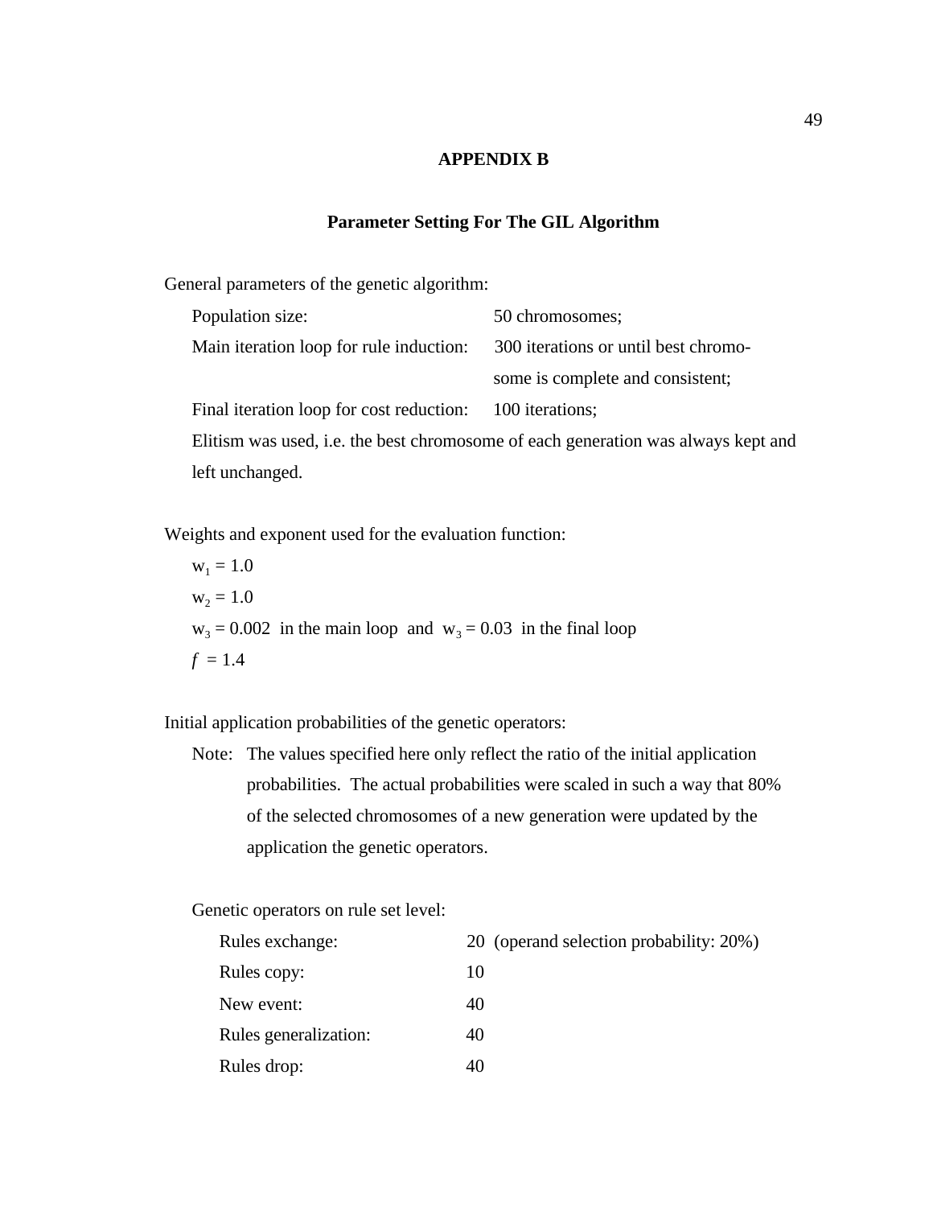# APPENDIX B

## Parameter Setting For The GIL Algorithm

General parameters of the genetic algorithm:

Population size: 50 chromosomes;

Main iteration loop for rule induction: 300 iterations or until best chromosome is complete and consistent;

Final iteration loop for cost reduction: 100 iterations;

Elitism was used, i.e. the best chromosome of each generation was always kept and left unchanged.

Weights and exponent used for the evaluation function:

$w_1 = 1.0$

$w_2 = 1.0$

$w_3 = 0.002$ in the main loop and $w_3 = 0.03$ in the final loop

$f = 1.4$

Initial application probabilities of the genetic operators:

Note: The values specified here only reflect the ratio of the initial application probabilities. The actual probabilities were scaled in such a way that 80% of the selected chromosomes of a new generation were updated by the application the genetic operators.

Genetic operators on rule set level:

| | | |
|---|---|---|
| Rules exchange: | 20 | (operand selection probability: 20%) |
| Rules copy: | 10 | |
| New event: | 40 | |
| Rules generalization: | 40 | |
| Rules drop: | 40 | |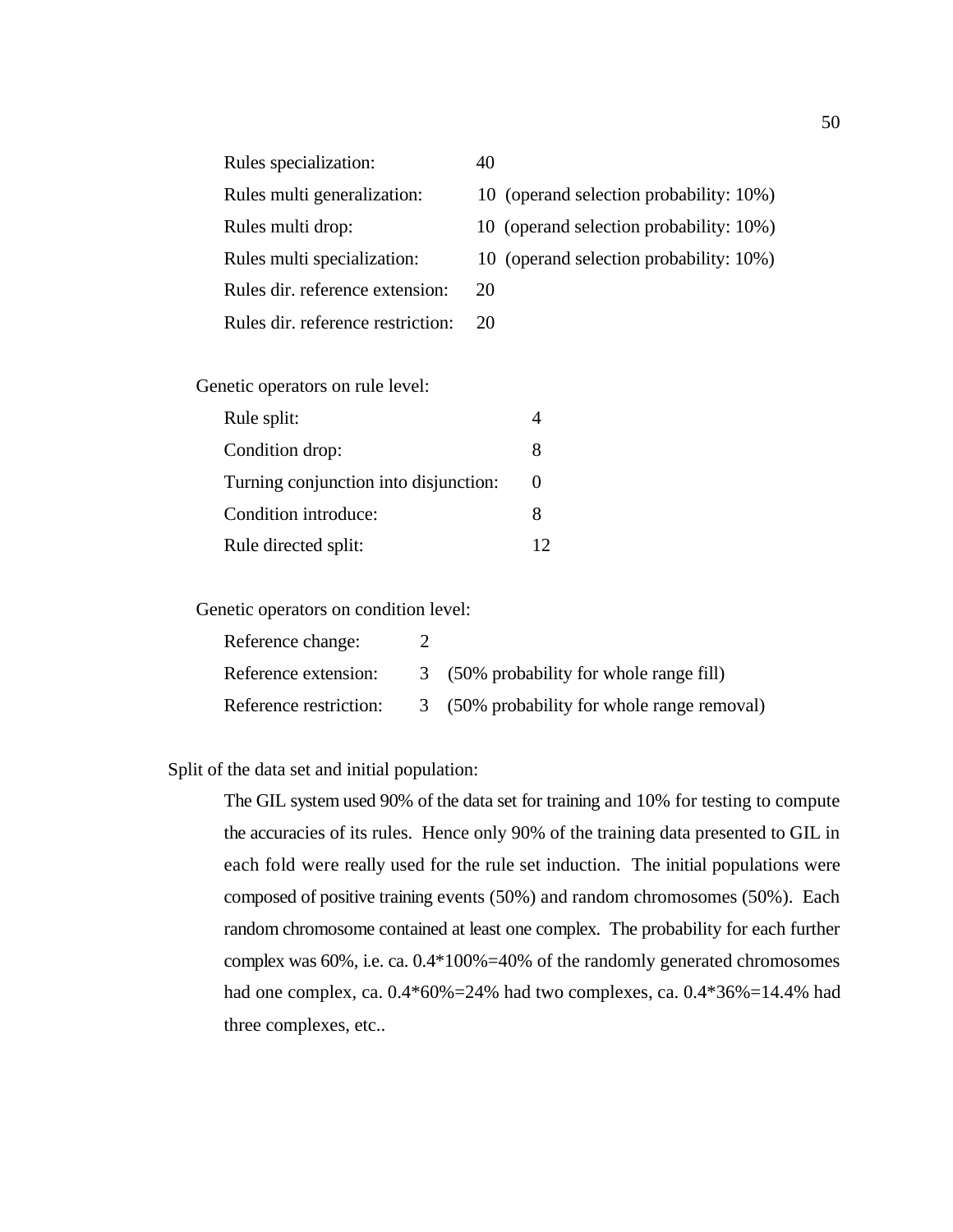| | | |
|---|---|---|
| Rules specialization: | 40 | |
| Rules multi generalization: | 10 | (operand selection probability: 10%) |
| Rules multi drop: | 10 | (operand selection probability: 10%) |
| Rules multi specialization: | 10 | (operand selection probability: 10%) |
| Rules dir. reference extension: | 20 | |
| Rules dir. reference restriction: | 20 | |

Genetic operators on rule level:

| | |
|---|---|
| Rule split: | 4 |
| Condition drop: | 8 |
| Turning conjunction into disjunction: | 0 |
| Condition introduce: | 8 |
| Rule directed split: | 12 |

Genetic operators on condition level:

| | | |
|---|---|---|
| Reference change: | 2 | |
| Reference extension: | 3 | (50% probability for whole range fill) |
| Reference restriction: | 3 | (50% probability for whole range removal) |

Split of the data set and initial population:

The GIL system used 90% of the data set for training and 10% for testing to compute the accuracies of its rules. Hence only 90% of the training data presented to GIL in each fold were really used for the rule set induction. The initial populations were composed of positive training events (50%) and random chromosomes (50%). Each random chromosome contained at least one complex. The probability for each further complex was 60%, i.e. ca. 0.4*100%=40% of the randomly generated chromosomes had one complex, ca. 0.4*60%=24% had two complexes, ca. 0.4*36%=14.4% had three complexes, etc..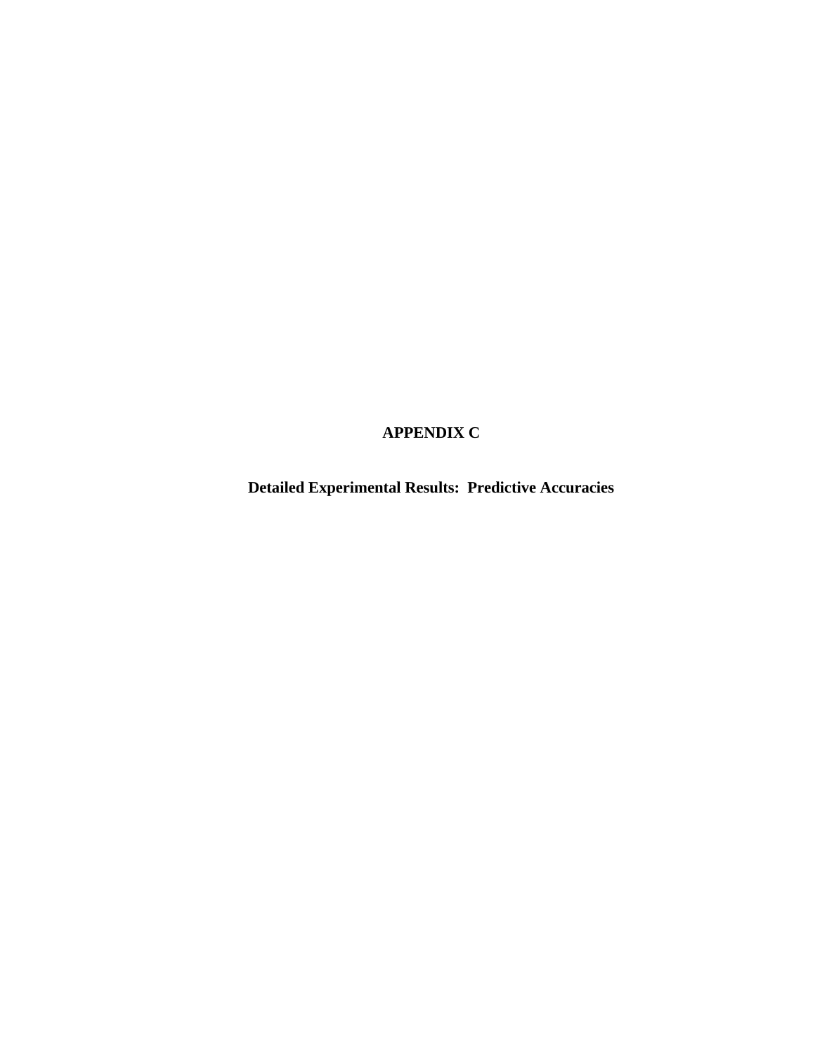# APPENDIX C

## Detailed Experimental Results:  Predictive Accuracies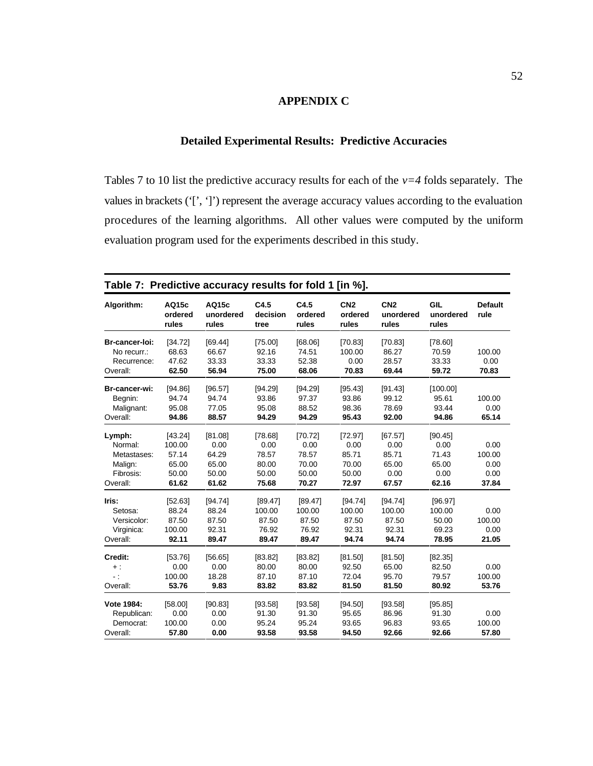# APPENDIX C

## Detailed Experimental Results: Predictive Accuracies

Tables 7 to 10 list the predictive accuracy results for each of the *v=4* folds separately. The values in brackets ('[', ']') represent the average accuracy values according to the evaluation procedures of the learning algorithms. All other values were computed by the uniform evaluation program used for the experiments described in this study.

**Table 7: Predictive accuracy results for fold 1 [in %].**

| Algorithm: | AQ15c ordered rules | AQ15c unordered rules | C4.5 decision tree | C4.5 ordered rules | CN2 ordered rules | CN2 unordered rules | GIL unordered rules | Default rule |
|---|---|---|---|---|---|---|---|---|
| **Br-cancer-loi:** | [34.72] | [69.44] | [75.00] | [68.06] | [70.83] | [70.83] | [78.60] | |
| No recurr.: | 68.63 | 66.67 | 92.16 | 74.51 | 100.00 | 86.27 | 70.59 | 100.00 |
| Recurrence: | 47.62 | 33.33 | 33.33 | 52.38 | 0.00 | 28.57 | 33.33 | 0.00 |
| Overall: | **62.50** | **56.94** | **75.00** | **68.06** | **70.83** | **69.44** | **59.72** | **70.83** |
| **Br-cancer-wi:** | [94.86] | [96.57] | [94.29] | [94.29] | [95.43] | [91.43] | [100.00] | |
| Begnin: | 94.74 | 94.74 | 93.86 | 97.37 | 93.86 | 99.12 | 95.61 | 100.00 |
| Malignant: | 95.08 | 77.05 | 95.08 | 88.52 | 98.36 | 78.69 | 93.44 | 0.00 |
| Overall: | **94.86** | **88.57** | **94.29** | **94.29** | **95.43** | **92.00** | **94.86** | **65.14** |
| **Lymph:** | [43.24] | [81.08] | [78.68] | [70.72] | [72.97] | [67.57] | [90.45] | |
| Normal: | 100.00 | 0.00 | 0.00 | 0.00 | 0.00 | 0.00 | 0.00 | 0.00 |
| Metastases: | 57.14 | 64.29 | 78.57 | 78.57 | 85.71 | 85.71 | 71.43 | 100.00 |
| Malign: | 65.00 | 65.00 | 80.00 | 70.00 | 70.00 | 65.00 | 65.00 | 0.00 |
| Fibrosis: | 50.00 | 50.00 | 50.00 | 50.00 | 50.00 | 0.00 | 0.00 | 0.00 |
| Overall: | **61.62** | **61.62** | **75.68** | **70.27** | **72.97** | **67.57** | **62.16** | **37.84** |
| **Iris:** | [52.63] | [94.74] | [89.47] | [89.47] | [94.74] | [94.74] | [96.97] | |
| Setosa: | 88.24 | 88.24 | 100.00 | 100.00 | 100.00 | 100.00 | 100.00 | 0.00 |
| Versicolor: | 87.50 | 87.50 | 87.50 | 87.50 | 87.50 | 87.50 | 50.00 | 100.00 |
| Virginica: | 100.00 | 92.31 | 76.92 | 76.92 | 92.31 | 92.31 | 69.23 | 0.00 |
| Overall: | **92.11** | **89.47** | **89.47** | **89.47** | **94.74** | **94.74** | **78.95** | **21.05** |
| **Credit:** | [53.76] | [56.65] | [83.82] | [83.82] | [81.50] | [81.50] | [82.35] | |
| + : | 0.00 | 0.00 | 80.00 | 80.00 | 92.50 | 65.00 | 82.50 | 0.00 |
| - : | 100.00 | 18.28 | 87.10 | 87.10 | 72.04 | 95.70 | 79.57 | 100.00 |
| Overall: | **53.76** | **9.83** | **83.82** | **83.82** | **81.50** | **81.50** | **80.92** | **53.76** |
| **Vote 1984:** | [58.00] | [90.83] | [93.58] | [93.58] | [94.50] | [93.58] | [95.85] | |
| Republican: | 0.00 | 0.00 | 91.30 | 91.30 | 95.65 | 86.96 | 91.30 | 0.00 |
| Democrat: | 100.00 | 0.00 | 95.24 | 95.24 | 93.65 | 96.83 | 93.65 | 100.00 |
| Overall: | **57.80** | **0.00** | **93.58** | **93.58** | **94.50** | **92.66** | **92.66** | **57.80** |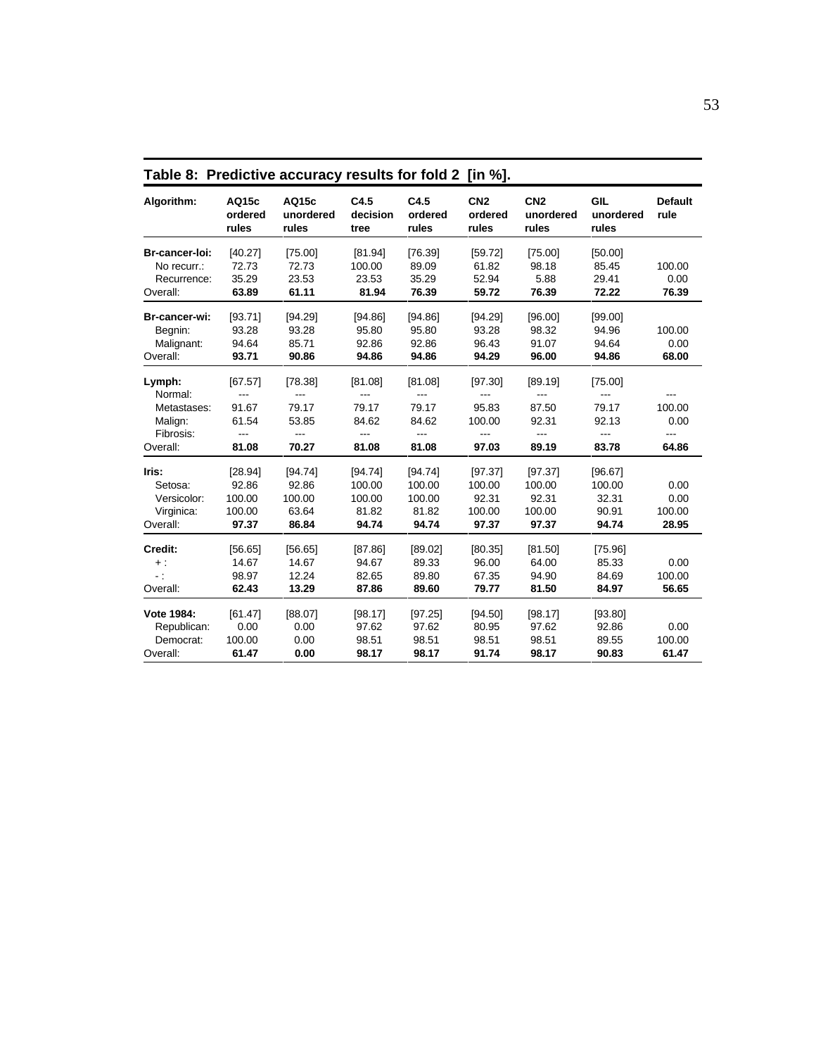**Table 8: Predictive accuracy results for fold 2 [in %].**

| **Algorithm:** | **AQ15c ordered rules** | **AQ15c unordered rules** | **C4.5 decision tree** | **C4.5 ordered rules** | **CN2 ordered rules** | **CN2 unordered rules** | **GIL unordered rules** | **Default rule** |
|---|---|---|---|---|---|---|---|---|
| **Br-cancer-loi:** | [40.27] | [75.00] | [81.94] | [76.39] | [59.72] | [75.00] | [50.00] | |
| No recurr.: | 72.73 | 72.73 | 100.00 | 89.09 | 61.82 | 98.18 | 85.45 | 100.00 |
| Recurrence: | 35.29 | 23.53 | 23.53 | 35.29 | 52.94 | 5.88 | 29.41 | 0.00 |
| Overall: | **63.89** | **61.11** | **81.94** | **76.39** | **59.72** | **76.39** | **72.22** | **76.39** |
| **Br-cancer-wi:** | [93.71] | [94.29] | [94.86] | [94.86] | [94.29] | [96.00] | [99.00] | |
| Begnin: | 93.28 | 93.28 | 95.80 | 95.80 | 93.28 | 98.32 | 94.96 | 100.00 |
| Malignant: | 94.64 | 85.71 | 92.86 | 92.86 | 96.43 | 91.07 | 94.64 | 0.00 |
| Overall: | **93.71** | **90.86** | **94.86** | **94.86** | **94.29** | **96.00** | **94.86** | **68.00** |
| **Lymph:** | [67.57] | [78.38] | [81.08] | [81.08] | [97.30] | [89.19] | [75.00] | |
| Normal: | --- | --- | --- | --- | --- | --- | --- | --- |
| Metastases: | 91.67 | 79.17 | 79.17 | 79.17 | 95.83 | 87.50 | 79.17 | 100.00 |
| Malign: | 61.54 | 53.85 | 84.62 | 84.62 | 100.00 | 92.31 | 92.13 | 0.00 |
| Fibrosis: | --- | --- | --- | --- | --- | --- | --- | --- |
| Overall: | **81.08** | **70.27** | **81.08** | **81.08** | **97.03** | **89.19** | **83.78** | **64.86** |
| **Iris:** | [28.94] | [94.74] | [94.74] | [94.74] | [97.37] | [97.37] | [96.67] | |
| Setosa: | 92.86 | 92.86 | 100.00 | 100.00 | 100.00 | 100.00 | 100.00 | 0.00 |
| Versicolor: | 100.00 | 100.00 | 100.00 | 100.00 | 92.31 | 92.31 | 32.31 | 0.00 |
| Virginica: | 100.00 | 63.64 | 81.82 | 81.82 | 100.00 | 100.00 | 90.91 | 100.00 |
| Overall: | **97.37** | **86.84** | **94.74** | **94.74** | **97.37** | **97.37** | **94.74** | **28.95** |
| **Credit:** | [56.65] | [56.65] | [87.86] | [89.02] | [80.35] | [81.50] | [75.96] | |
| + : | 14.67 | 14.67 | 94.67 | 89.33 | 96.00 | 64.00 | 85.33 | 0.00 |
| - : | 98.97 | 12.24 | 82.65 | 89.80 | 67.35 | 94.90 | 84.69 | 100.00 |
| Overall: | **62.43** | **13.29** | **87.86** | **89.60** | **79.77** | **81.50** | **84.97** | **56.65** |
| **Vote 1984:** | [61.47] | [88.07] | [98.17] | [97.25] | [94.50] | [98.17] | [93.80] | |
| Republican: | 0.00 | 0.00 | 97.62 | 97.62 | 80.95 | 97.62 | 92.86 | 0.00 |
| Democrat: | 100.00 | 0.00 | 98.51 | 98.51 | 98.51 | 98.51 | 89.55 | 100.00 |
| Overall: | **61.47** | **0.00** | **98.17** | **98.17** | **91.74** | **98.17** | **90.83** | **61.47** |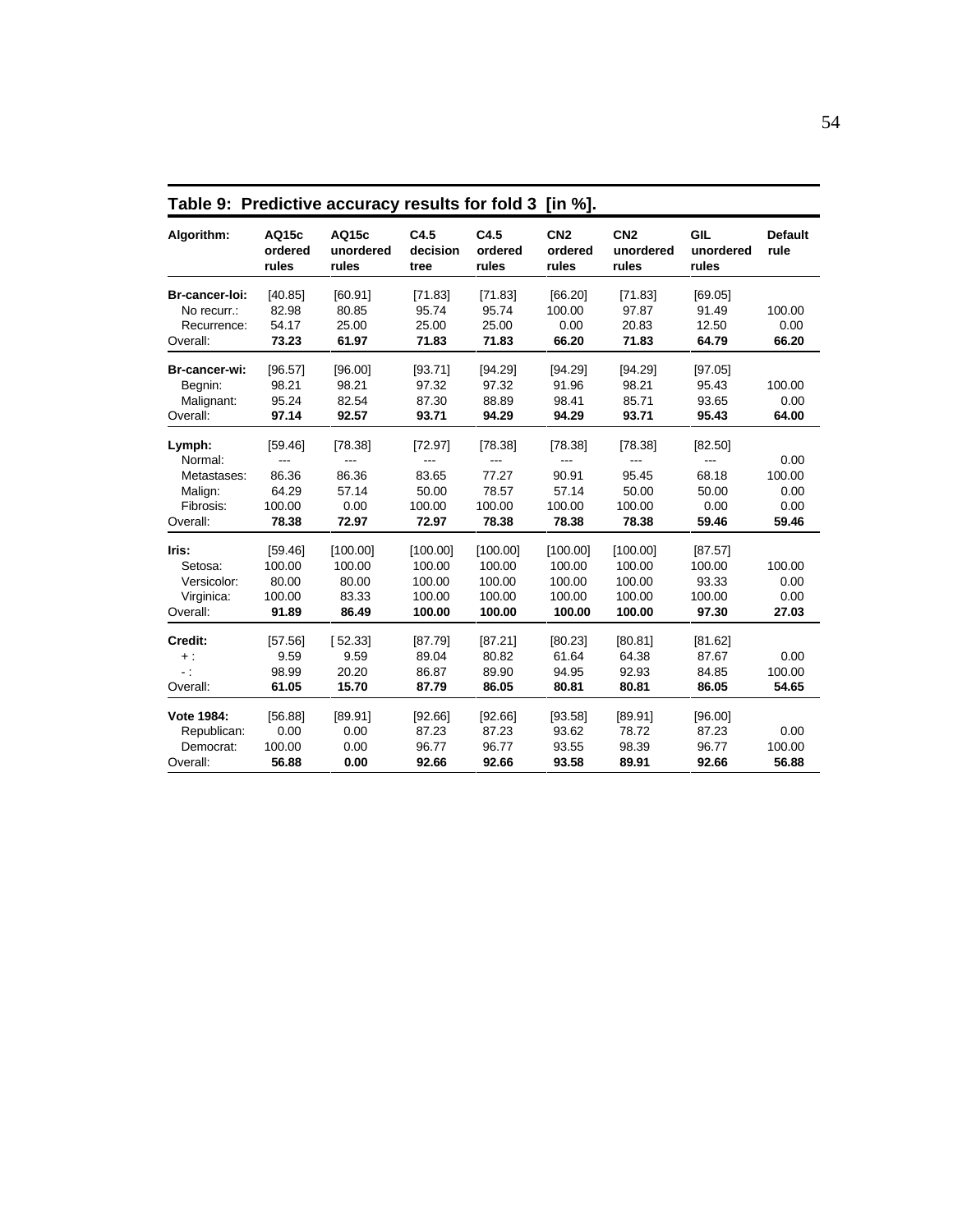**Table 9: Predictive accuracy results for fold 3 [in %].**

| **Algorithm:** | **AQ15c ordered rules** | **AQ15c unordered rules** | **C4.5 decision tree** | **C4.5 ordered rules** | **CN2 ordered rules** | **CN2 unordered rules** | **GIL unordered rules** | **Default rule** |
|---|---|---|---|---|---|---|---|---|
| **Br-cancer-loi:** | [40.85] | [60.91] | [71.83] | [71.83] | [66.20] | [71.83] | [69.05] | |
| No recurr.: | 82.98 | 80.85 | 95.74 | 95.74 | 100.00 | 97.87 | 91.49 | 100.00 |
| Recurrence: | 54.17 | 25.00 | 25.00 | 25.00 | 0.00 | 20.83 | 12.50 | 0.00 |
| Overall: | **73.23** | **61.97** | **71.83** | **71.83** | **66.20** | **71.83** | **64.79** | **66.20** |
| **Br-cancer-wi:** | [96.57] | [96.00] | [93.71] | [94.29] | [94.29] | [94.29] | [97.05] | |
| Begnin: | 98.21 | 98.21 | 97.32 | 97.32 | 91.96 | 98.21 | 95.43 | 100.00 |
| Malignant: | 95.24 | 82.54 | 87.30 | 88.89 | 98.41 | 85.71 | 93.65 | 0.00 |
| Overall: | **97.14** | **92.57** | **93.71** | **94.29** | **94.29** | **93.71** | **95.43** | **64.00** |
| **Lymph:** | [59.46] | [78.38] | [72.97] | [78.38] | [78.38] | [78.38] | [82.50] | |
| Normal: | --- | --- | --- | --- | --- | --- | --- | 0.00 |
| Metastases: | 86.36 | 86.36 | 83.65 | 77.27 | 90.91 | 95.45 | 68.18 | 100.00 |
| Malign: | 64.29 | 57.14 | 50.00 | 78.57 | 57.14 | 50.00 | 50.00 | 0.00 |
| Fibrosis: | 100.00 | 0.00 | 100.00 | 100.00 | 100.00 | 100.00 | 0.00 | 0.00 |
| Overall: | **78.38** | **72.97** | **72.97** | **78.38** | **78.38** | **78.38** | **59.46** | **59.46** |
| **Iris:** | [59.46] | [100.00] | [100.00] | [100.00] | [100.00] | [100.00] | [87.57] | |
| Setosa: | 100.00 | 100.00 | 100.00 | 100.00 | 100.00 | 100.00 | 100.00 | 100.00 |
| Versicolor: | 80.00 | 80.00 | 100.00 | 100.00 | 100.00 | 100.00 | 93.33 | 0.00 |
| Virginica: | 100.00 | 83.33 | 100.00 | 100.00 | 100.00 | 100.00 | 100.00 | 0.00 |
| Overall: | **91.89** | **86.49** | **100.00** | **100.00** | **100.00** | **100.00** | **97.30** | **27.03** |
| **Credit:** | [57.56] | [ 52.33] | [87.79] | [87.21] | [80.23] | [80.81] | [81.62] | |
| + : | 9.59 | 9.59 | 89.04 | 80.82 | 61.64 | 64.38 | 87.67 | 0.00 |
| - : | 98.99 | 20.20 | 86.87 | 89.90 | 94.95 | 92.93 | 84.85 | 100.00 |
| Overall: | **61.05** | **15.70** | **87.79** | **86.05** | **80.81** | **80.81** | **86.05** | **54.65** |
| **Vote 1984:** | [56.88] | [89.91] | [92.66] | [92.66] | [93.58] | [89.91] | [96.00] | |
| Republican: | 0.00 | 0.00 | 87.23 | 87.23 | 93.62 | 78.72 | 87.23 | 0.00 |
| Democrat: | 100.00 | 0.00 | 96.77 | 96.77 | 93.55 | 98.39 | 96.77 | 100.00 |
| Overall: | **56.88** | **0.00** | **92.66** | **92.66** | **93.58** | **89.91** | **92.66** | **56.88** |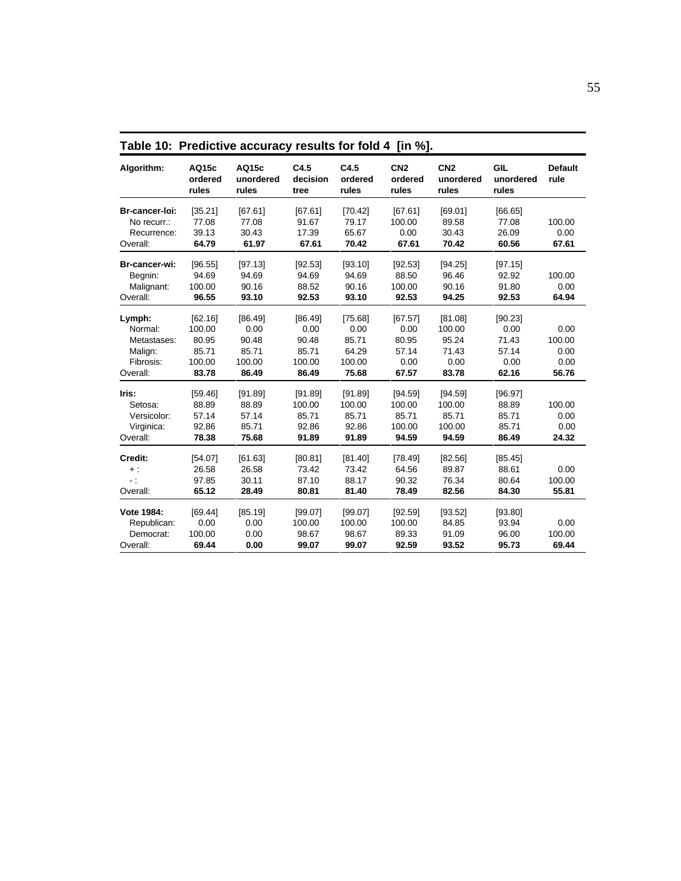**Table 10: Predictive accuracy results for fold 4 [in %].**

| Algorithm: | AQ15c ordered rules | AQ15c unordered rules | C4.5 decision tree | C4.5 ordered rules | CN2 ordered rules | CN2 unordered rules | GIL unordered rules | Default rule |
|---|---|---|---|---|---|---|---|---|
| **Br-cancer-loi:** | [35.21] | [67.61] | [67.61] | [70.42] | [67.61] | [69.01] | [66.65] | |
| No recurr.: | 77.08 | 77.08 | 91.67 | 79.17 | 100.00 | 89.58 | 77.08 | 100.00 |
| Recurrence: | 39.13 | 30.43 | 17.39 | 65.67 | 0.00 | 30.43 | 26.09 | 0.00 |
| Overall: | **64.79** | **61.97** | **67.61** | **70.42** | **67.61** | **70.42** | **60.56** | **67.61** |
| **Br-cancer-wi:** | [96.55] | [97.13] | [92.53] | [93.10] | [92.53] | [94.25] | [97.15] | |
| Begnin: | 94.69 | 94.69 | 94.69 | 94.69 | 88.50 | 96.46 | 92.92 | 100.00 |
| Malignant: | 100.00 | 90.16 | 88.52 | 90.16 | 100.00 | 90.16 | 91.80 | 0.00 |
| Overall: | **96.55** | **93.10** | **92.53** | **93.10** | **92.53** | **94.25** | **92.53** | **64.94** |
| **Lymph:** | [62.16] | [86.49] | [86.49] | [75.68] | [67.57] | [81.08] | [90.23] | |
| Normal: | 100.00 | 0.00 | 0.00 | 0.00 | 0.00 | 100.00 | 0.00 | 0.00 |
| Metastases: | 80.95 | 90.48 | 90.48 | 85.71 | 80.95 | 95.24 | 71.43 | 100.00 |
| Malign: | 85.71 | 85.71 | 85.71 | 64.29 | 57.14 | 71.43 | 57.14 | 0.00 |
| Fibrosis: | 100.00 | 100.00 | 100.00 | 100.00 | 0.00 | 0.00 | 0.00 | 0.00 |
| Overall: | **83.78** | **86.49** | **86.49** | **75.68** | **67.57** | **83.78** | **62.16** | **56.76** |
| **Iris:** | [59.46] | [91.89] | [91.89] | [91.89] | [94.59] | [94.59] | [96.97] | |
| Setosa: | 88.89 | 88.89 | 100.00 | 100.00 | 100.00 | 100.00 | 88.89 | 100.00 |
| Versicolor: | 57.14 | 57.14 | 85.71 | 85.71 | 85.71 | 85.71 | 85.71 | 0.00 |
| Virginica: | 92.86 | 85.71 | 92.86 | 92.86 | 100.00 | 100.00 | 85.71 | 0.00 |
| Overall: | **78.38** | **75.68** | **91.89** | **91.89** | **94.59** | **94.59** | **86.49** | **24.32** |
| **Credit:** | [54.07] | [61.63] | [80.81] | [81.40] | [78.49] | [82.56] | [85.45] | |
| + : | 26.58 | 26.58 | 73.42 | 73.42 | 64.56 | 89.87 | 88.61 | 0.00 |
| - : | 97.85 | 30.11 | 87.10 | 88.17 | 90.32 | 76.34 | 80.64 | 100.00 |
| Overall: | **65.12** | **28.49** | **80.81** | **81.40** | **78.49** | **82.56** | **84.30** | **55.81** |
| **Vote 1984:** | [69.44] | [85.19] | [99.07] | [99.07] | [92.59] | [93.52] | [93.80] | |
| Republican: | 0.00 | 0.00 | 100.00 | 100.00 | 100.00 | 84.85 | 93.94 | 0.00 |
| Democrat: | 100.00 | 0.00 | 98.67 | 98.67 | 89.33 | 91.09 | 96.00 | 100.00 |
| Overall: | **69.44** | **0.00** | **99.07** | **99.07** | **92.59** | **93.52** | **95.73** | **69.44** |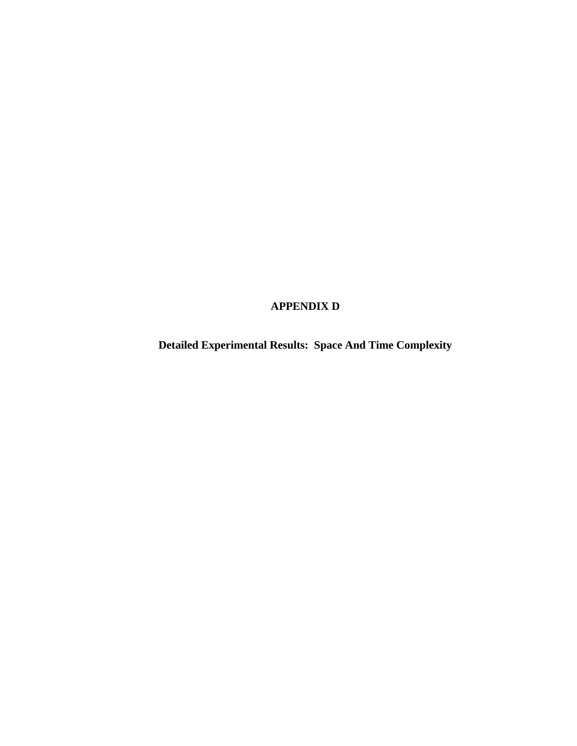# APPENDIX D

## Detailed Experimental Results:  Space And Time Complexity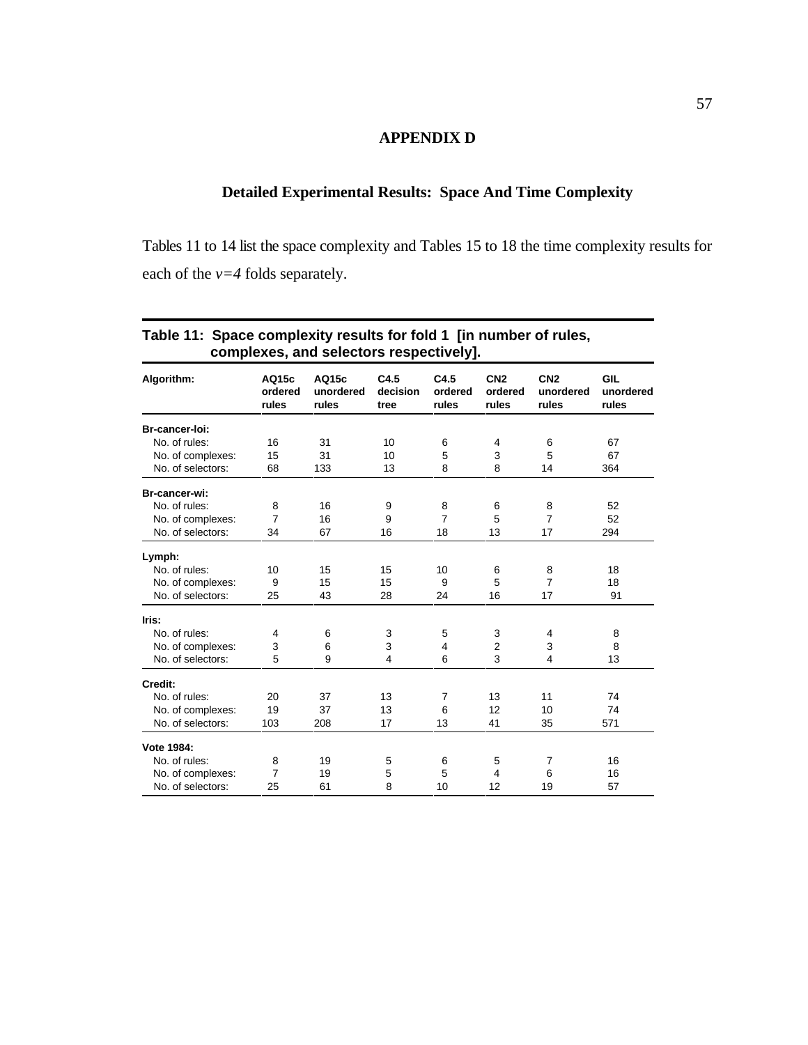# APPENDIX D

## Detailed Experimental Results: Space And Time Complexity

Tables 11 to 14 list the space complexity and Tables 15 to 18 the time complexity results for each of the *v=4* folds separately.

**Table 11: Space complexity results for fold 1 [in number of rules, complexes, and selectors respectively].**

| Algorithm: | AQ15c ordered rules | AQ15c unordered rules | C4.5 decision tree | C4.5 ordered rules | CN2 ordered rules | CN2 unordered rules | GIL unordered rules |
|---|---|---|---|---|---|---|---|
| **Br-cancer-loi:** | | | | | | | |
| No. of rules: | 16 | 31 | 10 | 6 | 4 | 6 | 67 |
| No. of complexes: | 15 | 31 | 10 | 5 | 3 | 5 | 67 |
| No. of selectors: | 68 | 133 | 13 | 8 | 8 | 14 | 364 |
| **Br-cancer-wi:** | | | | | | | |
| No. of rules: | 8 | 16 | 9 | 8 | 6 | 8 | 52 |
| No. of complexes: | 7 | 16 | 9 | 7 | 5 | 7 | 52 |
| No. of selectors: | 34 | 67 | 16 | 18 | 13 | 17 | 294 |
| **Lymph:** | | | | | | | |
| No. of rules: | 10 | 15 | 15 | 10 | 6 | 8 | 18 |
| No. of complexes: | 9 | 15 | 15 | 9 | 5 | 7 | 18 |
| No. of selectors: | 25 | 43 | 28 | 24 | 16 | 17 | 91 |
| **Iris:** | | | | | | | |
| No. of rules: | 4 | 6 | 3 | 5 | 3 | 4 | 8 |
| No. of complexes: | 3 | 6 | 3 | 4 | 2 | 3 | 8 |
| No. of selectors: | 5 | 9 | 4 | 6 | 3 | 4 | 13 |
| **Credit:** | | | | | | | |
| No. of rules: | 20 | 37 | 13 | 7 | 13 | 11 | 74 |
| No. of complexes: | 19 | 37 | 13 | 6 | 12 | 10 | 74 |
| No. of selectors: | 103 | 208 | 17 | 13 | 41 | 35 | 571 |
| **Vote 1984:** | | | | | | | |
| No. of rules: | 8 | 19 | 5 | 6 | 5 | 7 | 16 |
| No. of complexes: | 7 | 19 | 5 | 5 | 4 | 6 | 16 |
| No. of selectors: | 25 | 61 | 8 | 10 | 12 | 19 | 57 |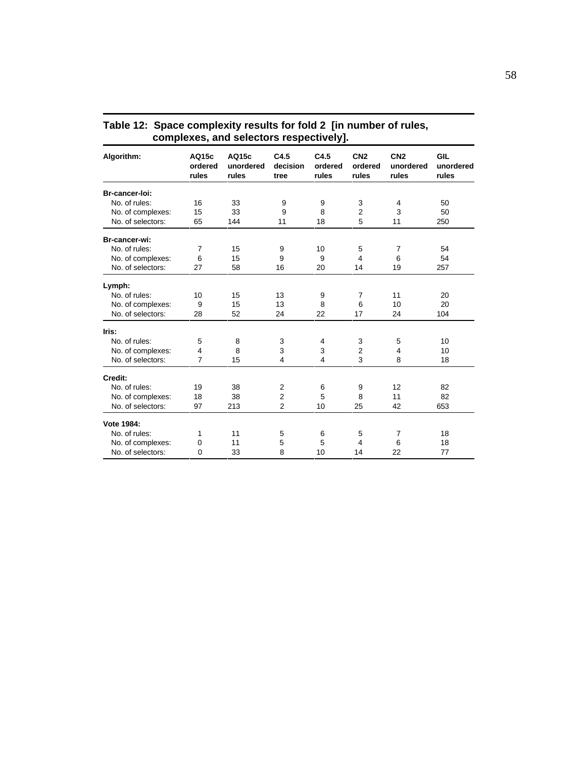**Table 12: Space complexity results for fold 2 [in number of rules, complexes, and selectors respectively].**

| Algorithm: | AQ15c ordered rules | AQ15c unordered rules | C4.5 decision tree | C4.5 ordered rules | CN2 ordered rules | CN2 unordered rules | GIL unordered rules |
|---|---|---|---|---|---|---|---|
| **Br-cancer-loi:** | | | | | | | |
| No. of rules: | 16 | 33 | 9 | 9 | 3 | 4 | 50 |
| No. of complexes: | 15 | 33 | 9 | 8 | 2 | 3 | 50 |
| No. of selectors: | 65 | 144 | 11 | 18 | 5 | 11 | 250 |
| **Br-cancer-wi:** | | | | | | | |
| No. of rules: | 7 | 15 | 9 | 10 | 5 | 7 | 54 |
| No. of complexes: | 6 | 15 | 9 | 9 | 4 | 6 | 54 |
| No. of selectors: | 27 | 58 | 16 | 20 | 14 | 19 | 257 |
| **Lymph:** | | | | | | | |
| No. of rules: | 10 | 15 | 13 | 9 | 7 | 11 | 20 |
| No. of complexes: | 9 | 15 | 13 | 8 | 6 | 10 | 20 |
| No. of selectors: | 28 | 52 | 24 | 22 | 17 | 24 | 104 |
| **Iris:** | | | | | | | |
| No. of rules: | 5 | 8 | 3 | 4 | 3 | 5 | 10 |
| No. of complexes: | 4 | 8 | 3 | 3 | 2 | 4 | 10 |
| No. of selectors: | 7 | 15 | 4 | 4 | 3 | 8 | 18 |
| **Credit:** | | | | | | | |
| No. of rules: | 19 | 38 | 2 | 6 | 9 | 12 | 82 |
| No. of complexes: | 18 | 38 | 2 | 5 | 8 | 11 | 82 |
| No. of selectors: | 97 | 213 | 2 | 10 | 25 | 42 | 653 |
| **Vote 1984:** | | | | | | | |
| No. of rules: | 1 | 11 | 5 | 6 | 5 | 7 | 18 |
| No. of complexes: | 0 | 11 | 5 | 5 | 4 | 6 | 18 |
| No. of selectors: | 0 | 33 | 8 | 10 | 14 | 22 | 77 |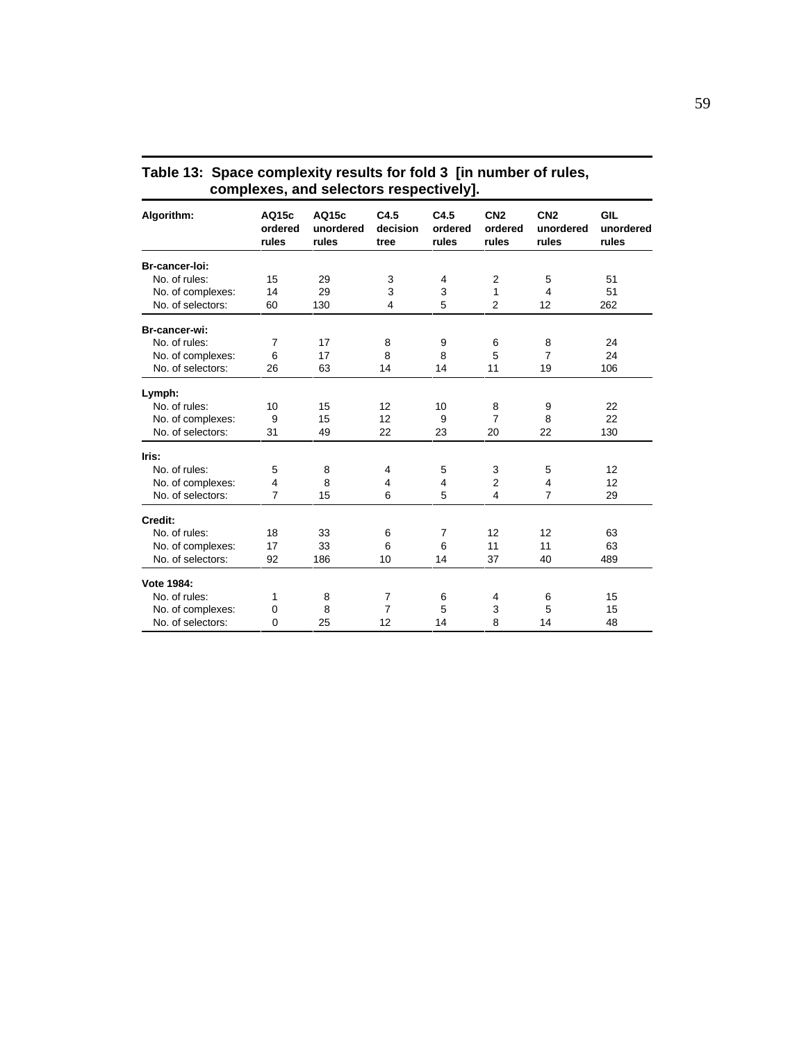**Table 13: Space complexity results for fold 3 [in number of rules, complexes, and selectors respectively].**

| Algorithm: | AQ15c ordered rules | AQ15c unordered rules | C4.5 decision tree | C4.5 ordered rules | CN2 ordered rules | CN2 unordered rules | GIL unordered rules |
|---|---|---|---|---|---|---|---|
| **Br-cancer-loi:** | | | | | | | |
| No. of rules: | 15 | 29 | 3 | 4 | 2 | 5 | 51 |
| No. of complexes: | 14 | 29 | 3 | 3 | 1 | 4 | 51 |
| No. of selectors: | 60 | 130 | 4 | 5 | 2 | 12 | 262 |
| **Br-cancer-wi:** | | | | | | | |
| No. of rules: | 7 | 17 | 8 | 9 | 6 | 8 | 24 |
| No. of complexes: | 6 | 17 | 8 | 8 | 5 | 7 | 24 |
| No. of selectors: | 26 | 63 | 14 | 14 | 11 | 19 | 106 |
| **Lymph:** | | | | | | | |
| No. of rules: | 10 | 15 | 12 | 10 | 8 | 9 | 22 |
| No. of complexes: | 9 | 15 | 12 | 9 | 7 | 8 | 22 |
| No. of selectors: | 31 | 49 | 22 | 23 | 20 | 22 | 130 |
| **Iris:** | | | | | | | |
| No. of rules: | 5 | 8 | 4 | 5 | 3 | 5 | 12 |
| No. of complexes: | 4 | 8 | 4 | 4 | 2 | 4 | 12 |
| No. of selectors: | 7 | 15 | 6 | 5 | 4 | 7 | 29 |
| **Credit:** | | | | | | | |
| No. of rules: | 18 | 33 | 6 | 7 | 12 | 12 | 63 |
| No. of complexes: | 17 | 33 | 6 | 6 | 11 | 11 | 63 |
| No. of selectors: | 92 | 186 | 10 | 14 | 37 | 40 | 489 |
| **Vote 1984:** | | | | | | | |
| No. of rules: | 1 | 8 | 7 | 6 | 4 | 6 | 15 |
| No. of complexes: | 0 | 8 | 7 | 5 | 3 | 5 | 15 |
| No. of selectors: | 0 | 25 | 12 | 14 | 8 | 14 | 48 |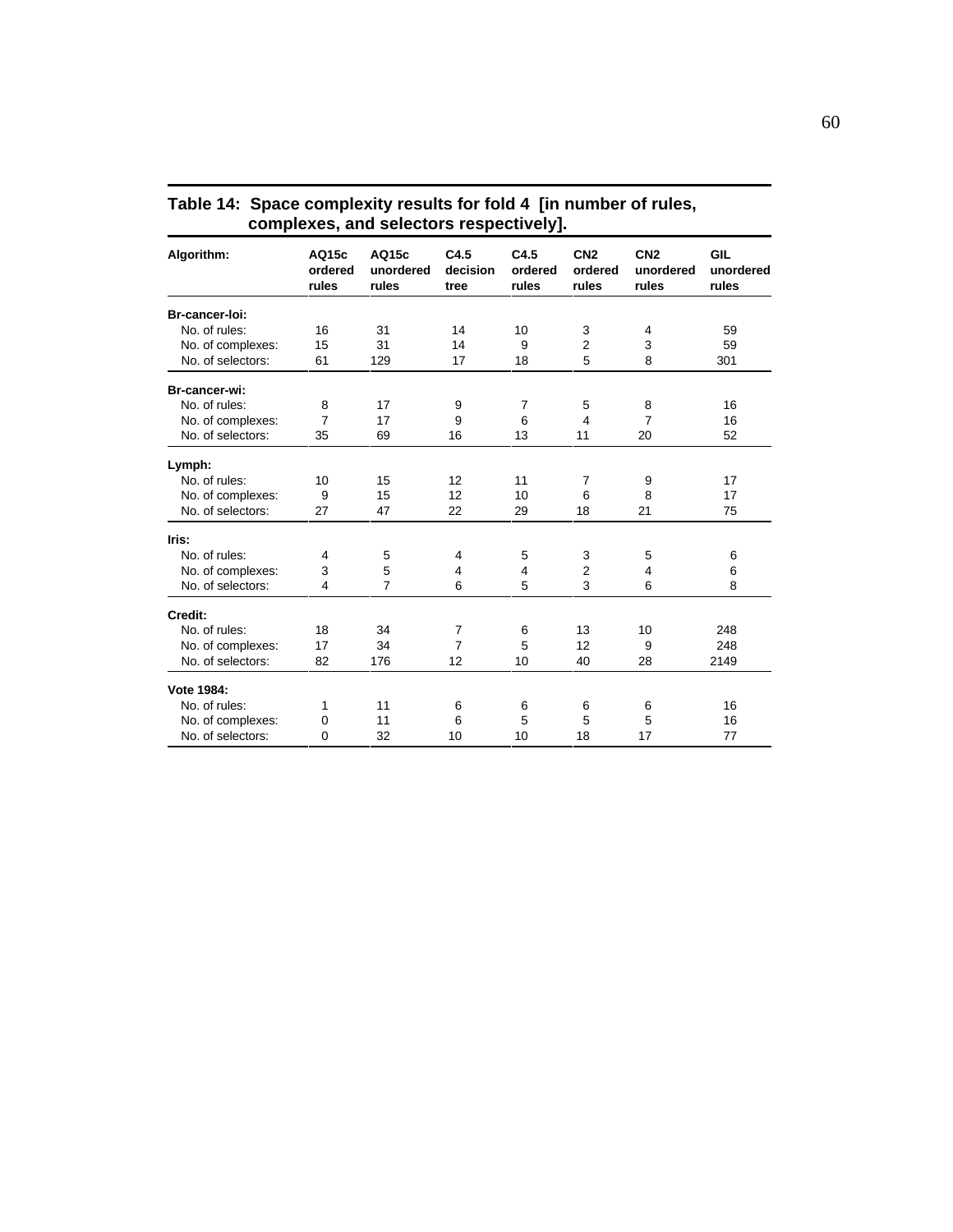**Table 14: Space complexity results for fold 4 [in number of rules, complexes, and selectors respectively].**

| Algorithm: | AQ15c ordered rules | AQ15c unordered rules | C4.5 decision tree | C4.5 ordered rules | CN2 ordered rules | CN2 unordered rules | GIL unordered rules |
|---|---|---|---|---|---|---|---|
| **Br-cancer-loi:** | | | | | | | |
| No. of rules: | 16 | 31 | 14 | 10 | 3 | 4 | 59 |
| No. of complexes: | 15 | 31 | 14 | 9 | 2 | 3 | 59 |
| No. of selectors: | 61 | 129 | 17 | 18 | 5 | 8 | 301 |
| **Br-cancer-wi:** | | | | | | | |
| No. of rules: | 8 | 17 | 9 | 7 | 5 | 8 | 16 |
| No. of complexes: | 7 | 17 | 9 | 6 | 4 | 7 | 16 |
| No. of selectors: | 35 | 69 | 16 | 13 | 11 | 20 | 52 |
| **Lymph:** | | | | | | | |
| No. of rules: | 10 | 15 | 12 | 11 | 7 | 9 | 17 |
| No. of complexes: | 9 | 15 | 12 | 10 | 6 | 8 | 17 |
| No. of selectors: | 27 | 47 | 22 | 29 | 18 | 21 | 75 |
| **Iris:** | | | | | | | |
| No. of rules: | 4 | 5 | 4 | 5 | 3 | 5 | 6 |
| No. of complexes: | 3 | 5 | 4 | 4 | 2 | 4 | 6 |
| No. of selectors: | 4 | 7 | 6 | 5 | 3 | 6 | 8 |
| **Credit:** | | | | | | | |
| No. of rules: | 18 | 34 | 7 | 6 | 13 | 10 | 248 |
| No. of complexes: | 17 | 34 | 7 | 5 | 12 | 9 | 248 |
| No. of selectors: | 82 | 176 | 12 | 10 | 40 | 28 | 2149 |
| **Vote 1984:** | | | | | | | |
| No. of rules: | 1 | 11 | 6 | 6 | 6 | 6 | 16 |
| No. of complexes: | 0 | 11 | 6 | 5 | 5 | 5 | 16 |
| No. of selectors: | 0 | 32 | 10 | 10 | 18 | 17 | 77 |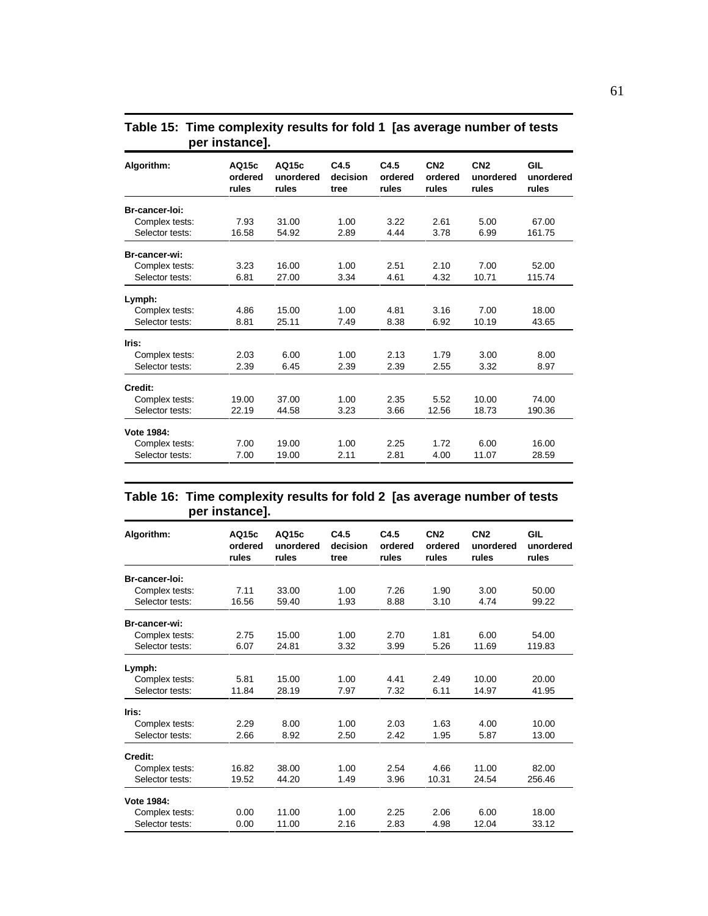**Table 15: Time complexity results for fold 1 [as average number of tests per instance].**

| Algorithm: | AQ15c ordered rules | AQ15c unordered rules | C4.5 decision tree | C4.5 ordered rules | CN2 ordered rules | CN2 unordered rules | GIL unordered rules |
|---|---|---|---|---|---|---|---|
| **Br-cancer-loi:** | | | | | | | |
| Complex tests: | 7.93 | 31.00 | 1.00 | 3.22 | 2.61 | 5.00 | 67.00 |
| Selector tests: | 16.58 | 54.92 | 2.89 | 4.44 | 3.78 | 6.99 | 161.75 |
| **Br-cancer-wi:** | | | | | | | |
| Complex tests: | 3.23 | 16.00 | 1.00 | 2.51 | 2.10 | 7.00 | 52.00 |
| Selector tests: | 6.81 | 27.00 | 3.34 | 4.61 | 4.32 | 10.71 | 115.74 |
| **Lymph:** | | | | | | | |
| Complex tests: | 4.86 | 15.00 | 1.00 | 4.81 | 3.16 | 7.00 | 18.00 |
| Selector tests: | 8.81 | 25.11 | 7.49 | 8.38 | 6.92 | 10.19 | 43.65 |
| **Iris:** | | | | | | | |
| Complex tests: | 2.03 | 6.00 | 1.00 | 2.13 | 1.79 | 3.00 | 8.00 |
| Selector tests: | 2.39 | 6.45 | 2.39 | 2.39 | 2.55 | 3.32 | 8.97 |
| **Credit:** | | | | | | | |
| Complex tests: | 19.00 | 37.00 | 1.00 | 2.35 | 5.52 | 10.00 | 74.00 |
| Selector tests: | 22.19 | 44.58 | 3.23 | 3.66 | 12.56 | 18.73 | 190.36 |
| **Vote 1984:** | | | | | | | |
| Complex tests: | 7.00 | 19.00 | 1.00 | 2.25 | 1.72 | 6.00 | 16.00 |
| Selector tests: | 7.00 | 19.00 | 2.11 | 2.81 | 4.00 | 11.07 | 28.59 |

**Table 16: Time complexity results for fold 2 [as average number of tests per instance].**

| Algorithm: | AQ15c ordered rules | AQ15c unordered rules | C4.5 decision tree | C4.5 ordered rules | CN2 ordered rules | CN2 unordered rules | GIL unordered rules |
|---|---|---|---|---|---|---|---|
| **Br-cancer-loi:** | | | | | | | |
| Complex tests: | 7.11 | 33.00 | 1.00 | 7.26 | 1.90 | 3.00 | 50.00 |
| Selector tests: | 16.56 | 59.40 | 1.93 | 8.88 | 3.10 | 4.74 | 99.22 |
| **Br-cancer-wi:** | | | | | | | |
| Complex tests: | 2.75 | 15.00 | 1.00 | 2.70 | 1.81 | 6.00 | 54.00 |
| Selector tests: | 6.07 | 24.81 | 3.32 | 3.99 | 5.26 | 11.69 | 119.83 |
| **Lymph:** | | | | | | | |
| Complex tests: | 5.81 | 15.00 | 1.00 | 4.41 | 2.49 | 10.00 | 20.00 |
| Selector tests: | 11.84 | 28.19 | 7.97 | 7.32 | 6.11 | 14.97 | 41.95 |
| **Iris:** | | | | | | | |
| Complex tests: | 2.29 | 8.00 | 1.00 | 2.03 | 1.63 | 4.00 | 10.00 |
| Selector tests: | 2.66 | 8.92 | 2.50 | 2.42 | 1.95 | 5.87 | 13.00 |
| **Credit:** | | | | | | | |
| Complex tests: | 16.82 | 38.00 | 1.00 | 2.54 | 4.66 | 11.00 | 82.00 |
| Selector tests: | 19.52 | 44.20 | 1.49 | 3.96 | 10.31 | 24.54 | 256.46 |
| **Vote 1984:** | | | | | | | |
| Complex tests: | 0.00 | 11.00 | 1.00 | 2.25 | 2.06 | 6.00 | 18.00 |
| Selector tests: | 0.00 | 11.00 | 2.16 | 2.83 | 4.98 | 12.04 | 33.12 |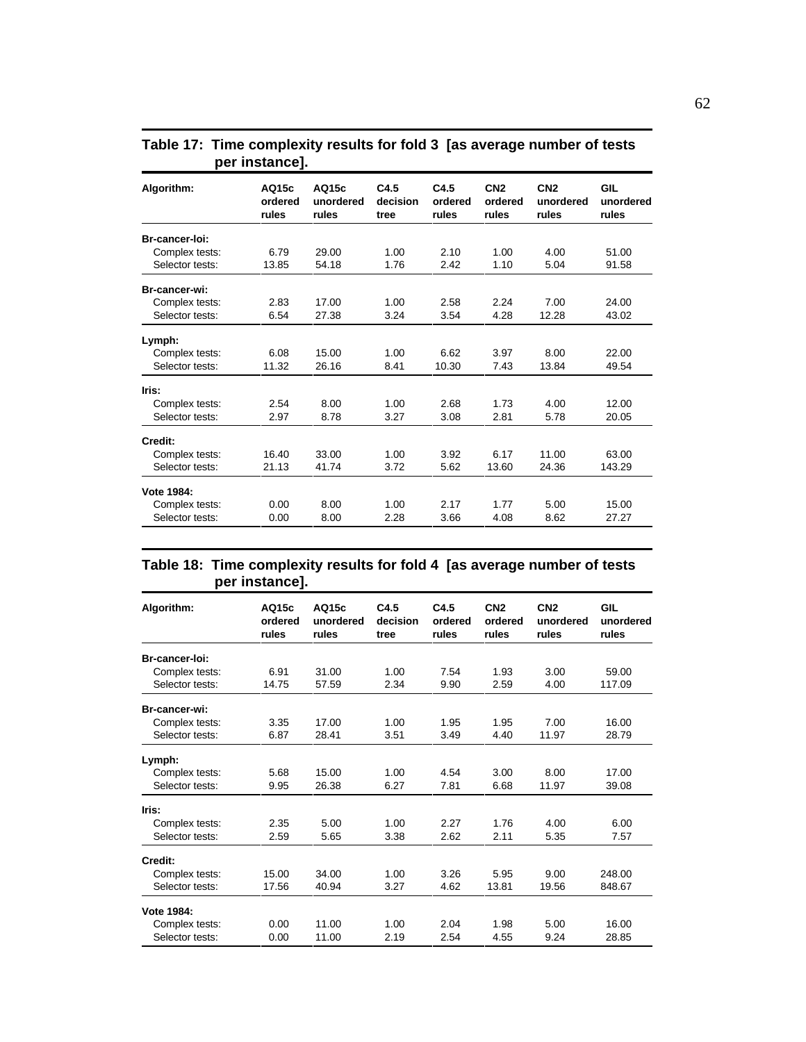**Table 17: Time complexity results for fold 3 [as average number of tests per instance].**

| Algorithm: | AQ15c ordered rules | AQ15c unordered rules | C4.5 decision tree | C4.5 ordered rules | CN2 ordered rules | CN2 unordered rules | GIL unordered rules |
|---|---|---|---|---|---|---|---|
| **Br-cancer-loi:** | | | | | | | |
| Complex tests: | 6.79 | 29.00 | 1.00 | 2.10 | 1.00 | 4.00 | 51.00 |
| Selector tests: | 13.85 | 54.18 | 1.76 | 2.42 | 1.10 | 5.04 | 91.58 |
| **Br-cancer-wi:** | | | | | | | |
| Complex tests: | 2.83 | 17.00 | 1.00 | 2.58 | 2.24 | 7.00 | 24.00 |
| Selector tests: | 6.54 | 27.38 | 3.24 | 3.54 | 4.28 | 12.28 | 43.02 |
| **Lymph:** | | | | | | | |
| Complex tests: | 6.08 | 15.00 | 1.00 | 6.62 | 3.97 | 8.00 | 22.00 |
| Selector tests: | 11.32 | 26.16 | 8.41 | 10.30 | 7.43 | 13.84 | 49.54 |
| **Iris:** | | | | | | | |
| Complex tests: | 2.54 | 8.00 | 1.00 | 2.68 | 1.73 | 4.00 | 12.00 |
| Selector tests: | 2.97 | 8.78 | 3.27 | 3.08 | 2.81 | 5.78 | 20.05 |
| **Credit:** | | | | | | | |
| Complex tests: | 16.40 | 33.00 | 1.00 | 3.92 | 6.17 | 11.00 | 63.00 |
| Selector tests: | 21.13 | 41.74 | 3.72 | 5.62 | 13.60 | 24.36 | 143.29 |
| **Vote 1984:** | | | | | | | |
| Complex tests: | 0.00 | 8.00 | 1.00 | 2.17 | 1.77 | 5.00 | 15.00 |
| Selector tests: | 0.00 | 8.00 | 2.28 | 3.66 | 4.08 | 8.62 | 27.27 |

**Table 18: Time complexity results for fold 4 [as average number of tests per instance].**

| Algorithm: | AQ15c ordered rules | AQ15c unordered rules | C4.5 decision tree | C4.5 ordered rules | CN2 ordered rules | CN2 unordered rules | GIL unordered rules |
|---|---|---|---|---|---|---|---|
| **Br-cancer-loi:** | | | | | | | |
| Complex tests: | 6.91 | 31.00 | 1.00 | 7.54 | 1.93 | 3.00 | 59.00 |
| Selector tests: | 14.75 | 57.59 | 2.34 | 9.90 | 2.59 | 4.00 | 117.09 |
| **Br-cancer-wi:** | | | | | | | |
| Complex tests: | 3.35 | 17.00 | 1.00 | 1.95 | 1.95 | 7.00 | 16.00 |
| Selector tests: | 6.87 | 28.41 | 3.51 | 3.49 | 4.40 | 11.97 | 28.79 |
| **Lymph:** | | | | | | | |
| Complex tests: | 5.68 | 15.00 | 1.00 | 4.54 | 3.00 | 8.00 | 17.00 |
| Selector tests: | 9.95 | 26.38 | 6.27 | 7.81 | 6.68 | 11.97 | 39.08 |
| **Iris:** | | | | | | | |
| Complex tests: | 2.35 | 5.00 | 1.00 | 2.27 | 1.76 | 4.00 | 6.00 |
| Selector tests: | 2.59 | 5.65 | 3.38 | 2.62 | 2.11 | 5.35 | 7.57 |
| **Credit:** | | | | | | | |
| Complex tests: | 15.00 | 34.00 | 1.00 | 3.26 | 5.95 | 9.00 | 248.00 |
| Selector tests: | 17.56 | 40.94 | 3.27 | 4.62 | 13.81 | 19.56 | 848.67 |
| **Vote 1984:** | | | | | | | |
| Complex tests: | 0.00 | 11.00 | 1.00 | 2.04 | 1.98 | 5.00 | 16.00 |
| Selector tests: | 0.00 | 11.00 | 2.19 | 2.54 | 4.55 | 9.24 | 28.85 |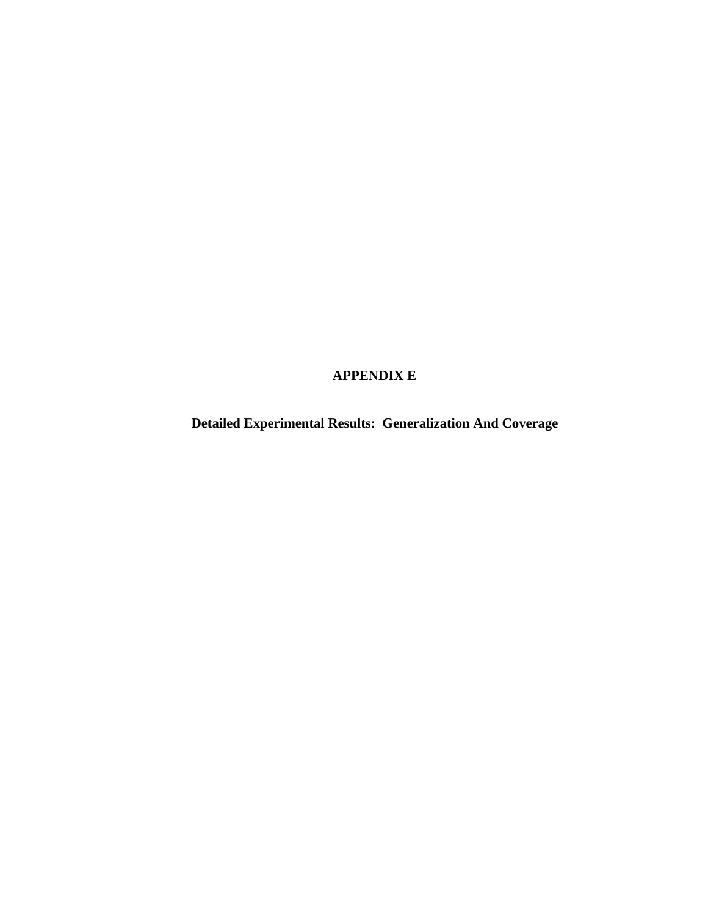# APPENDIX E

## Detailed Experimental Results: Generalization And Coverage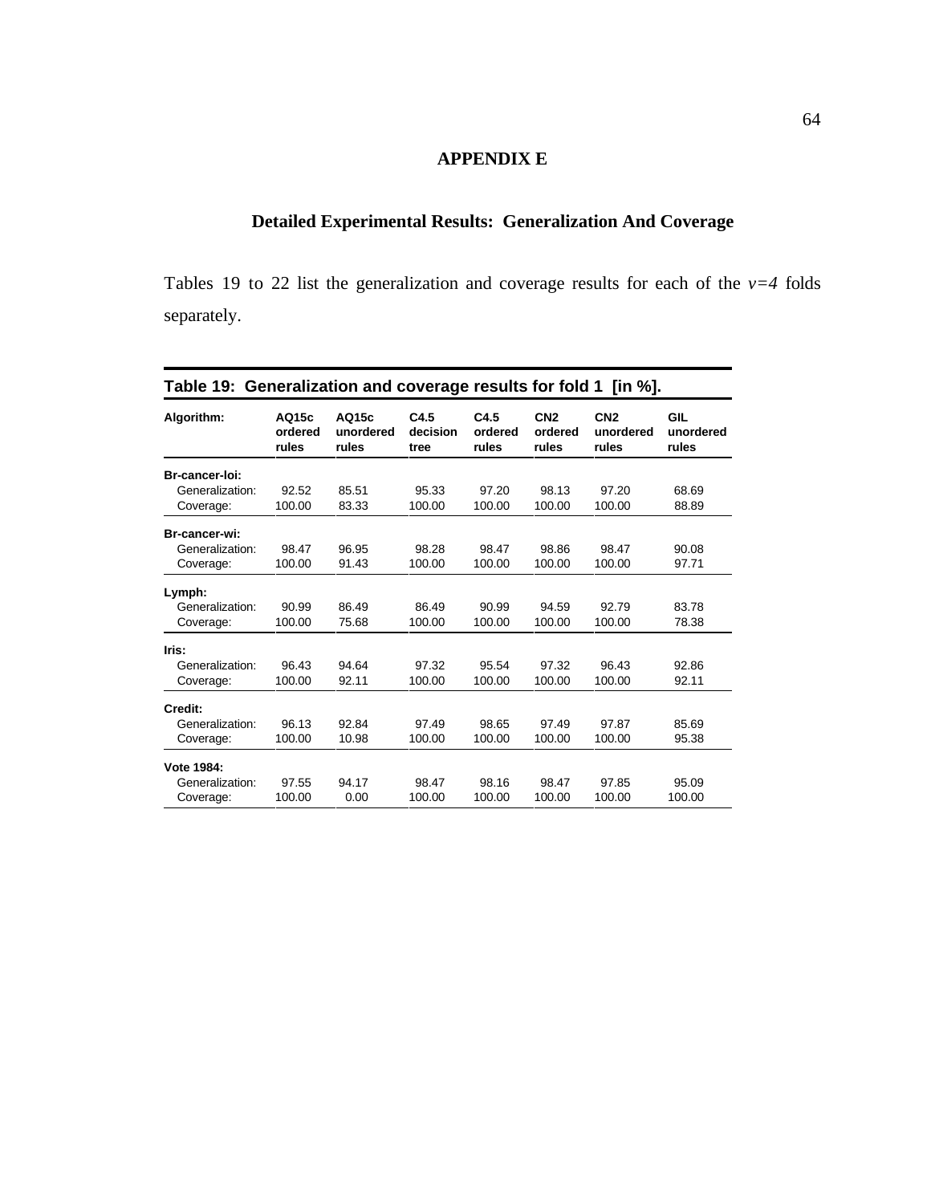# APPENDIX E

## Detailed Experimental Results: Generalization And Coverage

Tables 19 to 22 list the generalization and coverage results for each of the $v=4$ folds separately.

**Table 19: Generalization and coverage results for fold 1 [in %].**

| Algorithm: | AQ15c ordered rules | AQ15c unordered rules | C4.5 decision tree | C4.5 ordered rules | CN2 ordered rules | CN2 unordered rules | GIL unordered rules |
|---|---|---|---|---|---|---|---|
| **Br-cancer-loi:** | | | | | | | |
| Generalization: | 92.52 | 85.51 | 95.33 | 97.20 | 98.13 | 97.20 | 68.69 |
| Coverage: | 100.00 | 83.33 | 100.00 | 100.00 | 100.00 | 100.00 | 88.89 |
| **Br-cancer-wi:** | | | | | | | |
| Generalization: | 98.47 | 96.95 | 98.28 | 98.47 | 98.86 | 98.47 | 90.08 |
| Coverage: | 100.00 | 91.43 | 100.00 | 100.00 | 100.00 | 100.00 | 97.71 |
| **Lymph:** | | | | | | | |
| Generalization: | 90.99 | 86.49 | 86.49 | 90.99 | 94.59 | 92.79 | 83.78 |
| Coverage: | 100.00 | 75.68 | 100.00 | 100.00 | 100.00 | 100.00 | 78.38 |
| **Iris:** | | | | | | | |
| Generalization: | 96.43 | 94.64 | 97.32 | 95.54 | 97.32 | 96.43 | 92.86 |
| Coverage: | 100.00 | 92.11 | 100.00 | 100.00 | 100.00 | 100.00 | 92.11 |
| **Credit:** | | | | | | | |
| Generalization: | 96.13 | 92.84 | 97.49 | 98.65 | 97.49 | 97.87 | 85.69 |
| Coverage: | 100.00 | 10.98 | 100.00 | 100.00 | 100.00 | 100.00 | 95.38 |
| **Vote 1984:** | | | | | | | |
| Generalization: | 97.55 | 94.17 | 98.47 | 98.16 | 98.47 | 97.85 | 95.09 |
| Coverage: | 100.00 | 0.00 | 100.00 | 100.00 | 100.00 | 100.00 | 100.00 |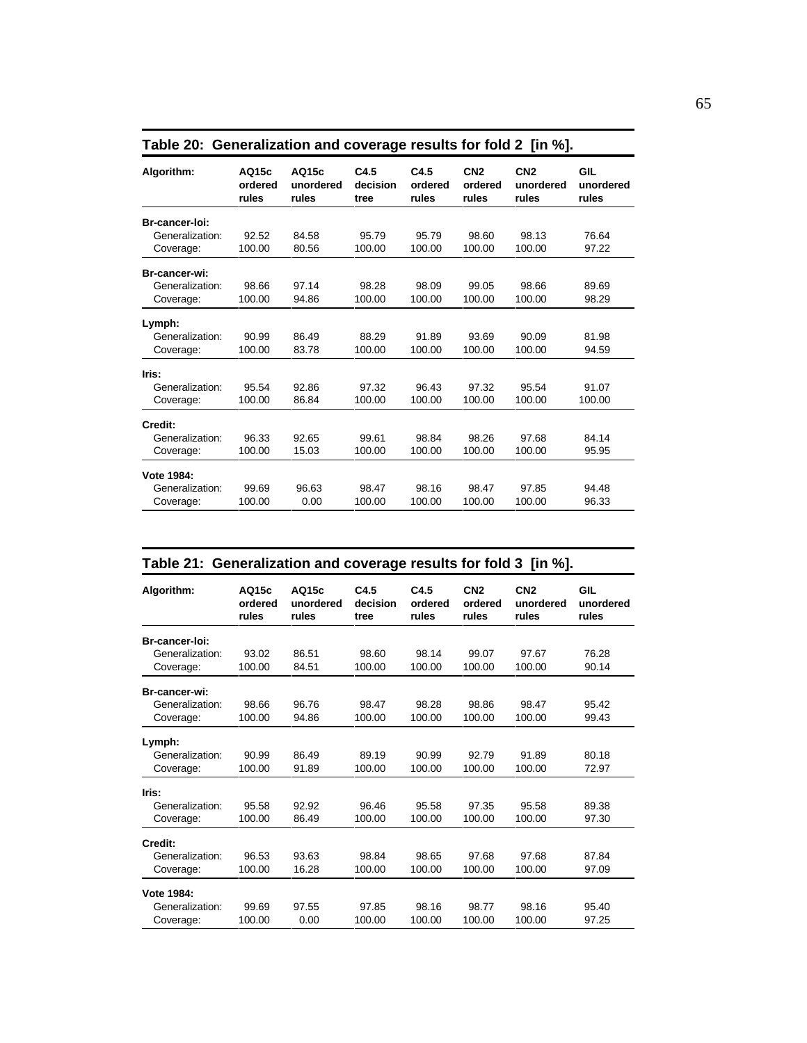**Table 20: Generalization and coverage results for fold 2 [in %].**

| Algorithm: | AQ15c ordered rules | AQ15c unordered rules | C4.5 decision tree | C4.5 ordered rules | CN2 ordered rules | CN2 unordered rules | GIL unordered rules |
|---|---|---|---|---|---|---|---|
| **Br-cancer-loi:** | | | | | | | |
| Generalization: | 92.52 | 84.58 | 95.79 | 95.79 | 98.60 | 98.13 | 76.64 |
| Coverage: | 100.00 | 80.56 | 100.00 | 100.00 | 100.00 | 100.00 | 97.22 |
| **Br-cancer-wi:** | | | | | | | |
| Generalization: | 98.66 | 97.14 | 98.28 | 98.09 | 99.05 | 98.66 | 89.69 |
| Coverage: | 100.00 | 94.86 | 100.00 | 100.00 | 100.00 | 100.00 | 98.29 |
| **Lymph:** | | | | | | | |
| Generalization: | 90.99 | 86.49 | 88.29 | 91.89 | 93.69 | 90.09 | 81.98 |
| Coverage: | 100.00 | 83.78 | 100.00 | 100.00 | 100.00 | 100.00 | 94.59 |
| **Iris:** | | | | | | | |
| Generalization: | 95.54 | 92.86 | 97.32 | 96.43 | 97.32 | 95.54 | 91.07 |
| Coverage: | 100.00 | 86.84 | 100.00 | 100.00 | 100.00 | 100.00 | 100.00 |
| **Credit:** | | | | | | | |
| Generalization: | 96.33 | 92.65 | 99.61 | 98.84 | 98.26 | 97.68 | 84.14 |
| Coverage: | 100.00 | 15.03 | 100.00 | 100.00 | 100.00 | 100.00 | 95.95 |
| **Vote 1984:** | | | | | | | |
| Generalization: | 99.69 | 96.63 | 98.47 | 98.16 | 98.47 | 97.85 | 94.48 |
| Coverage: | 100.00 | 0.00 | 100.00 | 100.00 | 100.00 | 100.00 | 96.33 |

**Table 21: Generalization and coverage results for fold 3 [in %].**

| Algorithm: | AQ15c ordered rules | AQ15c unordered rules | C4.5 decision tree | C4.5 ordered rules | CN2 ordered rules | CN2 unordered rules | GIL unordered rules |
|---|---|---|---|---|---|---|---|
| **Br-cancer-loi:** | | | | | | | |
| Generalization: | 93.02 | 86.51 | 98.60 | 98.14 | 99.07 | 97.67 | 76.28 |
| Coverage: | 100.00 | 84.51 | 100.00 | 100.00 | 100.00 | 100.00 | 90.14 |
| **Br-cancer-wi:** | | | | | | | |
| Generalization: | 98.66 | 96.76 | 98.47 | 98.28 | 98.86 | 98.47 | 95.42 |
| Coverage: | 100.00 | 94.86 | 100.00 | 100.00 | 100.00 | 100.00 | 99.43 |
| **Lymph:** | | | | | | | |
| Generalization: | 90.99 | 86.49 | 89.19 | 90.99 | 92.79 | 91.89 | 80.18 |
| Coverage: | 100.00 | 91.89 | 100.00 | 100.00 | 100.00 | 100.00 | 72.97 |
| **Iris:** | | | | | | | |
| Generalization: | 95.58 | 92.92 | 96.46 | 95.58 | 97.35 | 95.58 | 89.38 |
| Coverage: | 100.00 | 86.49 | 100.00 | 100.00 | 100.00 | 100.00 | 97.30 |
| **Credit:** | | | | | | | |
| Generalization: | 96.53 | 93.63 | 98.84 | 98.65 | 97.68 | 97.68 | 87.84 |
| Coverage: | 100.00 | 16.28 | 100.00 | 100.00 | 100.00 | 100.00 | 97.09 |
| **Vote 1984:** | | | | | | | |
| Generalization: | 99.69 | 97.55 | 97.85 | 98.16 | 98.77 | 98.16 | 95.40 |
| Coverage: | 100.00 | 0.00 | 100.00 | 100.00 | 100.00 | 100.00 | 97.25 |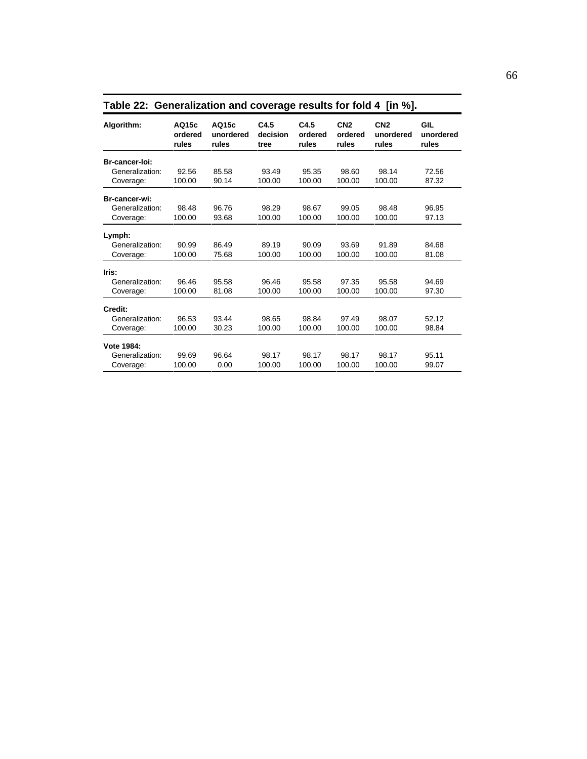**Table 22: Generalization and coverage results for fold 4 [in %].**

| Algorithm: | AQ15c ordered rules | AQ15c unordered rules | C4.5 decision tree | C4.5 ordered rules | CN2 ordered rules | CN2 unordered rules | GIL unordered rules |
|---|---|---|---|---|---|---|---|
| **Br-cancer-loi:** | | | | | | | |
| Generalization: | 92.56 | 85.58 | 93.49 | 95.35 | 98.60 | 98.14 | 72.56 |
| Coverage: | 100.00 | 90.14 | 100.00 | 100.00 | 100.00 | 100.00 | 87.32 |
| **Br-cancer-wi:** | | | | | | | |
| Generalization: | 98.48 | 96.76 | 98.29 | 98.67 | 99.05 | 98.48 | 96.95 |
| Coverage: | 100.00 | 93.68 | 100.00 | 100.00 | 100.00 | 100.00 | 97.13 |
| **Lymph:** | | | | | | | |
| Generalization: | 90.99 | 86.49 | 89.19 | 90.09 | 93.69 | 91.89 | 84.68 |
| Coverage: | 100.00 | 75.68 | 100.00 | 100.00 | 100.00 | 100.00 | 81.08 |
| **Iris:** | | | | | | | |
| Generalization: | 96.46 | 95.58 | 96.46 | 95.58 | 97.35 | 95.58 | 94.69 |
| Coverage: | 100.00 | 81.08 | 100.00 | 100.00 | 100.00 | 100.00 | 97.30 |
| **Credit:** | | | | | | | |
| Generalization: | 96.53 | 93.44 | 98.65 | 98.84 | 97.49 | 98.07 | 52.12 |
| Coverage: | 100.00 | 30.23 | 100.00 | 100.00 | 100.00 | 100.00 | 98.84 |
| **Vote 1984:** | | | | | | | |
| Generalization: | 99.69 | 96.64 | 98.17 | 98.17 | 98.17 | 98.17 | 95.11 |
| Coverage: | 100.00 | 0.00 | 100.00 | 100.00 | 100.00 | 100.00 | 99.07 |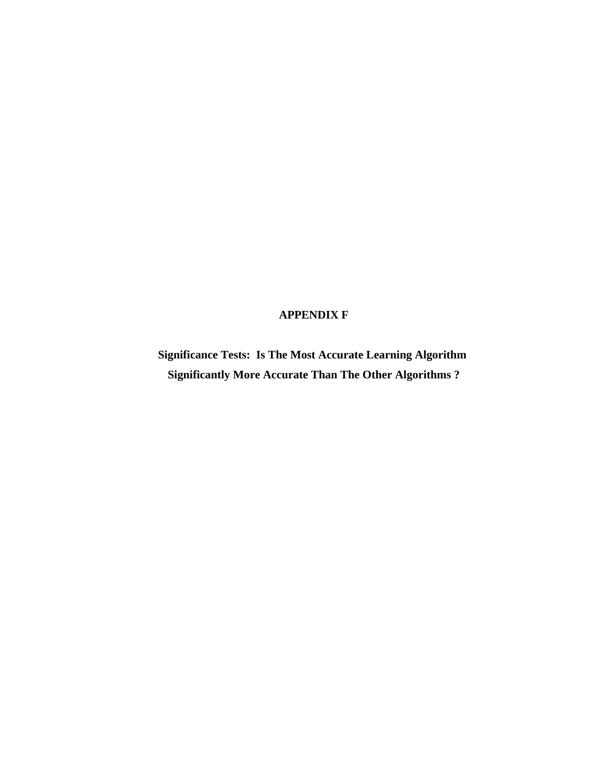# APPENDIX F

## Significance Tests: Is The Most Accurate Learning Algorithm Significantly More Accurate Than The Other Algorithms ?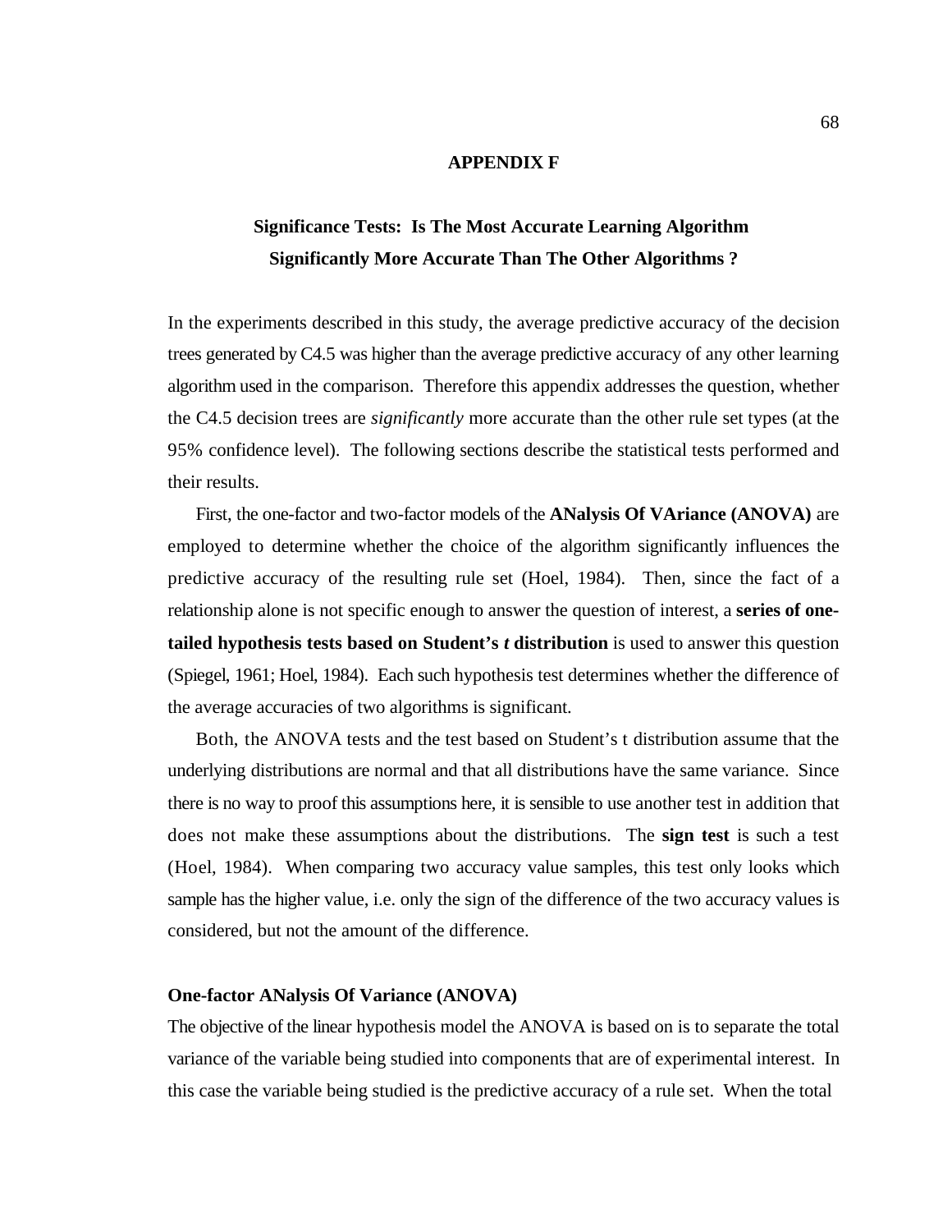# APPENDIX F

## Significance Tests: Is The Most Accurate Learning Algorithm Significantly More Accurate Than The Other Algorithms ?

In the experiments described in this study, the average predictive accuracy of the decision trees generated by C4.5 was higher than the average predictive accuracy of any other learning algorithm used in the comparison. Therefore this appendix addresses the question, whether the C4.5 decision trees are *significantly* more accurate than the other rule set types (at the 95% confidence level). The following sections describe the statistical tests performed and their results.

First, the one-factor and two-factor models of the **ANalysis Of VAriance (ANOVA)** are employed to determine whether the choice of the algorithm significantly influences the predictive accuracy of the resulting rule set (Hoel, 1984). Then, since the fact of a relationship alone is not specific enough to answer the question of interest, a **series of one-tailed hypothesis tests based on Student's *t* distribution** is used to answer this question (Spiegel, 1961; Hoel, 1984). Each such hypothesis test determines whether the difference of the average accuracies of two algorithms is significant.

Both, the ANOVA tests and the test based on Student's t distribution assume that the underlying distributions are normal and that all distributions have the same variance. Since there is no way to proof this assumptions here, it is sensible to use another test in addition that does not make these assumptions about the distributions. The **sign test** is such a test (Hoel, 1984). When comparing two accuracy value samples, this test only looks which sample has the higher value, i.e. only the sign of the difference of the two accuracy values is considered, but not the amount of the difference.

### One-factor ANalysis Of Variance (ANOVA)

The objective of the linear hypothesis model the ANOVA is based on is to separate the total variance of the variable being studied into components that are of experimental interest. In this case the variable being studied is the predictive accuracy of a rule set. When the total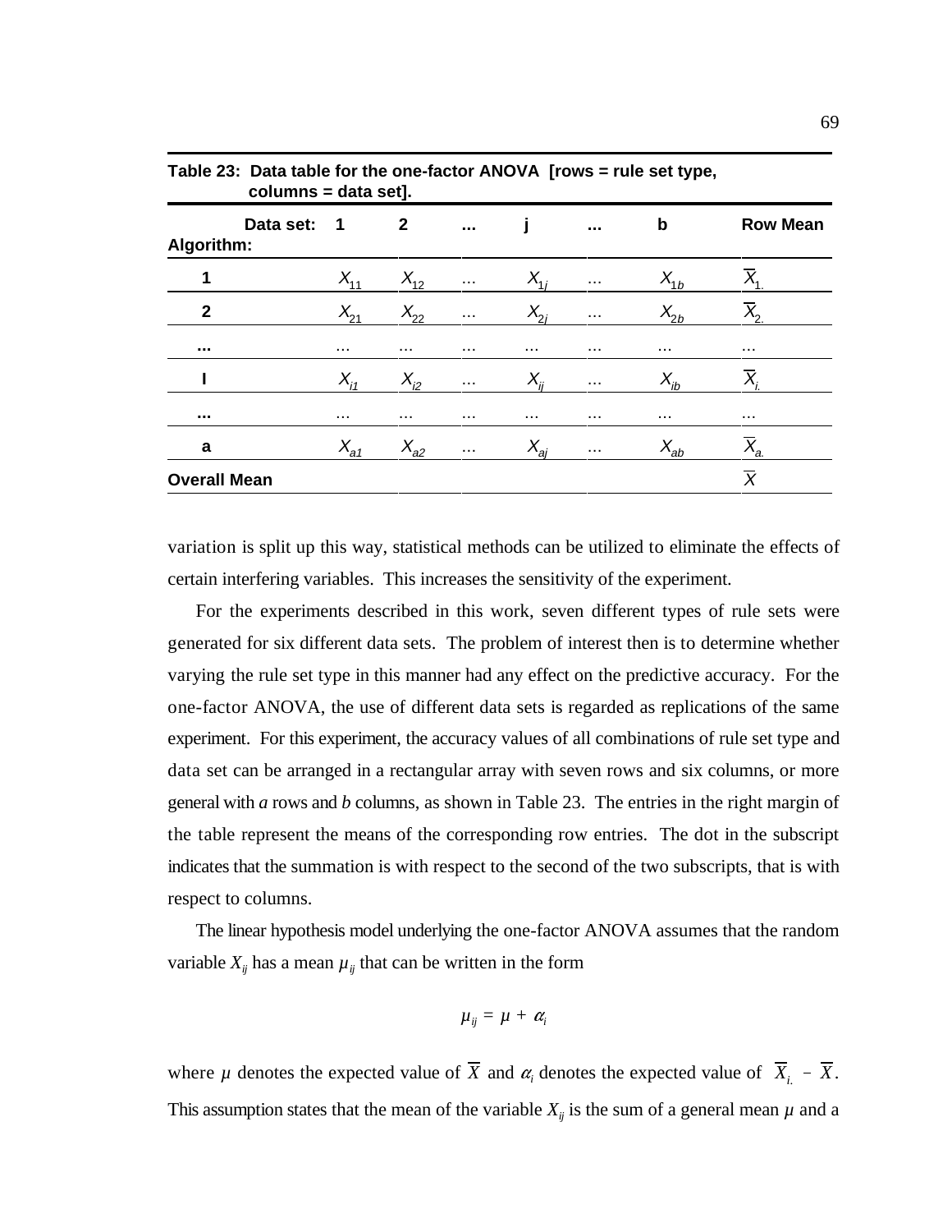**Table 23: Data table for the one-factor ANOVA [rows = rule set type, columns = data set].**

| Data set: / Algorithm: | 1 | 2 | ... | j | ... | b | Row Mean |
|---|---|---|---|---|---|---|---|
| **1** | $X_{11}$ | $X_{12}$ | ... | $X_{1j}$ | ... | $X_{1b}$ | $\overline{X}_{1.}$ |
| **2** | $X_{21}$ | $X_{22}$ | ... | $X_{2j}$ | ... | $X_{2b}$ | $\overline{X}_{2.}$ |
| **...** | ... | ... | ... | ... | ... | ... | ... |
| **I** | $X_{i1}$ | $X_{i2}$ | ... | $X_{ij}$ | ... | $X_{ib}$ | $\overline{X}_{i.}$ |
| **...** | ... | ... | ... | ... | ... | ... | ... |
| **a** | $X_{a1}$ | $X_{a2}$ | ... | $X_{aj}$ | ... | $X_{ab}$ | $\overline{X}_{a.}$ |
| **Overall Mean** | | | | | | | $\overline{X}$ |

variation is split up this way, statistical methods can be utilized to eliminate the effects of certain interfering variables. This increases the sensitivity of the experiment.

For the experiments described in this work, seven different types of rule sets were generated for six different data sets. The problem of interest then is to determine whether varying the rule set type in this manner had any effect on the predictive accuracy. For the one-factor ANOVA, the use of different data sets is regarded as replications of the same experiment. For this experiment, the accuracy values of all combinations of rule set type and data set can be arranged in a rectangular array with seven rows and six columns, or more general with *a* rows and *b* columns, as shown in Table 23. The entries in the right margin of the table represent the means of the corresponding row entries. The dot in the subscript indicates that the summation is with respect to the second of the two subscripts, that is with respect to columns.

The linear hypothesis model underlying the one-factor ANOVA assumes that the random variable $X_{ij}$ has a mean $\mu_{ij}$ that can be written in the form

$$\mu_{ij} = \mu + \alpha_i$$

where $\mu$ denotes the expected value of $\overline{X}$ and $\alpha_i$ denotes the expected value of $\overline{X}_{i.} - \overline{X}$. This assumption states that the mean of the variable $X_{ij}$ is the sum of a general mean $\mu$ and a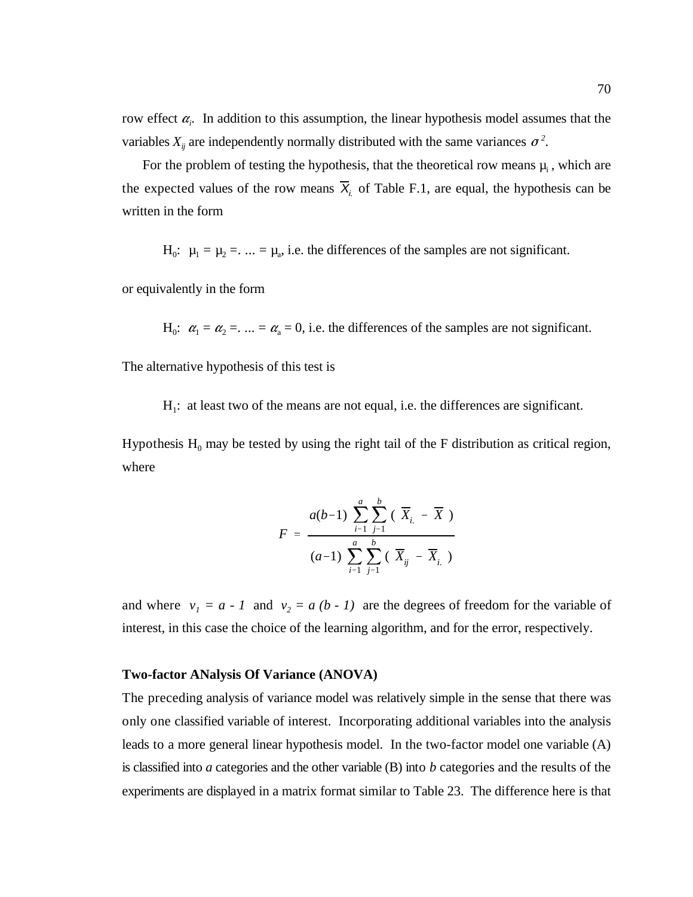row effect $\alpha_i$. In addition to this assumption, the linear hypothesis model assumes that the variables $X_{ij}$ are independently normally distributed with the same variances $\sigma^2$.

For the problem of testing the hypothesis, that the theoretical row means $\mu_i$, which are the expected values of the row means $\overline{X}_{i.}$ of Table F.1, are equal, the hypothesis can be written in the form

$H_0$: $\mu_1 = \mu_2 =. ... = \mu_a$, i.e. the differences of the samples are not significant.

or equivalently in the form

$H_0$: $\alpha_1 = \alpha_2 =. ... = \alpha_a = 0$, i.e. the differences of the samples are not significant.

The alternative hypothesis of this test is

$H_1$: at least two of the means are not equal, i.e. the differences are significant.

Hypothesis $H_0$ may be tested by using the right tail of the F distribution as critical region, where

$$F = \frac{a(b-1) \sum_{i=1}^{a} \sum_{j=1}^{b} ( \overline{X}_{i.} - \overline{X} )}{(a-1) \sum_{i=1}^{a} \sum_{j=1}^{b} ( \overline{X}_{ij} - \overline{X}_{i.} )}$$

and where $v_1 = a - 1$ and $v_2 = a (b - 1)$ are the degrees of freedom for the variable of interest, in this case the choice of the learning algorithm, and for the error, respectively.

**Two-factor ANalysis Of Variance (ANOVA)**

The preceding analysis of variance model was relatively simple in the sense that there was only one classified variable of interest. Incorporating additional variables into the analysis leads to a more general linear hypothesis model. In the two-factor model one variable (A) is classified into *a* categories and the other variable (B) into *b* categories and the results of the experiments are displayed in a matrix format similar to Table 23. The difference here is that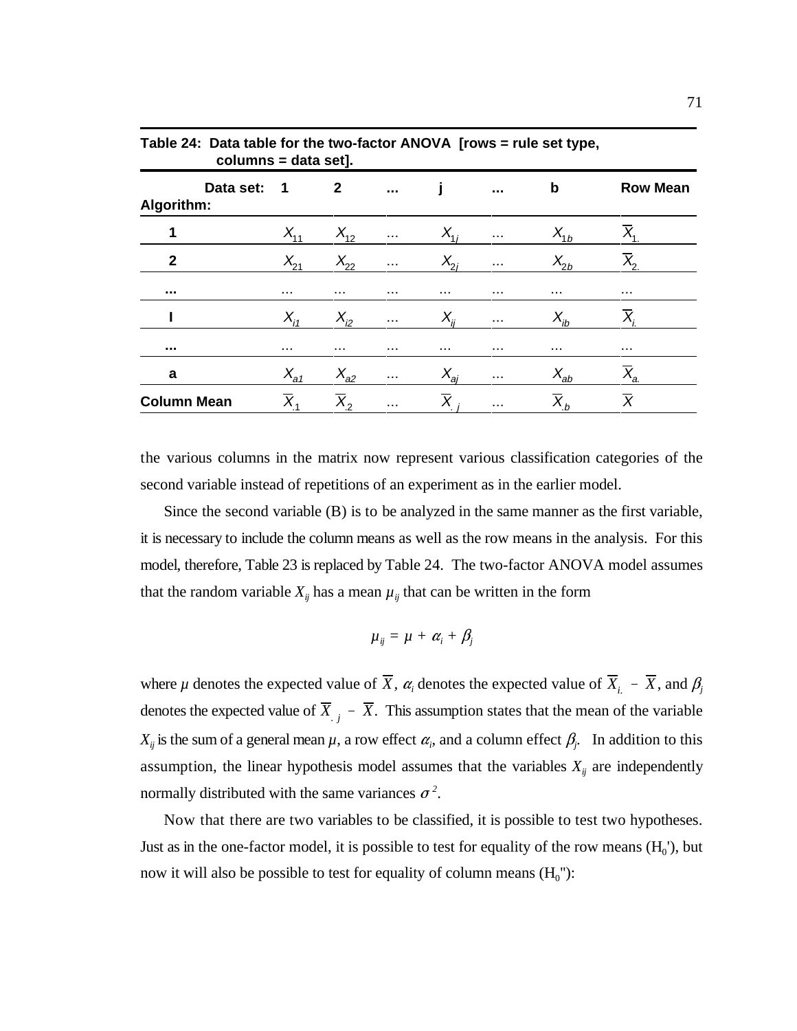**Table 24: Data table for the two-factor ANOVA [rows = rule set type, columns = data set].**

| Data set: / Algorithm: | 1 | 2 | ... | j | ... | b | Row Mean |
|---|---|---|---|---|---|---|---|
| **1** | $X_{11}$ | $X_{12}$ | ... | $X_{1j}$ | ... | $X_{1b}$ | $\overline{X}_{1.}$ |
| **2** | $X_{21}$ | $X_{22}$ | ... | $X_{2j}$ | ... | $X_{2b}$ | $\overline{X}_{2.}$ |
| **...** | ... | ... | ... | ... | ... | ... | ... |
| **I** | $X_{i1}$ | $X_{i2}$ | ... | $X_{ij}$ | ... | $X_{ib}$ | $\overline{X}_{i.}$ |
| **...** | ... | ... | ... | ... | ... | ... | ... |
| **a** | $X_{a1}$ | $X_{a2}$ | ... | $X_{aj}$ | ... | $X_{ab}$ | $\overline{X}_{a.}$ |
| **Column Mean** | $\overline{X}_{.1}$ | $\overline{X}_{.2}$ | ... | $\overline{X}_{.j}$ | ... | $\overline{X}_{.b}$ | $\overline{X}$ |

the various columns in the matrix now represent various classification categories of the second variable instead of repetitions of an experiment as in the earlier model.

Since the second variable (B) is to be analyzed in the same manner as the first variable, it is necessary to include the column means as well as the row means in the analysis. For this model, therefore, Table 23 is replaced by Table 24. The two-factor ANOVA model assumes that the random variable $X_{ij}$ has a mean $\mu_{ij}$ that can be written in the form

$$\mu_{ij} = \mu + \alpha_i + \beta_j$$

where $\mu$ denotes the expected value of $\overline{X}$, $\alpha_i$ denotes the expected value of $\overline{X}_{i.} - \overline{X}$, and $\beta_j$ denotes the expected value of $\overline{X}_{.j} - \overline{X}$. This assumption states that the mean of the variable $X_{ij}$ is the sum of a general mean $\mu$, a row effect $\alpha_i$, and a column effect $\beta_j$. In addition to this assumption, the linear hypothesis model assumes that the variables $X_{ij}$ are independently normally distributed with the same variances $\sigma^2$.

Now that there are two variables to be classified, it is possible to test two hypotheses. Just as in the one-factor model, it is possible to test for equality of the row means ($H_0'$), but now it will also be possible to test for equality of column means ($H_0''$):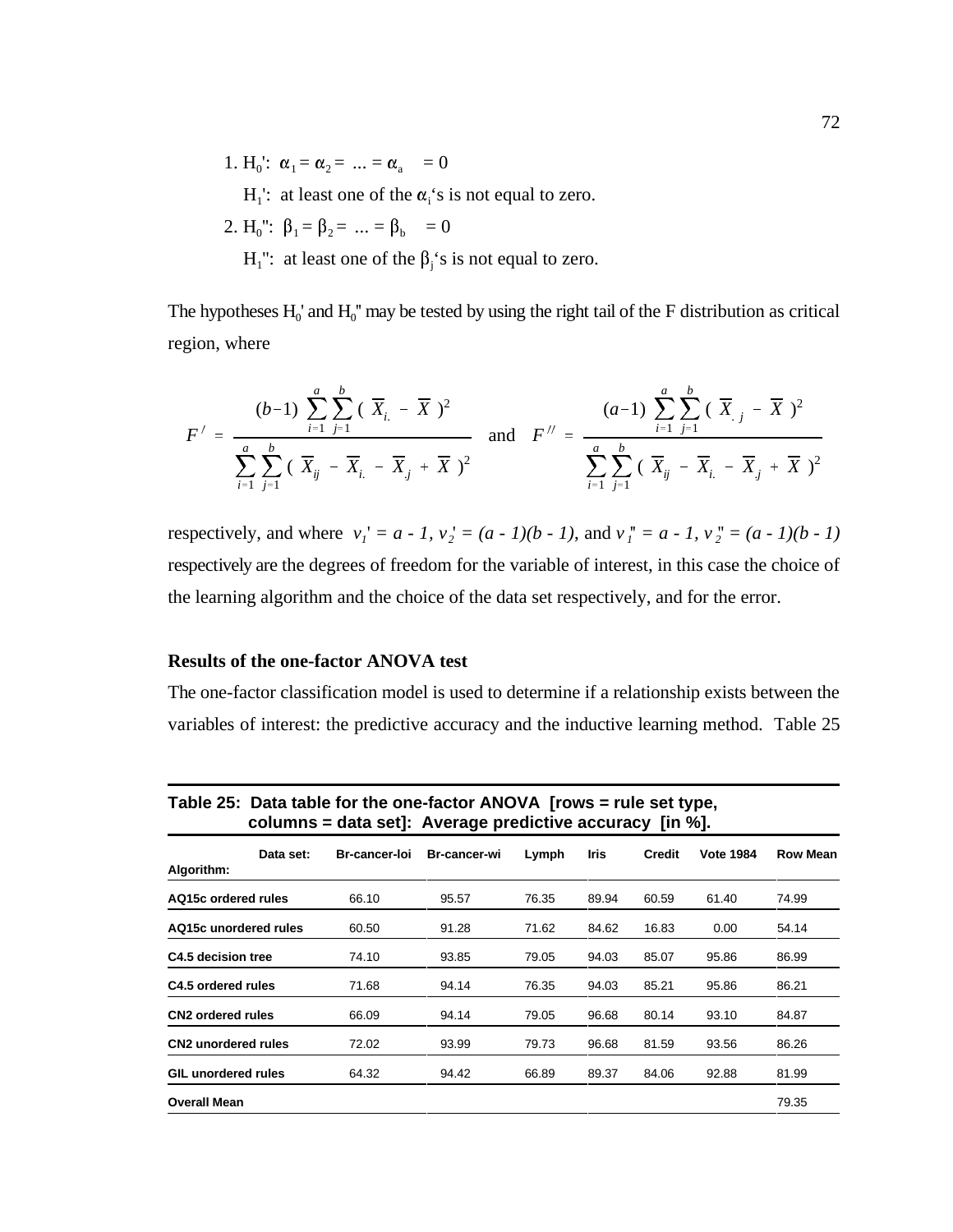1. $H_0'$: $\alpha_1 = \alpha_2 = \ldots = \alpha_a = 0$

   $H_1'$: at least one of the $\alpha_i$'s is not equal to zero.

2. $H_0''$: $\beta_1 = \beta_2 = \ldots = \beta_b = 0$

   $H_1''$: at least one of the $\beta_j$'s is not equal to zero.

The hypotheses $H_0'$ and $H_0''$ may be tested by using the right tail of the F distribution as critical region, where

$$F' = \frac{(b-1) \sum_{i=1}^{a} \sum_{j=1}^{b} ( \overline{X}_{i.} - \overline{X} )^2}{\sum_{i=1}^{a} \sum_{j=1}^{b} ( \overline{X}_{ij} - \overline{X}_{i.} - \overline{X}_{.j} + \overline{X} )^2} \quad \text{and} \quad F'' = \frac{(a-1) \sum_{i=1}^{a} \sum_{j=1}^{b} ( \overline{X}_{.j} - \overline{X} )^2}{\sum_{i=1}^{a} \sum_{j=1}^{b} ( \overline{X}_{ij} - \overline{X}_{i.} - \overline{X}_{.j} + \overline{X} )^2}$$

respectively, and where $v_1' = a - 1$, $v_2' = (a - 1)(b - 1)$, and $v_1'' = a - 1$, $v_2'' = (a - 1)(b - 1)$ respectively are the degrees of freedom for the variable of interest, in this case the choice of the learning algorithm and the choice of the data set respectively, and for the error.

### Results of the one-factor ANOVA test

The one-factor classification model is used to determine if a relationship exists between the variables of interest: the predictive accuracy and the inductive learning method. Table 25

**Table 25: Data table for the one-factor ANOVA [rows = rule set type, columns = data set]: Average predictive accuracy [in %].**

| Algorithm: / Data set: | Br-cancer-loi | Br-cancer-wi | Lymph | Iris | Credit | Vote 1984 | Row Mean |
|---|---|---|---|---|---|---|---|
| **AQ15c ordered rules** | 66.10 | 95.57 | 76.35 | 89.94 | 60.59 | 61.40 | 74.99 |
| **AQ15c unordered rules** | 60.50 | 91.28 | 71.62 | 84.62 | 16.83 | 0.00 | 54.14 |
| **C4.5 decision tree** | 74.10 | 93.85 | 79.05 | 94.03 | 85.07 | 95.86 | 86.99 |
| **C4.5 ordered rules** | 71.68 | 94.14 | 76.35 | 94.03 | 85.21 | 95.86 | 86.21 |
| **CN2 ordered rules** | 66.09 | 94.14 | 79.05 | 96.68 | 80.14 | 93.10 | 84.87 |
| **CN2 unordered rules** | 72.02 | 93.99 | 79.73 | 96.68 | 81.59 | 93.56 | 86.26 |
| **GIL unordered rules** | 64.32 | 94.42 | 66.89 | 89.37 | 84.06 | 92.88 | 81.99 |
| **Overall Mean** | | | | | | | 79.35 |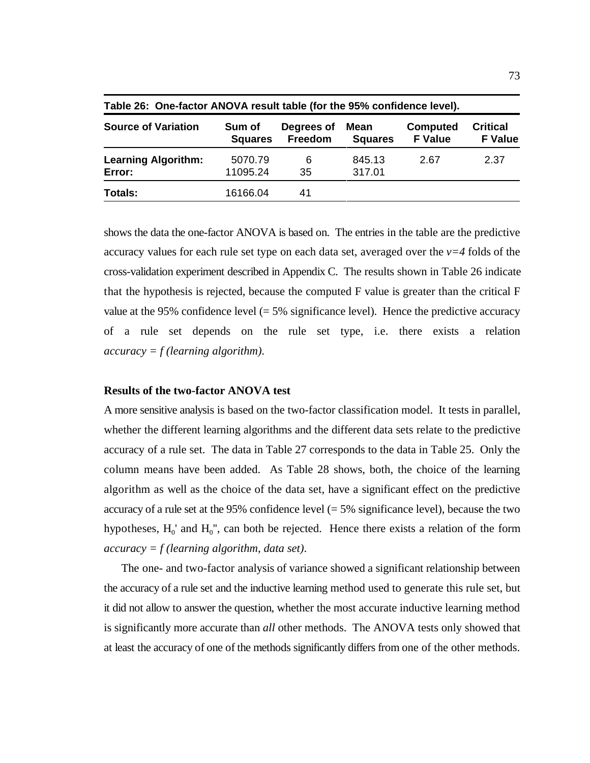Table 26: One-factor ANOVA result table (for the 95% confidence level).

| Source of Variation | Sum of Squares | Degrees of Freedom | Mean Squares | Computed F Value | Critical F Value |
|---|---|---|---|---|---|
| **Learning Algorithm:** | 5070.79 | 6 | 845.13 | 2.67 | 2.37 |
| **Error:** | 11095.24 | 35 | 317.01 | | |
| **Totals:** | 16166.04 | 41 | | | |

shows the data the one-factor ANOVA is based on. The entries in the table are the predictive accuracy values for each rule set type on each data set, averaged over the $v=4$ folds of the cross-validation experiment described in Appendix C. The results shown in Table 26 indicate that the hypothesis is rejected, because the computed F value is greater than the critical F value at the 95% confidence level (= 5% significance level). Hence the predictive accuracy of a rule set depends on the rule set type, i.e. there exists a relation *accuracy = f (learning algorithm).*

**Results of the two-factor ANOVA test**

A more sensitive analysis is based on the two-factor classification model. It tests in parallel, whether the different learning algorithms and the different data sets relate to the predictive accuracy of a rule set. The data in Table 27 corresponds to the data in Table 25. Only the column means have been added. As Table 28 shows, both, the choice of the learning algorithm as well as the choice of the data set, have a significant effect on the predictive accuracy of a rule set at the 95% confidence level (= 5% significance level), because the two hypotheses, $H_0'$ and $H_0''$, can both be rejected. Hence there exists a relation of the form *accuracy = f (learning algorithm, data set)*.

The one- and two-factor analysis of variance showed a significant relationship between the accuracy of a rule set and the inductive learning method used to generate this rule set, but it did not allow to answer the question, whether the most accurate inductive learning method is significantly more accurate than *all* other methods. The ANOVA tests only showed that at least the accuracy of one of the methods significantly differs from one of the other methods.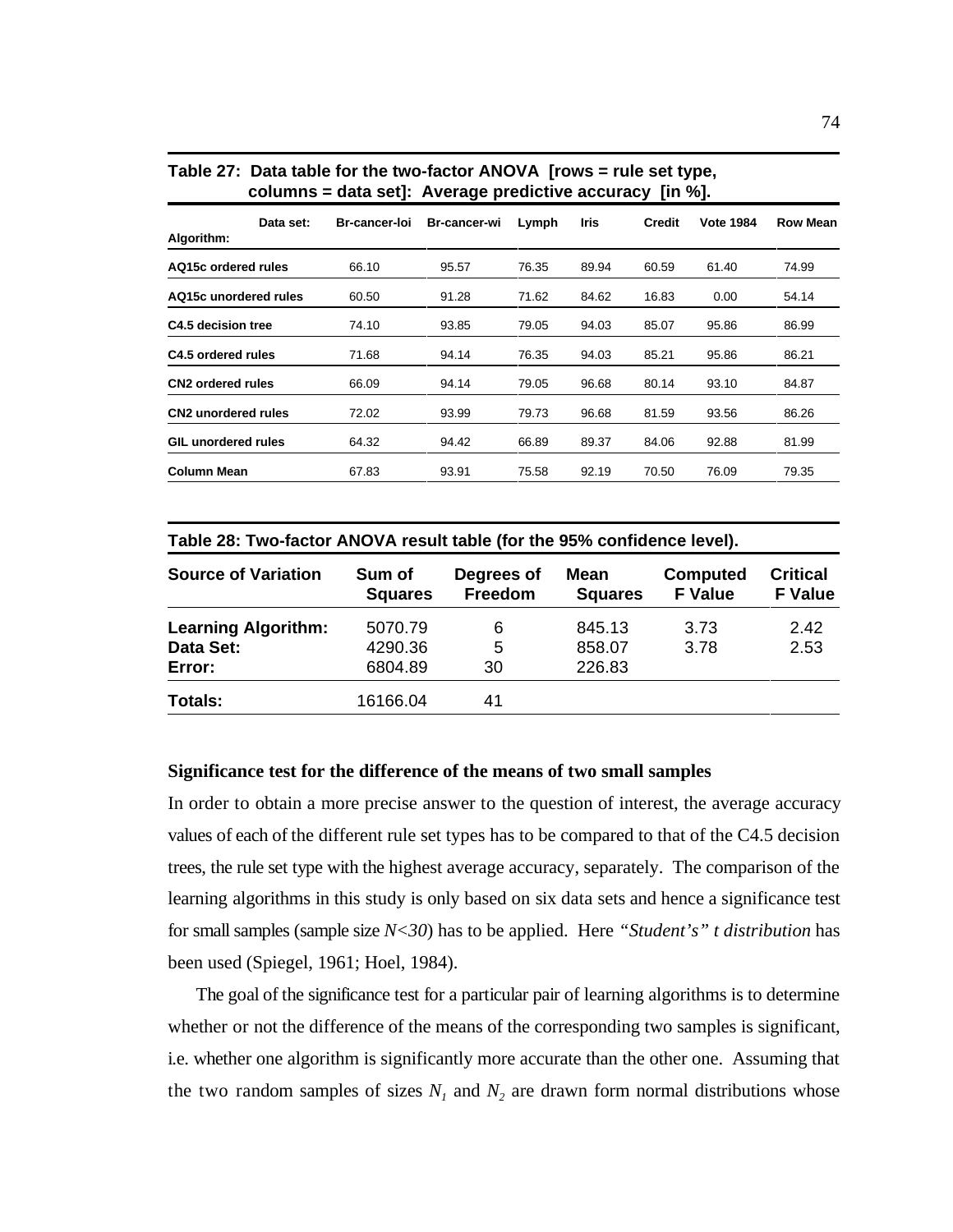**Table 27: Data table for the two-factor ANOVA [rows = rule set type, columns = data set]: Average predictive accuracy [in %].**

| Algorithm: / Data set: | Br-cancer-loi | Br-cancer-wi | Lymph | Iris | Credit | Vote 1984 | Row Mean |
|---|---|---|---|---|---|---|---|
| **AQ15c ordered rules** | 66.10 | 95.57 | 76.35 | 89.94 | 60.59 | 61.40 | 74.99 |
| **AQ15c unordered rules** | 60.50 | 91.28 | 71.62 | 84.62 | 16.83 | 0.00 | 54.14 |
| **C4.5 decision tree** | 74.10 | 93.85 | 79.05 | 94.03 | 85.07 | 95.86 | 86.99 |
| **C4.5 ordered rules** | 71.68 | 94.14 | 76.35 | 94.03 | 85.21 | 95.86 | 86.21 |
| **CN2 ordered rules** | 66.09 | 94.14 | 79.05 | 96.68 | 80.14 | 93.10 | 84.87 |
| **CN2 unordered rules** | 72.02 | 93.99 | 79.73 | 96.68 | 81.59 | 93.56 | 86.26 |
| **GIL unordered rules** | 64.32 | 94.42 | 66.89 | 89.37 | 84.06 | 92.88 | 81.99 |
| **Column Mean** | 67.83 | 93.91 | 75.58 | 92.19 | 70.50 | 76.09 | 79.35 |

**Table 28: Two-factor ANOVA result table (for the 95% confidence level).**

| Source of Variation | Sum of Squares | Degrees of Freedom | Mean Squares | Computed F Value | Critical F Value |
|---|---|---|---|---|---|
| **Learning Algorithm:** | 5070.79 | 6 | 845.13 | 3.73 | 2.42 |
| **Data Set:** | 4290.36 | 5 | 858.07 | 3.78 | 2.53 |
| **Error:** | 6804.89 | 30 | 226.83 | | |
| **Totals:** | 16166.04 | 41 | | | |

**Significance test for the difference of the means of two small samples**

In order to obtain a more precise answer to the question of interest, the average accuracy values of each of the different rule set types has to be compared to that of the C4.5 decision trees, the rule set type with the highest average accuracy, separately. The comparison of the learning algorithms in this study is only based on six data sets and hence a significance test for small samples (sample size $N<30$) has to be applied. Here *"Student's" t distribution* has been used (Spiegel, 1961; Hoel, 1984).

The goal of the significance test for a particular pair of learning algorithms is to determine whether or not the difference of the means of the corresponding two samples is significant, i.e. whether one algorithm is significantly more accurate than the other one. Assuming that the two random samples of sizes $N_1$ and $N_2$ are drawn form normal distributions whose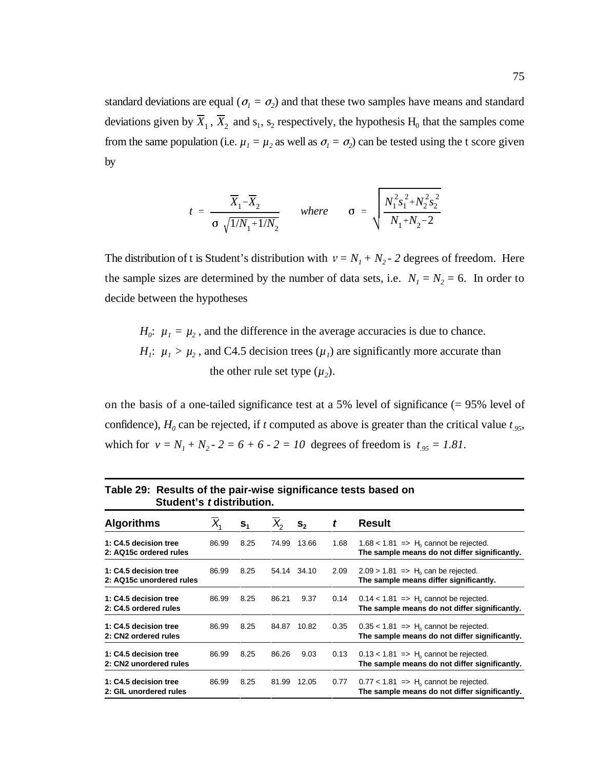standard deviations are equal ($\sigma_1 = \sigma_2$) and that these two samples have means and standard deviations given by $\overline{X}_1$, $\overline{X}_2$ and $s_1$, $s_2$ respectively, the hypothesis $H_0$ that the samples come from the same population (i.e. $\mu_1 = \mu_2$ as well as $\sigma_1 = \sigma_2$) can be tested using the t score given by

$$t = \frac{\overline{X}_1 - \overline{X}_2}{\sigma \sqrt{1/N_1 + 1/N_2}} \qquad where \qquad \sigma = \sqrt{\frac{N_1^2 s_1^2 + N_2^2 s_2^2}{N_1 + N_2 - 2}}$$

The distribution of t is Student's distribution with $\nu = N_1 + N_2 - 2$ degrees of freedom. Here the sample sizes are determined by the number of data sets, i.e. $N_1 = N_2 = 6$. In order to decide between the hypotheses

$H_0$: $\mu_1 = \mu_2$, and the difference in the average accuracies is due to chance.
$H_1$: $\mu_1 > \mu_2$, and C4.5 decision trees ($\mu_1$) are significantly more accurate than the other rule set type ($\mu_2$).

on the basis of a one-tailed significance test at a 5% level of significance (= 95% level of confidence), $H_0$ can be rejected, if $t$ computed as above is greater than the critical value $t_{.95}$, which for $\nu = N_1 + N_2 - 2 = 6 + 6 - 2 = 10$ degrees of freedom is $t_{.95} = 1.81$.

**Table 29: Results of the pair-wise significance tests based on Student's *t* distribution.**

| Algorithms | $\overline{X}_1$ | $s_1$ | $\overline{X}_2$ | $s_2$ | $t$ | Result |
|---|---|---|---|---|---|---|
| 1: C4.5 decision tree<br>2: AQ15c ordered rules | 86.99 | 8.25 | 74.99 | 13.66 | 1.68 | 1.68 < 1.81 => $H_0$ cannot be rejected.<br>**The sample means do not differ significantly.** |
| 1: C4.5 decision tree<br>2: AQ15c unordered rules | 86.99 | 8.25 | 54.14 | 34.10 | 2.09 | 2.09 > 1.81 => $H_0$ can be rejected.<br>**The sample means differ significantly.** |
| 1: C4.5 decision tree<br>2: C4.5 ordered rules | 86.99 | 8.25 | 86.21 | 9.37 | 0.14 | 0.14 < 1.81 => $H_0$ cannot be rejected.<br>**The sample means do not differ significantly.** |
| 1: C4.5 decision tree<br>2: CN2 ordered rules | 86.99 | 8.25 | 84.87 | 10.82 | 0.35 | 0.35 < 1.81 => $H_0$ cannot be rejected.<br>**The sample means do not differ significantly.** |
| 1: C4.5 decision tree<br>2: CN2 unordered rules | 86.99 | 8.25 | 86.26 | 9.03 | 0.13 | 0.13 < 1.81 => $H_0$ cannot be rejected.<br>**The sample means do not differ significantly.** |
| 1: C4.5 decision tree<br>2: GIL unordered rules | 86.99 | 8.25 | 81.99 | 12.05 | 0.77 | 0.77 < 1.81 => $H_0$ cannot be rejected.<br>**The sample means do not differ significantly.** |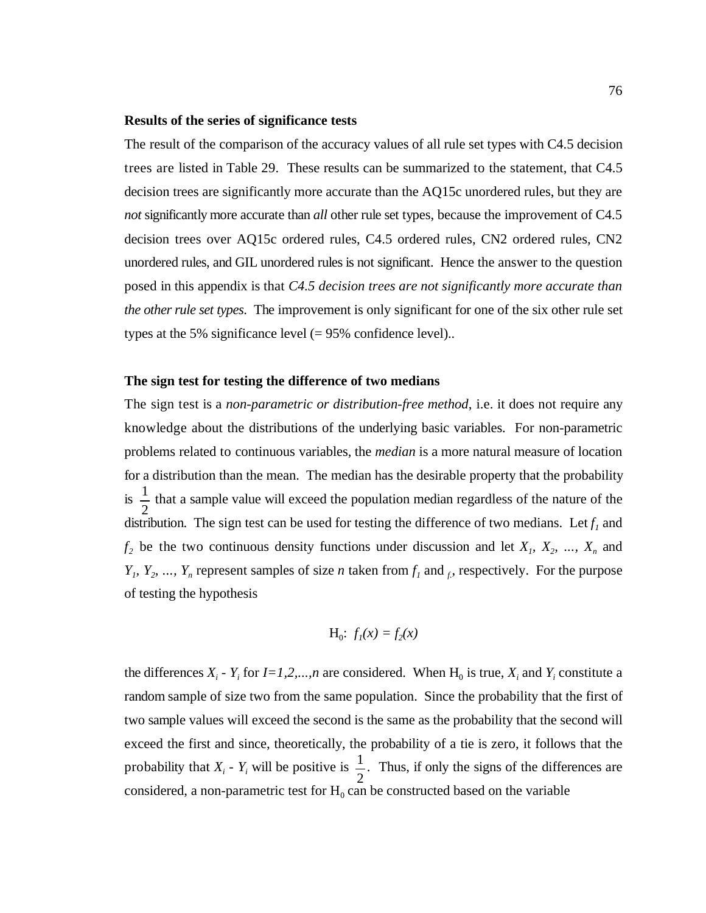**Results of the series of significance tests**

The result of the comparison of the accuracy values of all rule set types with C4.5 decision trees are listed in Table 29. These results can be summarized to the statement, that C4.5 decision trees are significantly more accurate than the AQ15c unordered rules, but they are *not* significantly more accurate than *all* other rule set types, because the improvement of C4.5 decision trees over AQ15c ordered rules, C4.5 ordered rules, CN2 ordered rules, CN2 unordered rules, and GIL unordered rules is not significant. Hence the answer to the question posed in this appendix is that *C4.5 decision trees are not significantly more accurate than the other rule set types.* The improvement is only significant for one of the six other rule set types at the 5% significance level (= 95% confidence level)..

**The sign test for testing the difference of two medians**

The sign test is a *non-parametric or distribution-free method*, i.e. it does not require any knowledge about the distributions of the underlying basic variables. For non-parametric problems related to continuous variables, the *median* is a more natural measure of location for a distribution than the mean. The median has the desirable property that the probability is $\frac{1}{2}$ that a sample value will exceed the population median regardless of the nature of the distribution. The sign test can be used for testing the difference of two medians. Let $f_1$ and $f_2$ be the two continuous density functions under discussion and let $X_1, X_2, \ldots, X_n$ and $Y_1, Y_2, \ldots, Y_n$ represent samples of size *n* taken from $f_1$ and $f_2$, respectively. For the purpose of testing the hypothesis

$$H_0\colon\ f_1(x) = f_2(x)$$

the differences $X_i - Y_i$ for $I=1,2,\ldots,n$ are considered. When $H_0$ is true, $X_i$ and $Y_i$ constitute a random sample of size two from the same population. Since the probability that the first of two sample values will exceed the second is the same as the probability that the second will exceed the first and since, theoretically, the probability of a tie is zero, it follows that the probability that $X_i - Y_i$ will be positive is $\frac{1}{2}$. Thus, if only the signs of the differences are considered, a non-parametric test for $H_0$ can be constructed based on the variable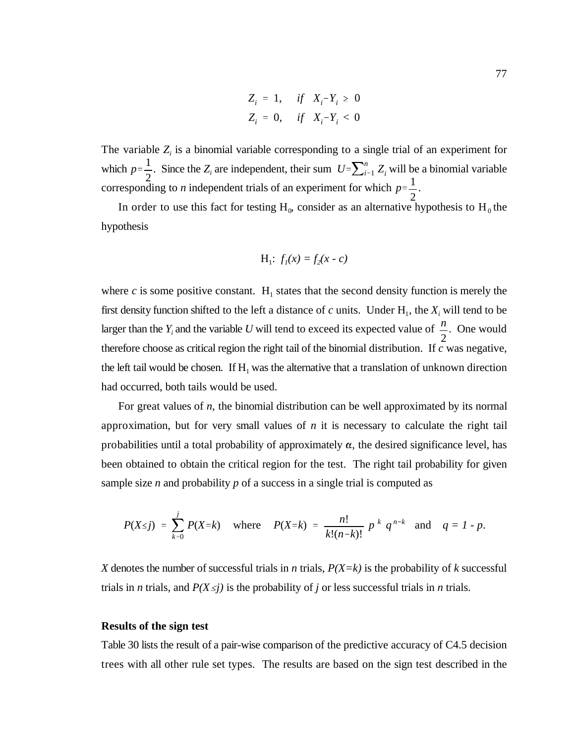$$Z_i = 1, \quad if \quad X_i - Y_i \geq 0$$
$$Z_i = 0, \quad if \quad X_i - Y_i < 0$$

The variable $Z_i$ is a binomial variable corresponding to a single trial of an experiment for which $p = \frac{1}{2}$. Since the $Z_i$ are independent, their sum $U = \sum_{i=1}^{n} Z_i$ will be a binomial variable corresponding to $n$ independent trials of an experiment for which $p = \frac{1}{2}$.

In order to use this fact for testing $H_0$, consider as an alternative hypothesis to $H_0$ the hypothesis

$$H_1: \ f_1(x) = f_2(x - c)$$

where $c$ is some positive constant. $H_1$ states that the second density function is merely the first density function shifted to the left a distance of $c$ units. Under $H_1$, the $X_i$ will tend to be larger than the $Y_i$ and the variable $U$ will tend to exceed its expected value of $\frac{n}{2}$. One would therefore choose as critical region the right tail of the binomial distribution. If $c$ was negative, the left tail would be chosen. If $H_1$ was the alternative that a translation of unknown direction had occurred, both tails would be used.

For great values of $n$, the binomial distribution can be well approximated by its normal approximation, but for very small values of $n$ it is necessary to calculate the right tail probabilities until a total probability of approximately $\alpha$, the desired significance level, has been obtained to obtain the critical region for the test. The right tail probability for given sample size $n$ and probability $p$ of a success in a single trial is computed as

$$P(X \leq j) = \sum_{k=0}^{j} P(X=k) \quad \text{where} \quad P(X=k) = \frac{n!}{k!(n-k)!} \, p^{k} \, q^{n-k} \quad \text{and} \quad q = 1 - p.$$

$X$ denotes the number of successful trials in $n$ trials, $P(X=k)$ is the probability of $k$ successful trials in $n$ trials, and $P(X \leq j)$ is the probability of $j$ or less successful trials in $n$ trials.

**Results of the sign test**

Table 30 lists the result of a pair-wise comparison of the predictive accuracy of C4.5 decision trees with all other rule set types. The results are based on the sign test described in the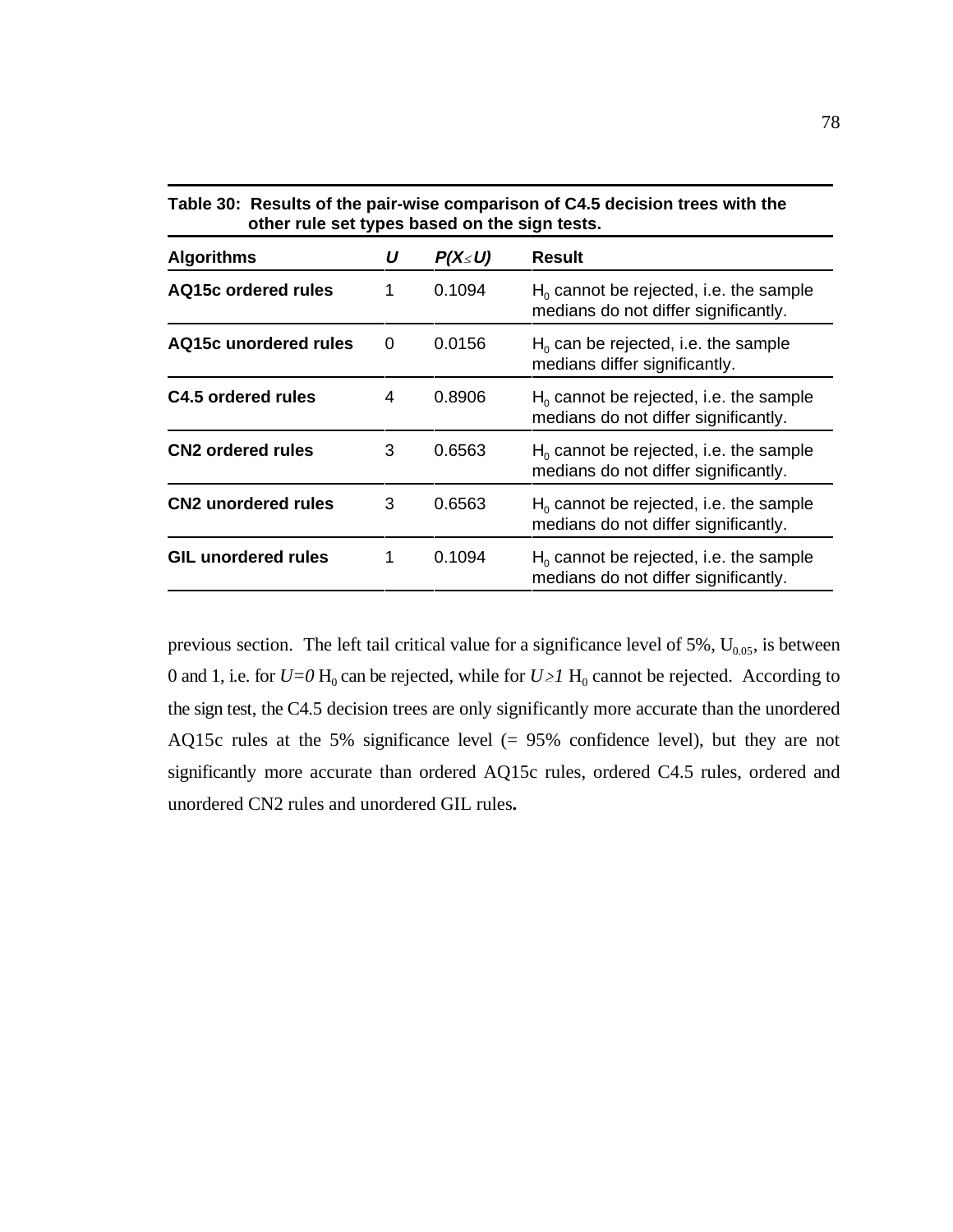**Table 30: Results of the pair-wise comparison of C4.5 decision trees with the other rule set types based on the sign tests.**

| Algorithms | *U* | *P(X≤U)* | Result |
|---|---|---|---|
| **AQ15c ordered rules** | 1 | 0.1094 | $H_0$ cannot be rejected, i.e. the sample medians do not differ significantly. |
| **AQ15c unordered rules** | 0 | 0.0156 | $H_0$ can be rejected, i.e. the sample medians differ significantly. |
| **C4.5 ordered rules** | 4 | 0.8906 | $H_0$ cannot be rejected, i.e. the sample medians do not differ significantly. |
| **CN2 ordered rules** | 3 | 0.6563 | $H_0$ cannot be rejected, i.e. the sample medians do not differ significantly. |
| **CN2 unordered rules** | 3 | 0.6563 | $H_0$ cannot be rejected, i.e. the sample medians do not differ significantly. |
| **GIL unordered rules** | 1 | 0.1094 | $H_0$ cannot be rejected, i.e. the sample medians do not differ significantly. |

previous section. The left tail critical value for a significance level of 5%, $U_{0.05}$, is between 0 and 1, i.e. for $U=0$ $H_0$ can be rejected, while for $U \geq 1$ $H_0$ cannot be rejected. According to the sign test, the C4.5 decision trees are only significantly more accurate than the unordered AQ15c rules at the 5% significance level (= 95% confidence level), but they are not significantly more accurate than ordered AQ15c rules, ordered C4.5 rules, ordered and unordered CN2 rules and unordered GIL rules**.**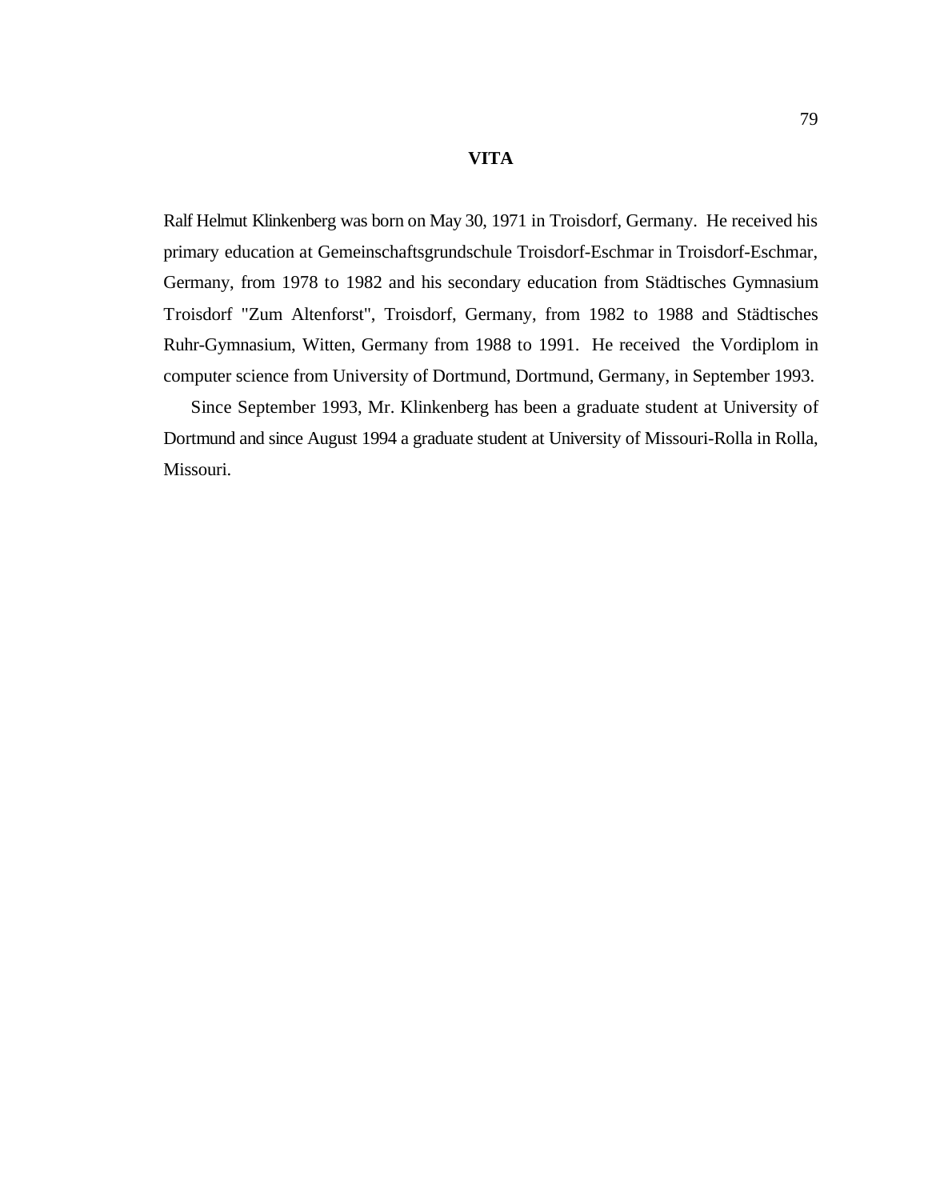# VITA

Ralf Helmut Klinkenberg was born on May 30, 1971 in Troisdorf, Germany. He received his primary education at Gemeinschaftsgrundschule Troisdorf-Eschmar in Troisdorf-Eschmar, Germany, from 1978 to 1982 and his secondary education from Städtisches Gymnasium Troisdorf "Zum Altenforst", Troisdorf, Germany, from 1982 to 1988 and Städtisches Ruhr-Gymnasium, Witten, Germany from 1988 to 1991. He received the Vordiplom in computer science from University of Dortmund, Dortmund, Germany, in September 1993.

Since September 1993, Mr. Klinkenberg has been a graduate student at University of Dortmund and since August 1994 a graduate student at University of Missouri-Rolla in Rolla, Missouri.